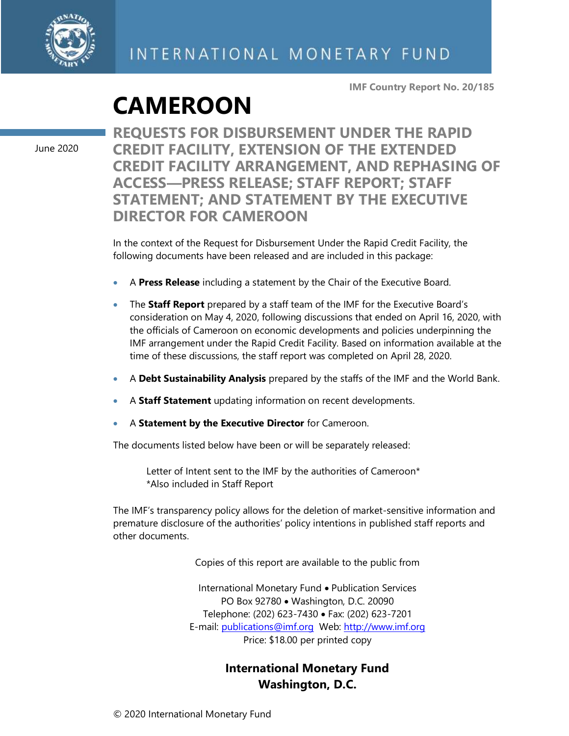INTERNATIONAL MONETARY FUND

**IMF Country Report No. 20/185**

# CAMEROON

June 2020

## REQUESTS FOR DISBURSEMENT UNDER THE RAPID CREDIT FACILITY, EXTENSION OF THE EXTENDED CREDIT FACILITY ARRANGEMENT, AND REPHASING OF ACCESS—PRESS RELEASE; STAFF REPORT; STAFF STATEMENT; AND STATEMENT BY THE EXECUTIVE DIRECTOR FOR CAMEROON

In the context of the Request for Disbursement Under the Rapid Credit Facility, the following documents have been released and are included in this package:

- A **Press Release** including a statement by the Chair of the Executive Board.
- The **Staff Report** prepared by a staff team of the IMF for the Executive Board's consideration on May 4, 2020, following discussions that ended on April 16, 2020, with the officials of Cameroon on economic developments and policies underpinning the IMF arrangement under the Rapid Credit Facility. Based on information available at the time of these discussions, the staff report was completed on April 28, 2020.
- A **Debt Sustainability Analysis** prepared by the staffs of the IMF and the World Bank.
- A **Staff Statement** updating information on recent developments.
- A **Statement by the Executive Director** for Cameroon.

The documents listed below have been or will be separately released:

> Letter of Intent sent to the IMF by the authorities of Cameroon*
> *Also included in Staff Report

The IMF's transparency policy allows for the deletion of market-sensitive information and premature disclosure of the authorities' policy intentions in published staff reports and other documents.

Copies of this report are available to the public from

International Monetary Fund • Publication Services
PO Box 92780 • Washington, D.C. 20090
Telephone: (202) 623-7430 • Fax: (202) 623-7201
E-mail: publications@imf.org Web: http://www.imf.org
Price: $18.00 per printed copy

**International Monetary Fund**
**Washington, D.C.**

© 2020 International Monetary Fund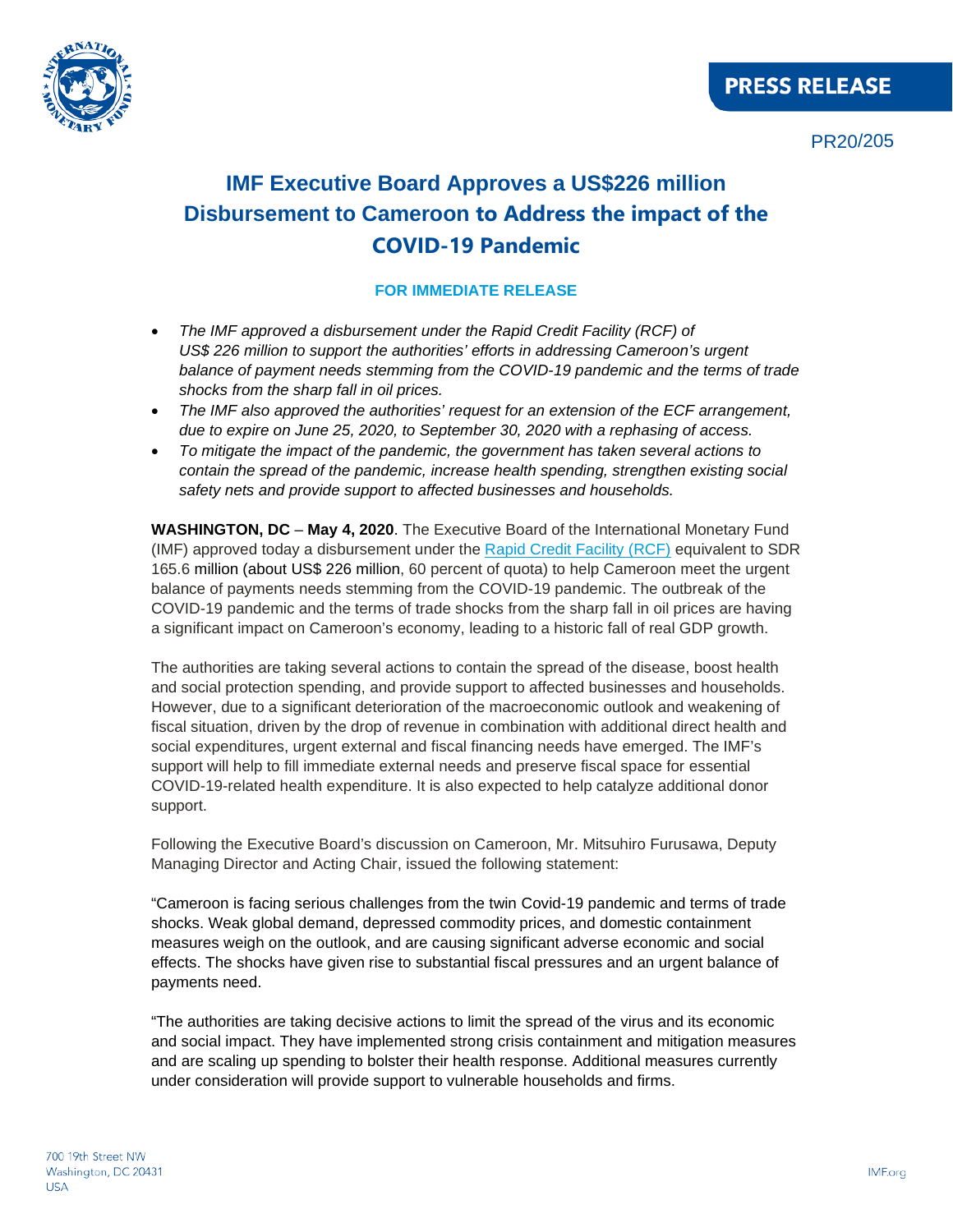PRESS RELEASE

PR20/205

# IMF Executive Board Approves a US$226 million Disbursement to Cameroon to Address the impact of the COVID-19 Pandemic

**FOR IMMEDIATE RELEASE**

- *The IMF approved a disbursement under the Rapid Credit Facility (RCF) of US$ 226 million to support the authorities' efforts in addressing Cameroon's urgent balance of payment needs stemming from the COVID-19 pandemic and the terms of trade shocks from the sharp fall in oil prices.*
- *The IMF also approved the authorities' request for an extension of the ECF arrangement, due to expire on June 25, 2020, to September 30, 2020 with a rephasing of access.*
- *To mitigate the impact of the pandemic, the government has taken several actions to contain the spread of the pandemic, increase health spending, strengthen existing social safety nets and provide support to affected businesses and households.*

**WASHINGTON, DC** – **May 4, 2020**. The Executive Board of the International Monetary Fund (IMF) approved today a disbursement under the Rapid Credit Facility (RCF) equivalent to SDR 165.6 million (about US$ 226 million, 60 percent of quota) to help Cameroon meet the urgent balance of payments needs stemming from the COVID-19 pandemic. The outbreak of the COVID-19 pandemic and the terms of trade shocks from the sharp fall in oil prices are having a significant impact on Cameroon's economy, leading to a historic fall of real GDP growth.

The authorities are taking several actions to contain the spread of the disease, boost health and social protection spending, and provide support to affected businesses and households. However, due to a significant deterioration of the macroeconomic outlook and weakening of fiscal situation, driven by the drop of revenue in combination with additional direct health and social expenditures, urgent external and fiscal financing needs have emerged. The IMF's support will help to fill immediate external needs and preserve fiscal space for essential COVID-19-related health expenditure. It is also expected to help catalyze additional donor support.

Following the Executive Board's discussion on Cameroon, Mr. Mitsuhiro Furusawa, Deputy Managing Director and Acting Chair, issued the following statement:

"Cameroon is facing serious challenges from the twin Covid-19 pandemic and terms of trade shocks. Weak global demand, depressed commodity prices, and domestic containment measures weigh on the outlook, and are causing significant adverse economic and social effects. The shocks have given rise to substantial fiscal pressures and an urgent balance of payments need.

"The authorities are taking decisive actions to limit the spread of the virus and its economic and social impact. They have implemented strong crisis containment and mitigation measures and are scaling up spending to bolster their health response. Additional measures currently under consideration will provide support to vulnerable households and firms.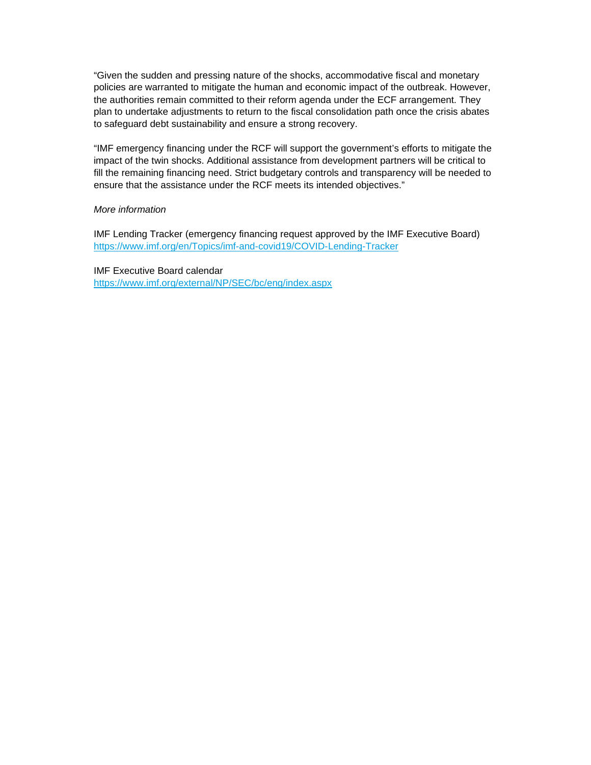"Given the sudden and pressing nature of the shocks, accommodative fiscal and monetary policies are warranted to mitigate the human and economic impact of the outbreak. However, the authorities remain committed to their reform agenda under the ECF arrangement. They plan to undertake adjustments to return to the fiscal consolidation path once the crisis abates to safeguard debt sustainability and ensure a strong recovery.

"IMF emergency financing under the RCF will support the government's efforts to mitigate the impact of the twin shocks. Additional assistance from development partners will be critical to fill the remaining financing need. Strict budgetary controls and transparency will be needed to ensure that the assistance under the RCF meets its intended objectives."

*More information*

IMF Lending Tracker (emergency financing request approved by the IMF Executive Board)
https://www.imf.org/en/Topics/imf-and-covid19/COVID-Lending-Tracker

IMF Executive Board calendar
https://www.imf.org/external/NP/SEC/bc/eng/index.aspx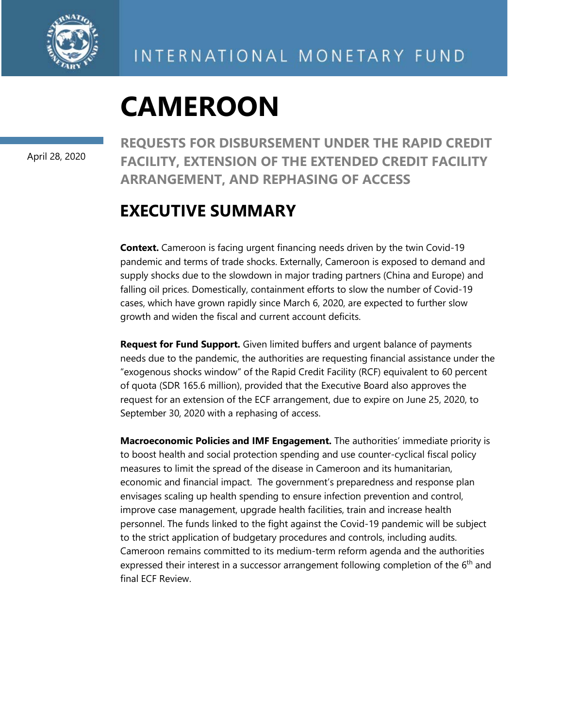# CAMEROON

April 28, 2020

## REQUESTS FOR DISBURSEMENT UNDER THE RAPID CREDIT FACILITY, EXTENSION OF THE EXTENDED CREDIT FACILITY ARRANGEMENT, AND REPHASING OF ACCESS

## EXECUTIVE SUMMARY

**Context.** Cameroon is facing urgent financing needs driven by the twin Covid-19 pandemic and terms of trade shocks. Externally, Cameroon is exposed to demand and supply shocks due to the slowdown in major trading partners (China and Europe) and falling oil prices. Domestically, containment efforts to slow the number of Covid-19 cases, which have grown rapidly since March 6, 2020, are expected to further slow growth and widen the fiscal and current account deficits.

**Request for Fund Support.** Given limited buffers and urgent balance of payments needs due to the pandemic, the authorities are requesting financial assistance under the "exogenous shocks window" of the Rapid Credit Facility (RCF) equivalent to 60 percent of quota (SDR 165.6 million), provided that the Executive Board also approves the request for an extension of the ECF arrangement, due to expire on June 25, 2020, to September 30, 2020 with a rephasing of access.

**Macroeconomic Policies and IMF Engagement.** The authorities' immediate priority is to boost health and social protection spending and use counter-cyclical fiscal policy measures to limit the spread of the disease in Cameroon and its humanitarian, economic and financial impact. The government's preparedness and response plan envisages scaling up health spending to ensure infection prevention and control, improve case management, upgrade health facilities, train and increase health personnel. The funds linked to the fight against the Covid-19 pandemic will be subject to the strict application of budgetary procedures and controls, including audits. Cameroon remains committed to its medium-term reform agenda and the authorities expressed their interest in a successor arrangement following completion of the 6th and final ECF Review.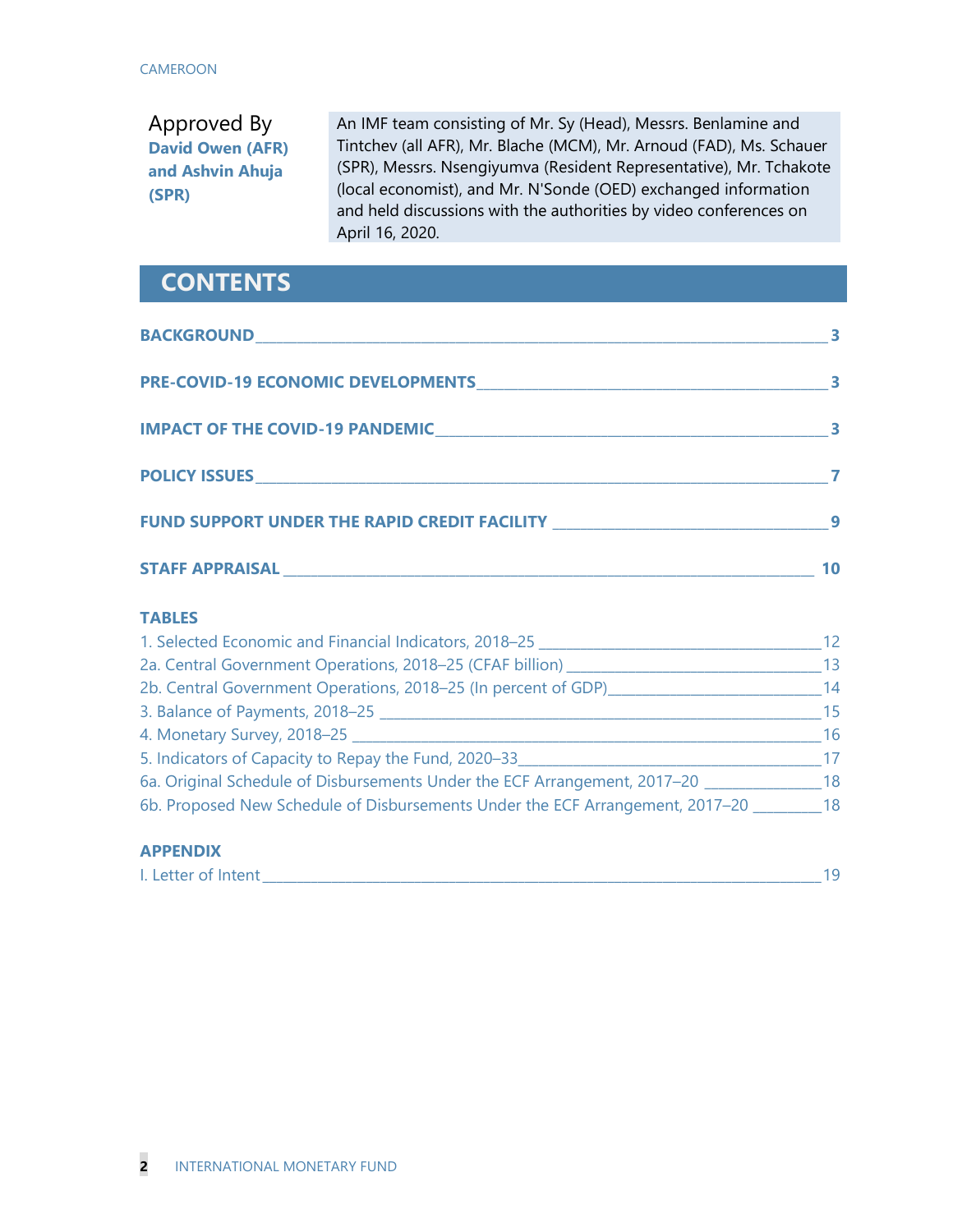Approved By
**David Owen (AFR) and Ashvin Ahuja (SPR)**

An IMF team consisting of Mr. Sy (Head), Messrs. Benlamine and Tintchev (all AFR), Mr. Blache (MCM), Mr. Arnoud (FAD), Ms. Schauer (SPR), Messrs. Nsengiyumva (Resident Representative), Mr. Tchakote (local economist), and Mr. N'Sonde (OED) exchanged information and held discussions with the authorities by video conferences on April 16, 2020.

## CONTENTS

**BACKGROUND** 3

**PRE-COVID-19 ECONOMIC DEVELOPMENTS** 3

**IMPACT OF THE COVID-19 PANDEMIC** 3

**POLICY ISSUES** 7

**FUND SUPPORT UNDER THE RAPID CREDIT FACILITY** 9

**STAFF APPRAISAL** 10

**TABLES**

1. Selected Economic and Financial Indicators, 2018–25 12
2a. Central Government Operations, 2018–25 (CFAF billion) 13
2b. Central Government Operations, 2018–25 (In percent of GDP) 14
3. Balance of Payments, 2018–25 15
4. Monetary Survey, 2018–25 16
5. Indicators of Capacity to Repay the Fund, 2020–33 17
6a. Original Schedule of Disbursements Under the ECF Arrangement, 2017–20 18
6b. Proposed New Schedule of Disbursements Under the ECF Arrangement, 2017–20 18

**APPENDIX**

I. Letter of Intent 19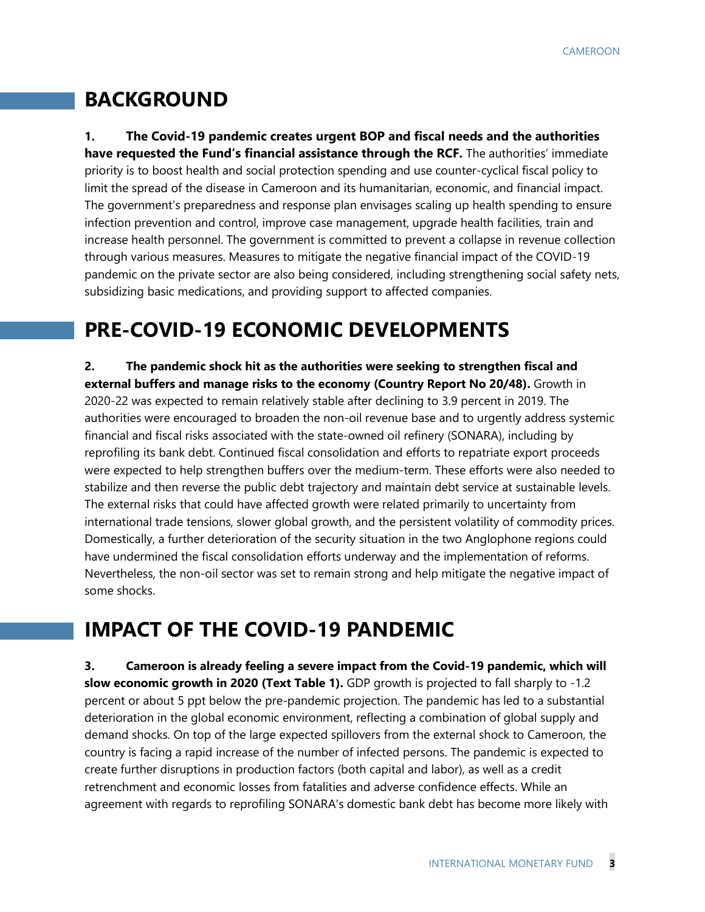## BACKGROUND

**1. The Covid-19 pandemic creates urgent BOP and fiscal needs and the authorities have requested the Fund's financial assistance through the RCF.** The authorities' immediate priority is to boost health and social protection spending and use counter-cyclical fiscal policy to limit the spread of the disease in Cameroon and its humanitarian, economic, and financial impact. The government's preparedness and response plan envisages scaling up health spending to ensure infection prevention and control, improve case management, upgrade health facilities, train and increase health personnel. The government is committed to prevent a collapse in revenue collection through various measures. Measures to mitigate the negative financial impact of the COVID-19 pandemic on the private sector are also being considered, including strengthening social safety nets, subsidizing basic medications, and providing support to affected companies.

## PRE-COVID-19 ECONOMIC DEVELOPMENTS

**2. The pandemic shock hit as the authorities were seeking to strengthen fiscal and external buffers and manage risks to the economy (Country Report No 20/48).** Growth in 2020-22 was expected to remain relatively stable after declining to 3.9 percent in 2019. The authorities were encouraged to broaden the non-oil revenue base and to urgently address systemic financial and fiscal risks associated with the state-owned oil refinery (SONARA), including by reprofiling its bank debt. Continued fiscal consolidation and efforts to repatriate export proceeds were expected to help strengthen buffers over the medium-term. These efforts were also needed to stabilize and then reverse the public debt trajectory and maintain debt service at sustainable levels. The external risks that could have affected growth were related primarily to uncertainty from international trade tensions, slower global growth, and the persistent volatility of commodity prices. Domestically, a further deterioration of the security situation in the two Anglophone regions could have undermined the fiscal consolidation efforts underway and the implementation of reforms. Nevertheless, the non-oil sector was set to remain strong and help mitigate the negative impact of some shocks.

## IMPACT OF THE COVID-19 PANDEMIC

**3. Cameroon is already feeling a severe impact from the Covid-19 pandemic, which will slow economic growth in 2020 (Text Table 1).** GDP growth is projected to fall sharply to -1.2 percent or about 5 ppt below the pre-pandemic projection. The pandemic has led to a substantial deterioration in the global economic environment, reflecting a combination of global supply and demand shocks. On top of the large expected spillovers from the external shock to Cameroon, the country is facing a rapid increase of the number of infected persons. The pandemic is expected to create further disruptions in production factors (both capital and labor), as well as a credit retrenchment and economic losses from fatalities and adverse confidence effects. While an agreement with regards to reprofiling SONARA's domestic bank debt has become more likely with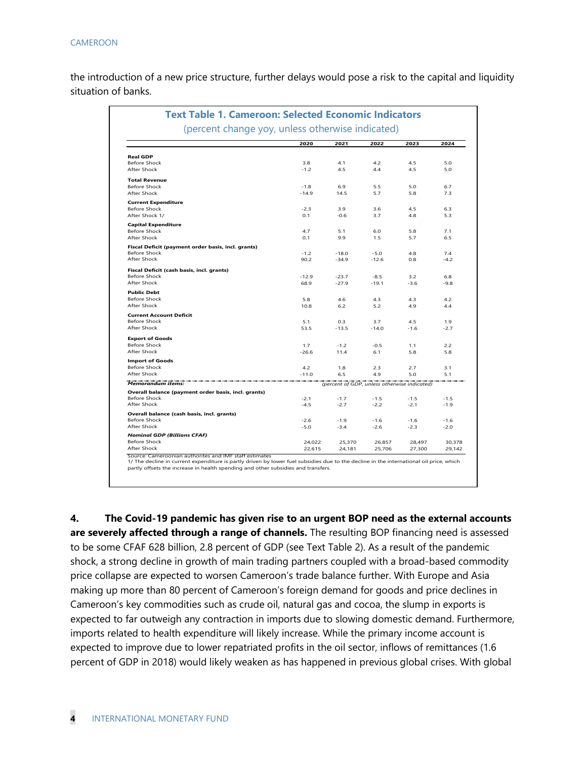the introduction of a new price structure, further delays would pose a risk to the capital and liquidity situation of banks.

**Text Table 1. Cameroon: Selected Economic Indicators**

(percent change yoy, unless otherwise indicated)

| | 2020 | 2021 | 2022 | 2023 | 2024 |
|---|---|---|---|---|---|
| **Real GDP** | | | | | |
| Before Shock | 3.8 | 4.1 | 4.2 | 4.5 | 5.0 |
| After Shock | -1.2 | 4.5 | 4.4 | 4.5 | 5.0 |
| **Total Revenue** | | | | | |
| Before Shock | -1.8 | 6.9 | 5.5 | 5.0 | 6.7 |
| After Shock | -14.9 | 14.5 | 5.7 | 5.8 | 7.3 |
| **Current Expenditure** | | | | | |
| Before Shock | -2.3 | 3.9 | 3.6 | 4.5 | 6.3 |
| After Shock 1/ | 0.1 | -0.6 | 3.7 | 4.8 | 5.3 |
| **Capital Expenditure** | | | | | |
| Before Shock | 4.7 | 5.1 | 6.0 | 5.8 | 7.1 |
| After Shock | 0.1 | 9.9 | 1.5 | 5.7 | 6.5 |
| **Fiscal Deficit (payment order basis, incl. grants)** | | | | | |
| Before Shock | -1.2 | -18.0 | -5.0 | 4.8 | 7.4 |
| After Shock | 90.2 | -34.9 | -12.6 | 0.8 | -4.2 |
| **Fiscal Deficit (cash basis, incl. grants)** | | | | | |
| Before Shock | -12.9 | -23.7 | -8.5 | 3.2 | 6.8 |
| After Shock | 68.9 | -27.9 | -19.1 | -3.6 | -9.8 |
| **Public Debt** | | | | | |
| Before Shock | 5.8 | 4.6 | 4.3 | 4.3 | 4.2 |
| After Shock | 10.8 | 6.2 | 5.2 | 4.9 | 4.4 |
| **Current Account Deficit** | | | | | |
| Before Shock | 5.1 | 0.3 | 3.7 | 4.5 | 1.9 |
| After Shock | 53.5 | -13.5 | -14.0 | -1.6 | -2.7 |
| **Export of Goods** | | | | | |
| Before Shock | 1.7 | -1.2 | -0.5 | 1.1 | 2.2 |
| After Shock | -26.6 | 11.4 | 6.1 | 5.8 | 5.8 |
| **Import of Goods** | | | | | |
| Before Shock | 4.2 | 1.8 | 2.3 | 2.7 | 3.1 |
| After Shock | -11.0 | 6.5 | 4.9 | 5.0 | 5.1 |
| ***Memorandum items:*** | *(percent of GDP, unless otherwise indicated)* | | | | |
| **Overall balance (payment order basis, incl. grants)** | | | | | |
| Before Shock | -2.1 | -1.7 | -1.5 | -1.5 | -1.5 |
| After Shock | -4.5 | -2.7 | -2.2 | -2.1 | -1.9 |
| **Overall balance (cash basis, incl. grants)** | | | | | |
| Before Shock | -2.6 | -1.9 | -1.6 | -1.6 | -1.6 |
| After Shock | -5.0 | -3.4 | -2.6 | -2.3 | -2.0 |
| ***Nominal GDP (Billions CFAF)*** | | | | | |
| Before Shock | 24,022 | 25,370 | 26,857 | 28,497 | 30,378 |
| After Shock | 22,615 | 24,181 | 25,706 | 27,300 | 29,142 |

Source: Cameroonian authorities and IMF staff estimates

1/ The decline in current expenditure is partly driven by lower fuel subsidies due to the decline in the international oil price, which partly offsets the increase in health spending and other subsidies and transfers.

4. **The Covid-19 pandemic has given rise to an urgent BOP need as the external accounts are severely affected through a range of channels.** The resulting BOP financing need is assessed to be some CFAF 628 billion, 2.8 percent of GDP (see Text Table 2). As a result of the pandemic shock, a strong decline in growth of main trading partners coupled with a broad-based commodity price collapse are expected to worsen Cameroon's trade balance further. With Europe and Asia making up more than 80 percent of Cameroon's foreign demand for goods and price declines in Cameroon's key commodities such as crude oil, natural gas and cocoa, the slump in exports is expected to far outweigh any contraction in imports due to slowing domestic demand. Furthermore, imports related to health expenditure will likely increase. While the primary income account is expected to improve due to lower repatriated profits in the oil sector, inflows of remittances (1.6 percent of GDP in 2018) would likely weaken as has happened in previous global crises. With global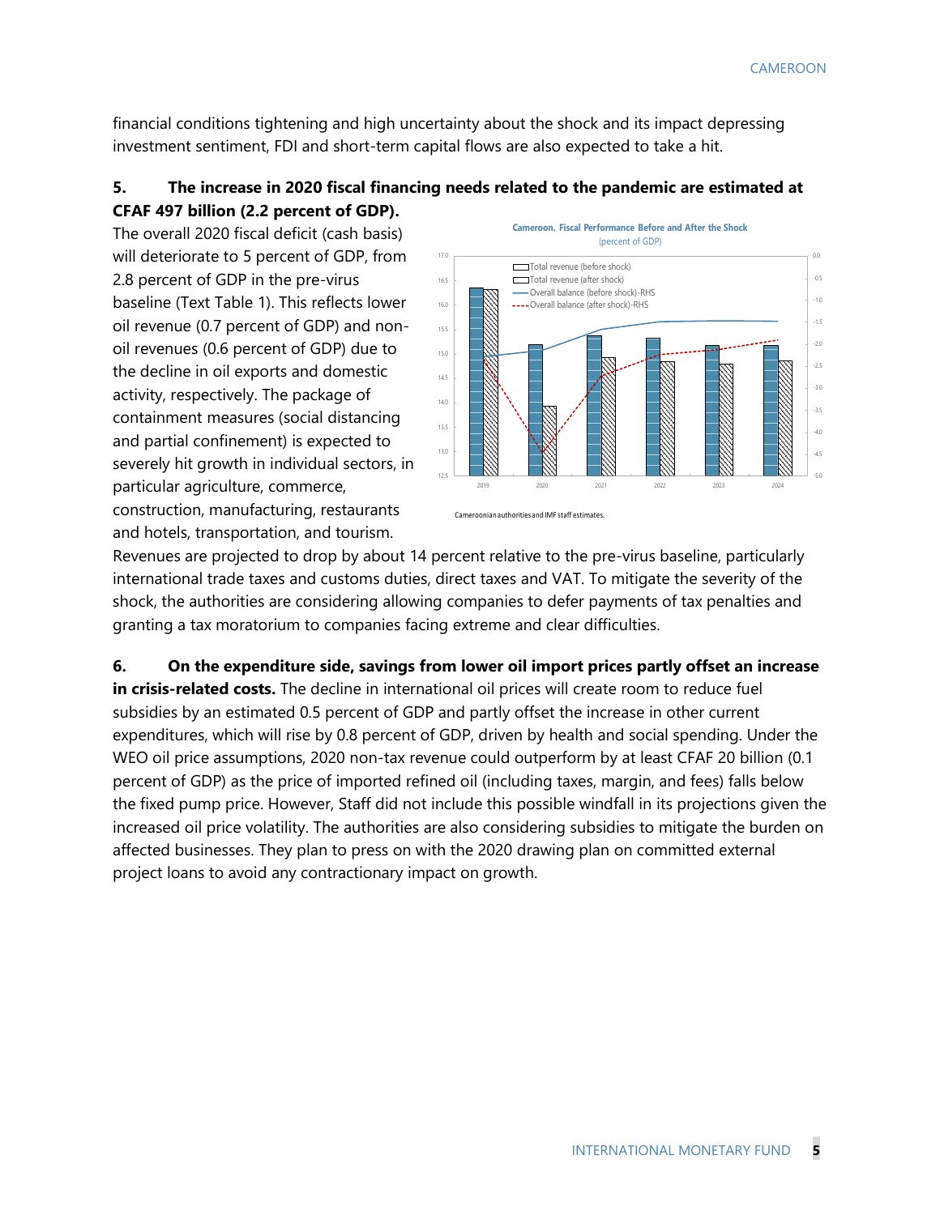financial conditions tightening and high uncertainty about the shock and its impact depressing investment sentiment, FDI and short-term capital flows are also expected to take a hit.

**5. The increase in 2020 fiscal financing needs related to the pandemic are estimated at CFAF 497 billion (2.2 percent of GDP).** The overall 2020 fiscal deficit (cash basis) will deteriorate to 5 percent of GDP, from 2.8 percent of GDP in the pre-virus baseline (Text Table 1). This reflects lower oil revenue (0.7 percent of GDP) and non-oil revenues (0.6 percent of GDP) due to the decline in oil exports and domestic activity, respectively. The package of containment measures (social distancing and partial confinement) is expected to severely hit growth in individual sectors, in particular agriculture, commerce, construction, manufacturing, restaurants and hotels, transportation, and tourism. Revenues are projected to drop by about 14 percent relative to the pre-virus baseline, particularly international trade taxes and customs duties, direct taxes and VAT. To mitigate the severity of the shock, the authorities are considering allowing companies to defer payments of tax penalties and granting a tax moratorium to companies facing extreme and clear difficulties.

**Cameroon. Fiscal Performance Before and After the Shock**
(percent of GDP)

Legend: Total revenue (before shock); Total revenue (after shock); Overall balance (before shock)-RHS; Overall balance (after shock)-RHS

Cameroonian authorities and IMF staff estimates.

**6. On the expenditure side, savings from lower oil import prices partly offset an increase in crisis-related costs.** The decline in international oil prices will create room to reduce fuel subsidies by an estimated 0.5 percent of GDP and partly offset the increase in other current expenditures, which will rise by 0.8 percent of GDP, driven by health and social spending. Under the WEO oil price assumptions, 2020 non-tax revenue could outperform by at least CFAF 20 billion (0.1 percent of GDP) as the price of imported refined oil (including taxes, margin, and fees) falls below the fixed pump price. However, Staff did not include this possible windfall in its projections given the increased oil price volatility. The authorities are also considering subsidies to mitigate the burden on affected businesses. They plan to press on with the 2020 drawing plan on committed external project loans to avoid any contractionary impact on growth.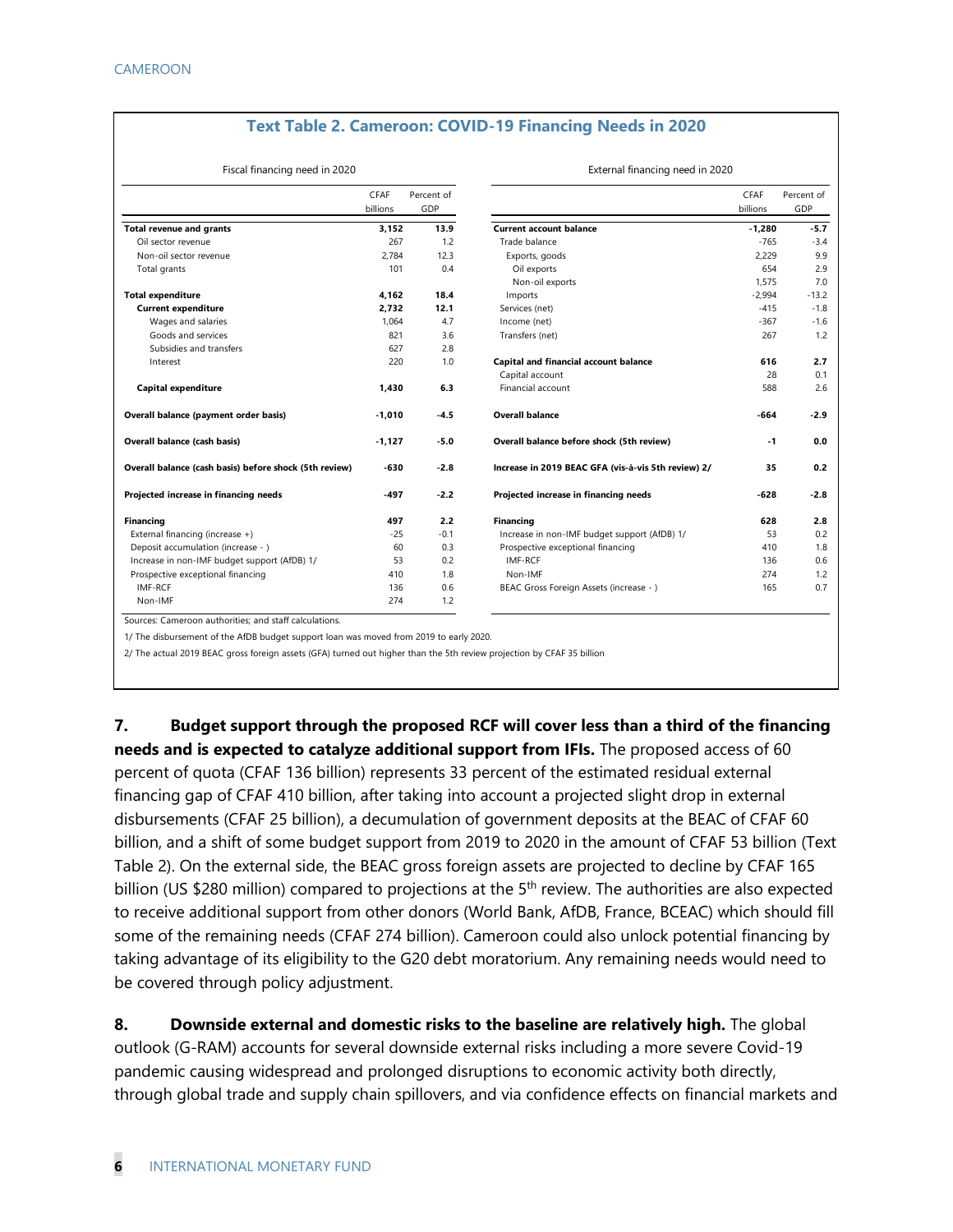### Text Table 2. Cameroon: COVID-19 Financing Needs in 2020

Fiscal financing need in 2020

| | CFAF billions | Percent of GDP |
|---|---|---|
| **Total revenue and grants** | **3,152** | **13.9** |
| Oil sector revenue | 267 | 1.2 |
| Non-oil sector revenue | 2,784 | 12.3 |
| Total grants | 101 | 0.4 |
| **Total expenditure** | **4,162** | **18.4** |
| **Current expenditure** | **2,732** | **12.1** |
| Wages and salaries | 1,064 | 4.7 |
| Goods and services | 821 | 3.6 |
| Subsidies and transfers | 627 | 2.8 |
| Interest | 220 | 1.0 |
| **Capital expenditure** | **1,430** | **6.3** |
| **Overall balance (payment order basis)** | **-1,010** | **-4.5** |
| **Overall balance (cash basis)** | **-1,127** | **-5.0** |
| **Overall balance (cash basis) before shock (5th review)** | **-630** | **-2.8** |
| **Projected increase in financing needs** | **-497** | **-2.2** |
| **Financing** | **497** | **2.2** |
| External financing (increase +) | -25 | -0.1 |
| Deposit accumulation (increase - ) | 60 | 0.3 |
| Increase in non-IMF budget support (AfDB) 1/ | 53 | 0.2 |
| Prospective exceptional financing | 410 | 1.8 |
| IMF-RCF | 136 | 0.6 |
| Non-IMF | 274 | 1.2 |

External financing need in 2020

| | CFAF billions | Percent of GDP |
|---|---|---|
| **Current account balance** | **-1,280** | **-5.7** |
| Trade balance | -765 | -3.4 |
| Exports, goods | 2,229 | 9.9 |
| Oil exports | 654 | 2.9 |
| Non-oil exports | 1,575 | 7.0 |
| Imports | -2,994 | -13.2 |
| Services (net) | -415 | -1.8 |
| Income (net) | -367 | -1.6 |
| Transfers (net) | 267 | 1.2 |
| **Capital and financial account balance** | **616** | **2.7** |
| Capital account | 28 | 0.1 |
| Financial account | 588 | 2.6 |
| **Overall balance** | **-664** | **-2.9** |
| **Overall balance before shock (5th review)** | **-1** | **0.0** |
| **Increase in 2019 BEAC GFA (vis-à-vis 5th review) 2/** | **35** | **0.2** |
| **Projected increase in financing needs** | **-628** | **-2.8** |
| **Financing** | **628** | **2.8** |
| Increase in non-IMF budget support (AfDB) 1/ | 53 | 0.2 |
| Prospective exceptional financing | 410 | 1.8 |
| IMF-RCF | 136 | 0.6 |
| Non-IMF | 274 | 1.2 |
| BEAC Gross Foreign Assets (increase - ) | 165 | 0.7 |

Sources: Cameroon authorities; and staff calculations.

1/ The disbursement of the AfDB budget support loan was moved from 2019 to early 2020.

2/ The actual 2019 BEAC gross foreign assets (GFA) turned out higher than the 5th review projection by CFAF 35 billion

**7. Budget support through the proposed RCF will cover less than a third of the financing needs and is expected to catalyze additional support from IFIs.** The proposed access of 60 percent of quota (CFAF 136 billion) represents 33 percent of the estimated residual external financing gap of CFAF 410 billion, after taking into account a projected slight drop in external disbursements (CFAF 25 billion), a decumulation of government deposits at the BEAC of CFAF 60 billion, and a shift of some budget support from 2019 to 2020 in the amount of CFAF 53 billion (Text Table 2). On the external side, the BEAC gross foreign assets are projected to decline by CFAF 165 billion (US $280 million) compared to projections at the 5th review. The authorities are also expected to receive additional support from other donors (World Bank, AfDB, France, BCEAC) which should fill some of the remaining needs (CFAF 274 billion). Cameroon could also unlock potential financing by taking advantage of its eligibility to the G20 debt moratorium. Any remaining needs would need to be covered through policy adjustment.

**8. Downside external and domestic risks to the baseline are relatively high.** The global outlook (G-RAM) accounts for several downside external risks including a more severe Covid-19 pandemic causing widespread and prolonged disruptions to economic activity both directly, through global trade and supply chain spillovers, and via confidence effects on financial markets and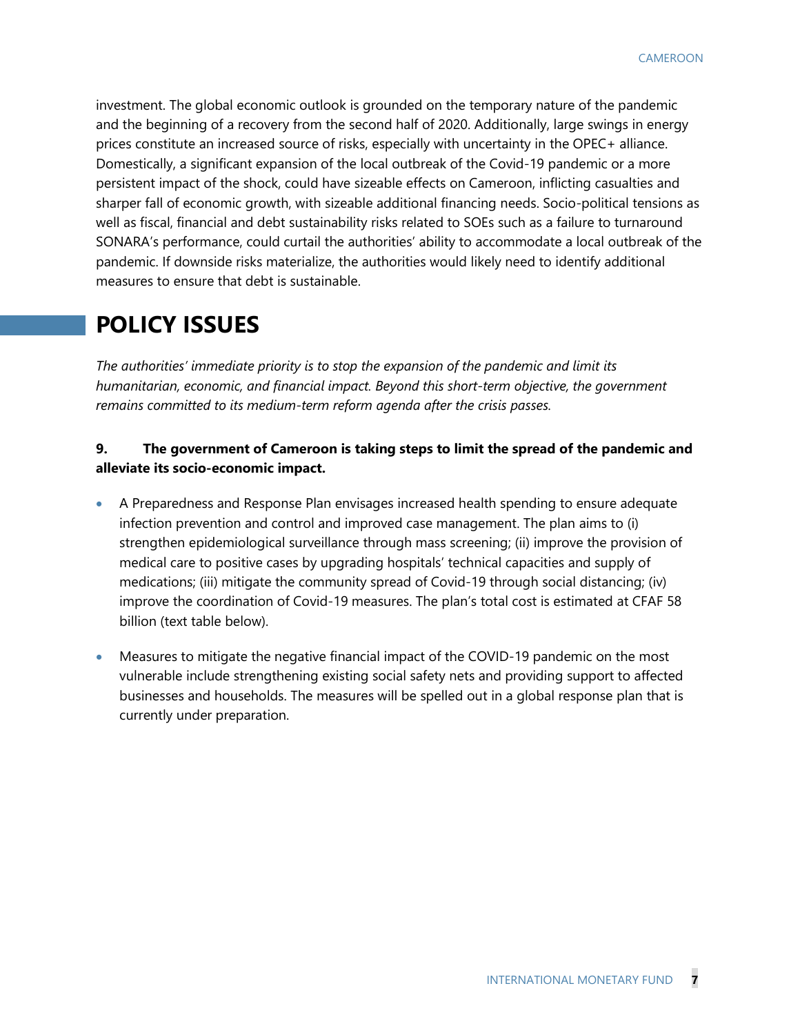investment. The global economic outlook is grounded on the temporary nature of the pandemic and the beginning of a recovery from the second half of 2020. Additionally, large swings in energy prices constitute an increased source of risks, especially with uncertainty in the OPEC+ alliance. Domestically, a significant expansion of the local outbreak of the Covid-19 pandemic or a more persistent impact of the shock, could have sizeable effects on Cameroon, inflicting casualties and sharper fall of economic growth, with sizeable additional financing needs. Socio-political tensions as well as fiscal, financial and debt sustainability risks related to SOEs such as a failure to turnaround SONARA's performance, could curtail the authorities' ability to accommodate a local outbreak of the pandemic. If downside risks materialize, the authorities would likely need to identify additional measures to ensure that debt is sustainable.

# POLICY ISSUES

*The authorities' immediate priority is to stop the expansion of the pandemic and limit its humanitarian, economic, and financial impact. Beyond this short-term objective, the government remains committed to its medium-term reform agenda after the crisis passes.*

**9. The government of Cameroon is taking steps to limit the spread of the pandemic and alleviate its socio-economic impact.**

- A Preparedness and Response Plan envisages increased health spending to ensure adequate infection prevention and control and improved case management. The plan aims to (i) strengthen epidemiological surveillance through mass screening; (ii) improve the provision of medical care to positive cases by upgrading hospitals' technical capacities and supply of medications; (iii) mitigate the community spread of Covid-19 through social distancing; (iv) improve the coordination of Covid-19 measures. The plan's total cost is estimated at CFAF 58 billion (text table below).
- Measures to mitigate the negative financial impact of the COVID-19 pandemic on the most vulnerable include strengthening existing social safety nets and providing support to affected businesses and households. The measures will be spelled out in a global response plan that is currently under preparation.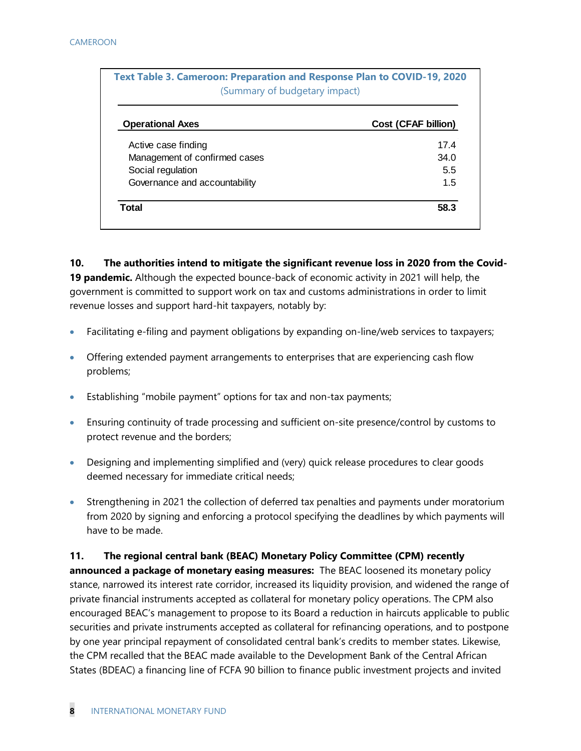**Text Table 3. Cameroon: Preparation and Response Plan to COVID-19, 2020**
(Summary of budgetary impact)

| Operational Axes | Cost (CFAF billion) |
|---|---|
| Active case finding | 17.4 |
| Management of confirmed cases | 34.0 |
| Social regulation | 5.5 |
| Governance and accountability | 1.5 |
| **Total** | **58.3** |

**10. The authorities intend to mitigate the significant revenue loss in 2020 from the Covid-19 pandemic.** Although the expected bounce-back of economic activity in 2021 will help, the government is committed to support work on tax and customs administrations in order to limit revenue losses and support hard-hit taxpayers, notably by:

- Facilitating e-filing and payment obligations by expanding on-line/web services to taxpayers;
- Offering extended payment arrangements to enterprises that are experiencing cash flow problems;
- Establishing "mobile payment" options for tax and non-tax payments;
- Ensuring continuity of trade processing and sufficient on-site presence/control by customs to protect revenue and the borders;
- Designing and implementing simplified and (very) quick release procedures to clear goods deemed necessary for immediate critical needs;
- Strengthening in 2021 the collection of deferred tax penalties and payments under moratorium from 2020 by signing and enforcing a protocol specifying the deadlines by which payments will have to be made.

**11. The regional central bank (BEAC) Monetary Policy Committee (CPM) recently announced a package of monetary easing measures:** The BEAC loosened its monetary policy stance, narrowed its interest rate corridor, increased its liquidity provision, and widened the range of private financial instruments accepted as collateral for monetary policy operations. The CPM also encouraged BEAC's management to propose to its Board a reduction in haircuts applicable to public securities and private instruments accepted as collateral for refinancing operations, and to postpone by one year principal repayment of consolidated central bank's credits to member states. Likewise, the CPM recalled that the BEAC made available to the Development Bank of the Central African States (BDEAC) a financing line of FCFA 90 billion to finance public investment projects and invited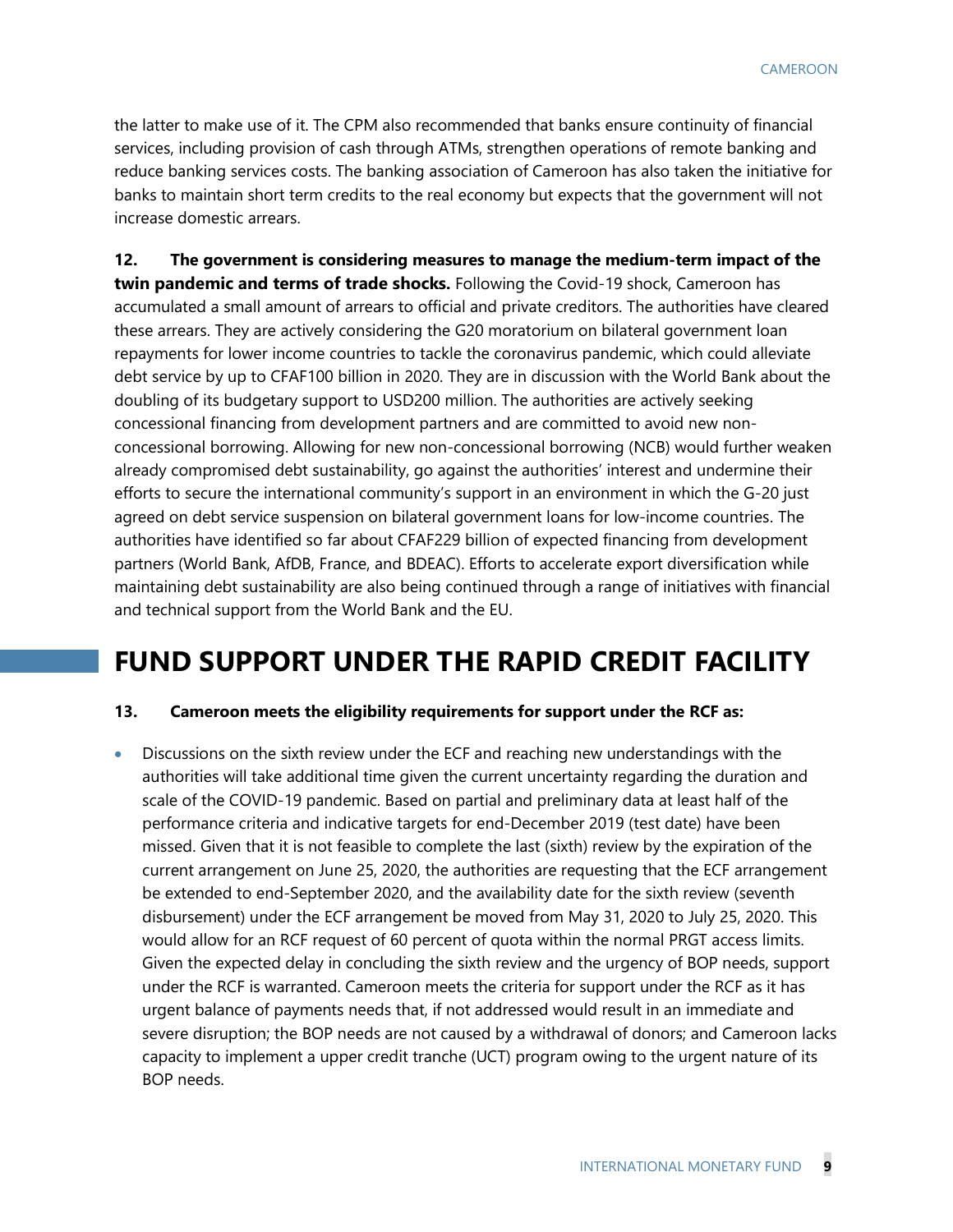the latter to make use of it. The CPM also recommended that banks ensure continuity of financial services, including provision of cash through ATMs, strengthen operations of remote banking and reduce banking services costs. The banking association of Cameroon has also taken the initiative for banks to maintain short term credits to the real economy but expects that the government will not increase domestic arrears.

**12. The government is considering measures to manage the medium-term impact of the twin pandemic and terms of trade shocks.** Following the Covid-19 shock, Cameroon has accumulated a small amount of arrears to official and private creditors. The authorities have cleared these arrears. They are actively considering the G20 moratorium on bilateral government loan repayments for lower income countries to tackle the coronavirus pandemic, which could alleviate debt service by up to CFAF100 billion in 2020. They are in discussion with the World Bank about the doubling of its budgetary support to USD200 million. The authorities are actively seeking concessional financing from development partners and are committed to avoid new non-concessional borrowing. Allowing for new non-concessional borrowing (NCB) would further weaken already compromised debt sustainability, go against the authorities' interest and undermine their efforts to secure the international community's support in an environment in which the G-20 just agreed on debt service suspension on bilateral government loans for low-income countries. The authorities have identified so far about CFAF229 billion of expected financing from development partners (World Bank, AfDB, France, and BDEAC). Efforts to accelerate export diversification while maintaining debt sustainability are also being continued through a range of initiatives with financial and technical support from the World Bank and the EU.

# FUND SUPPORT UNDER THE RAPID CREDIT FACILITY

**13. Cameroon meets the eligibility requirements for support under the RCF as:**

- Discussions on the sixth review under the ECF and reaching new understandings with the authorities will take additional time given the current uncertainty regarding the duration and scale of the COVID-19 pandemic. Based on partial and preliminary data at least half of the performance criteria and indicative targets for end-December 2019 (test date) have been missed. Given that it is not feasible to complete the last (sixth) review by the expiration of the current arrangement on June 25, 2020, the authorities are requesting that the ECF arrangement be extended to end-September 2020, and the availability date for the sixth review (seventh disbursement) under the ECF arrangement be moved from May 31, 2020 to July 25, 2020. This would allow for an RCF request of 60 percent of quota within the normal PRGT access limits. Given the expected delay in concluding the sixth review and the urgency of BOP needs, support under the RCF is warranted. Cameroon meets the criteria for support under the RCF as it has urgent balance of payments needs that, if not addressed would result in an immediate and severe disruption; the BOP needs are not caused by a withdrawal of donors; and Cameroon lacks capacity to implement a upper credit tranche (UCT) program owing to the urgent nature of its BOP needs.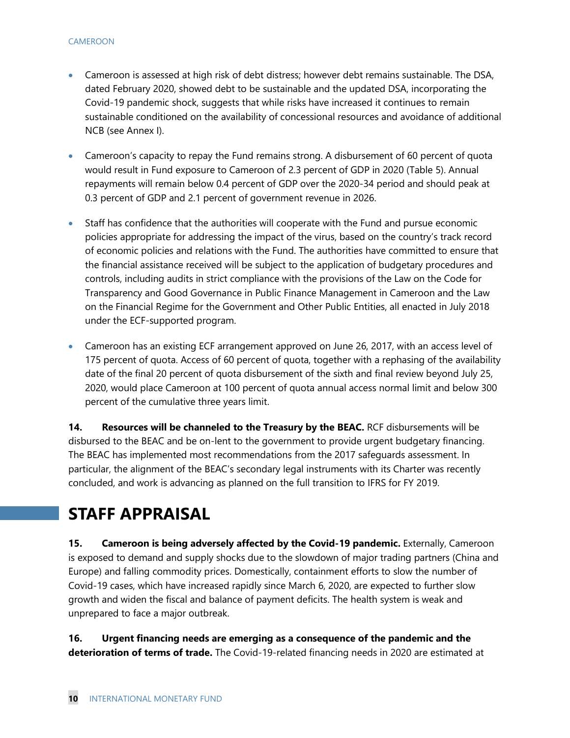- Cameroon is assessed at high risk of debt distress; however debt remains sustainable. The DSA, dated February 2020, showed debt to be sustainable and the updated DSA, incorporating the Covid-19 pandemic shock, suggests that while risks have increased it continues to remain sustainable conditioned on the availability of concessional resources and avoidance of additional NCB (see Annex I).

- Cameroon's capacity to repay the Fund remains strong. A disbursement of 60 percent of quota would result in Fund exposure to Cameroon of 2.3 percent of GDP in 2020 (Table 5). Annual repayments will remain below 0.4 percent of GDP over the 2020-34 period and should peak at 0.3 percent of GDP and 2.1 percent of government revenue in 2026.

- Staff has confidence that the authorities will cooperate with the Fund and pursue economic policies appropriate for addressing the impact of the virus, based on the country's track record of economic policies and relations with the Fund. The authorities have committed to ensure that the financial assistance received will be subject to the application of budgetary procedures and controls, including audits in strict compliance with the provisions of the Law on the Code for Transparency and Good Governance in Public Finance Management in Cameroon and the Law on the Financial Regime for the Government and Other Public Entities, all enacted in July 2018 under the ECF-supported program.

- Cameroon has an existing ECF arrangement approved on June 26, 2017, with an access level of 175 percent of quota. Access of 60 percent of quota, together with a rephasing of the availability date of the final 20 percent of quota disbursement of the sixth and final review beyond July 25, 2020, would place Cameroon at 100 percent of quota annual access normal limit and below 300 percent of the cumulative three years limit.

**14. Resources will be channeled to the Treasury by the BEAC.** RCF disbursements will be disbursed to the BEAC and be on-lent to the government to provide urgent budgetary financing. The BEAC has implemented most recommendations from the 2017 safeguards assessment. In particular, the alignment of the BEAC's secondary legal instruments with its Charter was recently concluded, and work is advancing as planned on the full transition to IFRS for FY 2019.

# STAFF APPRAISAL

**15. Cameroon is being adversely affected by the Covid-19 pandemic.** Externally, Cameroon is exposed to demand and supply shocks due to the slowdown of major trading partners (China and Europe) and falling commodity prices. Domestically, containment efforts to slow the number of Covid-19 cases, which have increased rapidly since March 6, 2020, are expected to further slow growth and widen the fiscal and balance of payment deficits. The health system is weak and unprepared to face a major outbreak.

**16. Urgent financing needs are emerging as a consequence of the pandemic and the deterioration of terms of trade.** The Covid-19-related financing needs in 2020 are estimated at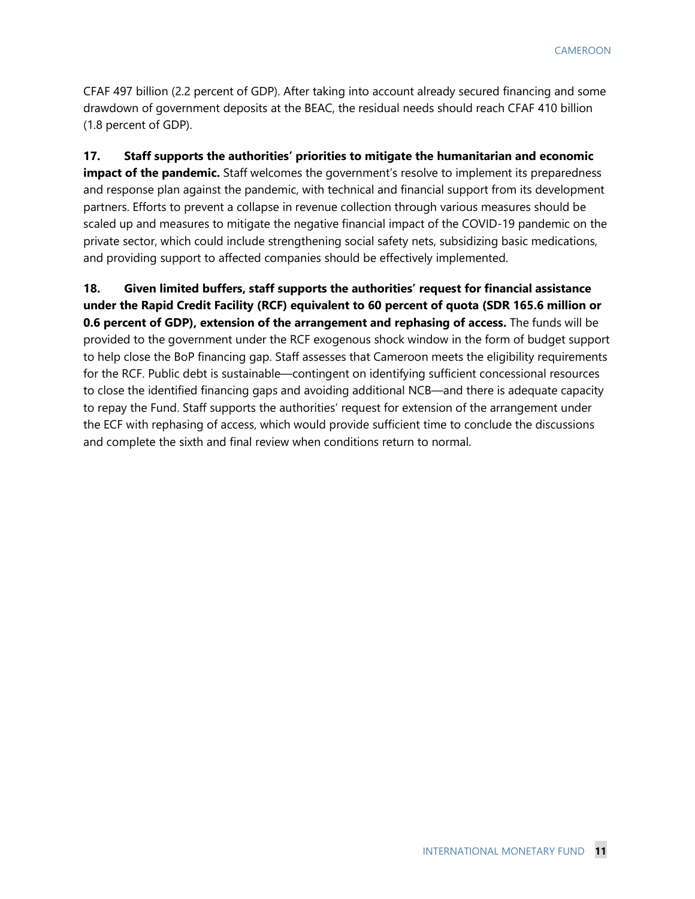CFAF 497 billion (2.2 percent of GDP). After taking into account already secured financing and some drawdown of government deposits at the BEAC, the residual needs should reach CFAF 410 billion (1.8 percent of GDP).

**17. Staff supports the authorities' priorities to mitigate the humanitarian and economic impact of the pandemic.** Staff welcomes the government's resolve to implement its preparedness and response plan against the pandemic, with technical and financial support from its development partners. Efforts to prevent a collapse in revenue collection through various measures should be scaled up and measures to mitigate the negative financial impact of the COVID-19 pandemic on the private sector, which could include strengthening social safety nets, subsidizing basic medications, and providing support to affected companies should be effectively implemented.

**18. Given limited buffers, staff supports the authorities' request for financial assistance under the Rapid Credit Facility (RCF) equivalent to 60 percent of quota (SDR 165.6 million or 0.6 percent of GDP), extension of the arrangement and rephasing of access.** The funds will be provided to the government under the RCF exogenous shock window in the form of budget support to help close the BoP financing gap. Staff assesses that Cameroon meets the eligibility requirements for the RCF. Public debt is sustainable—contingent on identifying sufficient concessional resources to close the identified financing gaps and avoiding additional NCB—and there is adequate capacity to repay the Fund. Staff supports the authorities' request for extension of the arrangement under the ECF with rephasing of access, which would provide sufficient time to conclude the discussions and complete the sixth and final review when conditions return to normal.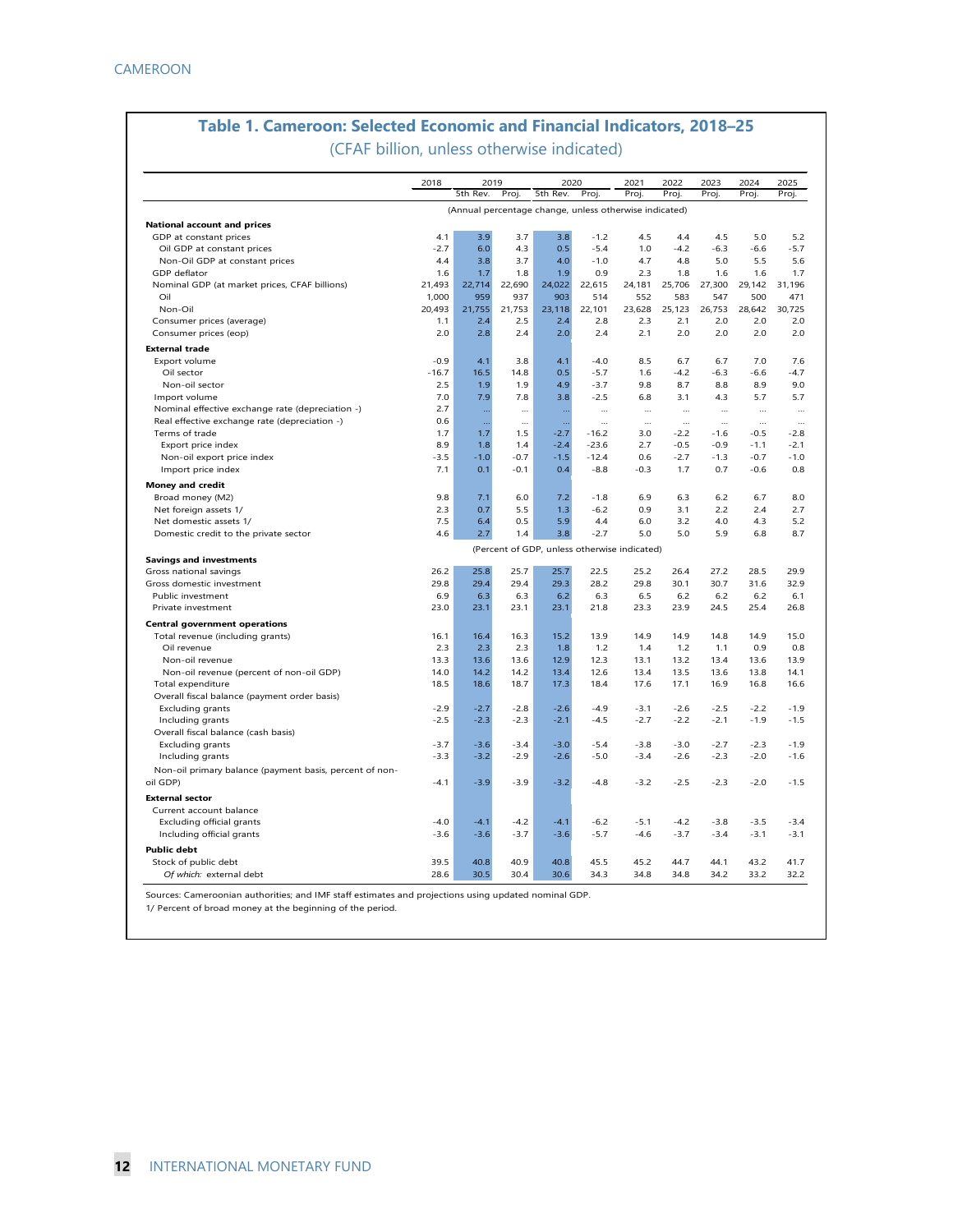## Table 1. Cameroon: Selected Economic and Financial Indicators, 2018–25

(CFAF billion, unless otherwise indicated)

| | 2018 | 2019 | | 2020 | | 2021 | 2022 | 2023 | 2024 | 2025 |
|---|---|---|---|---|---|---|---|---|---|---|
| | | 5th Rev. | Proj. | 5th Rev. | Proj. | Proj. | Proj. | Proj. | Proj. | Proj. |
| | (Annual percentage change, unless otherwise indicated) | | | | | | | | | |
| **National account and prices** | | | | | | | | | | |
| GDP at constant prices | 4.1 | 3.9 | 3.7 | 3.8 | -1.2 | 4.5 | 4.4 | 4.5 | 5.0 | 5.2 |
| Oil GDP at constant prices | -2.7 | 6.0 | 4.3 | 0.5 | -5.4 | 1.0 | -4.2 | -6.3 | -6.6 | -5.7 |
| Non-Oil GDP at constant prices | 4.4 | 3.8 | 3.7 | 4.0 | -1.0 | 4.7 | 4.8 | 5.0 | 5.5 | 5.6 |
| GDP deflator | 1.6 | 1.7 | 1.8 | 1.9 | 0.9 | 2.3 | 1.8 | 1.6 | 1.6 | 1.7 |
| Nominal GDP (at market prices, CFAF billions) | 21,493 | 22,714 | 22,690 | 24,022 | 22,615 | 24,181 | 25,706 | 27,300 | 29,142 | 31,196 |
| Oil | 1,000 | 959 | 937 | 903 | 514 | 552 | 583 | 547 | 500 | 471 |
| Non-Oil | 20,493 | 21,755 | 21,753 | 23,118 | 22,101 | 23,628 | 25,123 | 26,753 | 28,642 | 30,725 |
| Consumer prices (average) | 1.1 | 2.4 | 2.5 | 2.4 | 2.8 | 2.3 | 2.1 | 2.0 | 2.0 | 2.0 |
| Consumer prices (eop) | 2.0 | 2.8 | 2.4 | 2.0 | 2.4 | 2.1 | 2.0 | 2.0 | 2.0 | 2.0 |
| **External trade** | | | | | | | | | | |
| Export volume | -0.9 | 4.1 | 3.8 | 4.1 | -4.0 | 8.5 | 6.7 | 6.7 | 7.0 | 7.6 |
| Oil sector | -16.7 | 16.5 | 14.8 | 0.5 | -5.7 | 1.6 | -4.2 | -6.3 | -6.6 | -4.7 |
| Non-oil sector | 2.5 | 1.9 | 1.9 | 4.9 | -3.7 | 9.8 | 8.7 | 8.8 | 8.9 | 9.0 |
| Import volume | 7.0 | 7.9 | 7.8 | 3.8 | -2.5 | 6.8 | 3.1 | 4.3 | 5.7 | 5.7 |
| Nominal effective exchange rate (depreciation -) | 2.7 | … | … | … | … | … | … | … | … | … |
| Real effective exchange rate (depreciation -) | 0.6 | … | … | … | … | … | … | … | … | … |
| Terms of trade | 1.7 | 1.7 | 1.5 | -2.7 | -16.2 | 3.0 | -2.2 | -1.6 | -0.5 | -2.8 |
| Export price index | 8.9 | 1.8 | 1.4 | -2.4 | -23.6 | 2.7 | -0.5 | -0.9 | -1.1 | -2.1 |
| Non-oil export price index | -3.5 | -1.0 | -0.7 | -1.5 | -12.4 | 0.6 | -2.7 | -1.3 | -0.7 | -1.0 |
| Import price index | 7.1 | 0.1 | -0.1 | 0.4 | -8.8 | -0.3 | 1.7 | 0.7 | -0.6 | 0.8 |
| **Money and credit** | | | | | | | | | | |
| Broad money (M2) | 9.8 | 7.1 | 6.0 | 7.2 | -1.8 | 6.9 | 6.3 | 6.2 | 6.7 | 8.0 |
| Net foreign assets 1/ | 2.3 | 0.7 | 5.5 | 1.3 | -6.2 | 0.9 | 3.1 | 2.2 | 2.4 | 2.7 |
| Net domestic assets 1/ | 7.5 | 6.4 | 0.5 | 5.9 | 4.4 | 6.0 | 3.2 | 4.0 | 4.3 | 5.2 |
| Domestic credit to the private sector | 4.6 | 2.7 | 1.4 | 3.8 | -2.7 | 5.0 | 5.0 | 5.9 | 6.8 | 8.7 |
| | (Percent of GDP, unless otherwise indicated) | | | | | | | | | |
| **Savings and investments** | | | | | | | | | | |
| Gross national savings | 26.2 | 25.8 | 25.7 | 25.7 | 22.5 | 25.2 | 26.4 | 27.2 | 28.5 | 29.9 |
| Gross domestic investment | 29.8 | 29.4 | 29.4 | 29.3 | 28.2 | 29.8 | 30.1 | 30.7 | 31.6 | 32.9 |
| Public investment | 6.9 | 6.3 | 6.3 | 6.2 | 6.3 | 6.5 | 6.2 | 6.2 | 6.2 | 6.1 |
| Private investment | 23.0 | 23.1 | 23.1 | 23.1 | 21.8 | 23.3 | 23.9 | 24.5 | 25.4 | 26.8 |
| **Central government operations** | | | | | | | | | | |
| Total revenue (including grants) | 16.1 | 16.4 | 16.3 | 15.2 | 13.9 | 14.9 | 14.9 | 14.8 | 14.9 | 15.0 |
| Oil revenue | 2.3 | 2.3 | 2.3 | 1.8 | 1.2 | 1.4 | 1.2 | 1.1 | 0.9 | 0.8 |
| Non-oil revenue | 13.3 | 13.6 | 13.6 | 12.9 | 12.3 | 13.1 | 13.2 | 13.4 | 13.6 | 13.9 |
| Non-oil revenue (percent of non-oil GDP) | 14.0 | 14.2 | 14.2 | 13.4 | 12.6 | 13.4 | 13.5 | 13.6 | 13.8 | 14.1 |
| Total expenditure | 18.5 | 18.6 | 18.7 | 17.3 | 18.4 | 17.6 | 17.1 | 16.9 | 16.8 | 16.6 |
| Overall fiscal balance (payment order basis) | | | | | | | | | | |
| Excluding grants | -2.9 | -2.7 | -2.8 | -2.6 | -4.9 | -3.1 | -2.6 | -2.5 | -2.2 | -1.9 |
| Including grants | -2.5 | -2.3 | -2.3 | -2.1 | -4.5 | -2.7 | -2.2 | -2.1 | -1.9 | -1.5 |
| Overall fiscal balance (cash basis) | | | | | | | | | | |
| Excluding grants | -3.7 | -3.6 | -3.4 | -3.0 | -5.4 | -3.8 | -3.0 | -2.7 | -2.3 | -1.9 |
| Including grants | -3.3 | -3.2 | -2.9 | -2.6 | -5.0 | -3.4 | -2.6 | -2.3 | -2.0 | -1.6 |
| Non-oil primary balance (payment basis, percent of non-oil GDP) | -4.1 | -3.9 | -3.9 | -3.2 | -4.8 | -3.2 | -2.5 | -2.3 | -2.0 | -1.5 |
| **External sector** | | | | | | | | | | |
| Current account balance | | | | | | | | | | |
| Excluding official grants | -4.0 | -4.1 | -4.2 | -4.1 | -6.2 | -5.1 | -4.2 | -3.8 | -3.5 | -3.4 |
| Including official grants | -3.6 | -3.6 | -3.7 | -3.6 | -5.7 | -4.6 | -3.7 | -3.4 | -3.1 | -3.1 |
| **Public debt** | | | | | | | | | | |
| Stock of public debt | 39.5 | 40.8 | 40.9 | 40.8 | 45.5 | 45.2 | 44.7 | 44.1 | 43.2 | 41.7 |
| *Of which:* external debt | 28.6 | 30.5 | 30.4 | 30.6 | 34.3 | 34.8 | 34.8 | 34.2 | 33.2 | 32.2 |

Sources: Cameroonian authorities; and IMF staff estimates and projections using updated nominal GDP.

1/ Percent of broad money at the beginning of the period.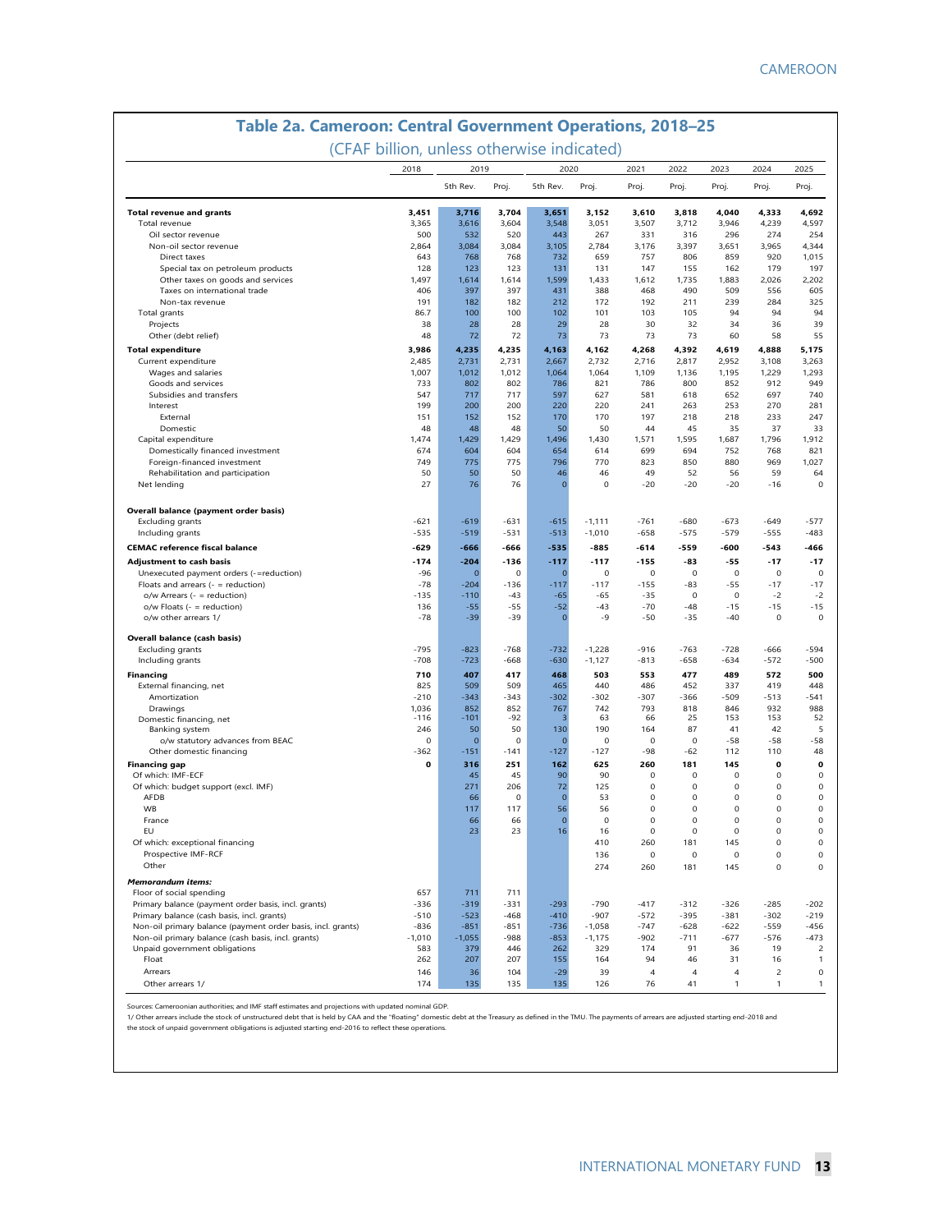## Table 2a. Cameroon: Central Government Operations, 2018–25

(CFAF billion, unless otherwise indicated)

| | 2018 | 2019 | | 2020 | | 2021 | 2022 | 2023 | 2024 | 2025 |
|---|---|---|---|---|---|---|---|---|---|---|
| | | 5th Rev. | Proj. | 5th Rev. | Proj. | Proj. | Proj. | Proj. | Proj. | Proj. |
| **Total revenue and grants** | **3,451** | **3,716** | **3,704** | **3,651** | **3,152** | **3,610** | **3,818** | **4,040** | **4,333** | **4,692** |
| Total revenue | 3,365 | 3,616 | 3,604 | 3,548 | 3,051 | 3,507 | 3,712 | 3,946 | 4,239 | 4,597 |
| Oil sector revenue | 500 | 532 | 520 | 443 | 267 | 331 | 316 | 296 | 274 | 254 |
| Non-oil sector revenue | 2,864 | 3,084 | 3,084 | 3,105 | 2,784 | 3,176 | 3,397 | 3,651 | 3,965 | 4,344 |
| Direct taxes | 643 | 768 | 768 | 732 | 659 | 757 | 806 | 859 | 920 | 1,015 |
| Special tax on petroleum products | 128 | 123 | 123 | 131 | 131 | 147 | 155 | 162 | 179 | 197 |
| Other taxes on goods and services | 1,497 | 1,614 | 1,614 | 1,599 | 1,433 | 1,612 | 1,735 | 1,883 | 2,026 | 2,202 |
| Taxes on international trade | 406 | 397 | 397 | 431 | 388 | 468 | 490 | 509 | 556 | 605 |
| Non-tax revenue | 191 | 182 | 182 | 212 | 172 | 192 | 211 | 239 | 284 | 325 |
| Total grants | 86.7 | 100 | 100 | 102 | 101 | 103 | 105 | 94 | 94 | 94 |
| Projects | 38 | 28 | 28 | 29 | 28 | 30 | 32 | 34 | 36 | 39 |
| Other (debt relief) | 48 | 72 | 72 | 73 | 73 | 73 | 73 | 60 | 58 | 55 |
| **Total expenditure** | **3,986** | **4,235** | **4,235** | **4,163** | **4,162** | **4,268** | **4,392** | **4,619** | **4,888** | **5,175** |
| Current expenditure | 2,485 | 2,731 | 2,731 | 2,667 | 2,732 | 2,716 | 2,817 | 2,952 | 3,108 | 3,263 |
| Wages and salaries | 1,007 | 1,012 | 1,012 | 1,064 | 1,064 | 1,109 | 1,136 | 1,195 | 1,229 | 1,293 |
| Goods and services | 733 | 802 | 802 | 786 | 821 | 786 | 800 | 852 | 912 | 949 |
| Subsidies and transfers | 547 | 717 | 717 | 597 | 627 | 581 | 618 | 652 | 697 | 740 |
| Interest | 199 | 200 | 200 | 220 | 220 | 241 | 263 | 253 | 270 | 281 |
| External | 151 | 152 | 152 | 170 | 170 | 197 | 218 | 218 | 233 | 247 |
| Domestic | 48 | 48 | 48 | 50 | 50 | 44 | 45 | 35 | 37 | 33 |
| Capital expenditure | 1,474 | 1,429 | 1,429 | 1,496 | 1,430 | 1,571 | 1,595 | 1,687 | 1,796 | 1,912 |
| Domestically financed investment | 674 | 604 | 604 | 654 | 614 | 699 | 694 | 752 | 768 | 821 |
| Foreign-financed investment | 749 | 775 | 775 | 796 | 770 | 823 | 850 | 880 | 969 | 1,027 |
| Rehabilitation and participation | 50 | 50 | 50 | 46 | 46 | 49 | 52 | 56 | 59 | 64 |
| Net lending | 27 | 76 | 76 | 0 | 0 | -20 | -20 | -20 | -16 | 0 |
| **Overall balance (payment order basis)** | | | | | | | | | | |
| Excluding grants | -621 | -619 | -631 | -615 | -1,111 | -761 | -680 | -673 | -649 | -577 |
| Including grants | -535 | -519 | -531 | -513 | -1,010 | -658 | -575 | -579 | -555 | -483 |
| **CEMAC reference fiscal balance** | **-629** | **-666** | **-666** | **-535** | **-885** | **-614** | **-559** | **-600** | **-543** | **-466** |
| **Adjustment to cash basis** | **-174** | **-204** | **-136** | **-117** | **-117** | **-155** | **-83** | **-55** | **-17** | **-17** |
| Unexecuted payment orders (-=reduction) | -96 | 0 | 0 | 0 | 0 | 0 | 0 | 0 | 0 | 0 |
| Floats and arrears (- = reduction) | -78 | -204 | -136 | -117 | -117 | -155 | -83 | -55 | -17 | -17 |
| o/w Arrears (- = reduction) | -135 | -110 | -43 | -65 | -65 | -35 | 0 | 0 | -2 | -2 |
| o/w Floats (- = reduction) | 136 | -55 | -55 | -52 | -43 | -70 | -48 | -15 | -15 | -15 |
| o/w other arrears 1/ | -78 | -39 | -39 | 0 | -9 | -50 | -35 | -40 | 0 | 0 |
| **Overall balance (cash basis)** | | | | | | | | | | |
| Excluding grants | -795 | -823 | -768 | -732 | -1,228 | -916 | -763 | -728 | -666 | -594 |
| Including grants | -708 | -723 | -668 | -630 | -1,127 | -813 | -658 | -634 | -572 | -500 |
| **Financing** | **710** | **407** | **417** | **468** | **503** | **553** | **477** | **489** | **572** | **500** |
| External financing, net | 825 | 509 | 509 | 465 | 440 | 486 | 452 | 337 | 419 | 448 |
| Amortization | -210 | -343 | -343 | -302 | -302 | -307 | -366 | -509 | -513 | -541 |
| Drawings | 1,036 | 852 | 852 | 767 | 742 | 793 | 818 | 846 | 932 | 988 |
| Domestic financing, net | -116 | -101 | -92 | 3 | 63 | 66 | 25 | 153 | 153 | 52 |
| Banking system | 246 | 50 | 50 | 130 | 190 | 164 | 87 | 41 | 42 | 5 |
| o/w statutory advances from BEAC | 0 | 0 | 0 | 0 | 0 | 0 | 0 | -58 | -58 | -58 |
| Other domestic financing | -362 | -151 | -141 | -127 | -127 | -98 | -62 | 112 | 110 | 48 |
| **Financing gap** | **0** | **316** | **251** | **162** | **625** | **260** | **181** | **145** | **0** | **0** |
| Of which: IMF-ECF | | 45 | 45 | 90 | 90 | 0 | 0 | 0 | 0 | 0 |
| Of which: budget support (excl. IMF) | | 271 | 206 | 72 | 125 | 0 | 0 | 0 | 0 | 0 |
| AFDB | | 66 | 0 | 0 | 53 | 0 | 0 | 0 | 0 | 0 |
| WB | | 117 | 117 | 56 | 56 | 0 | 0 | 0 | 0 | 0 |
| France | | 66 | 66 | 0 | 0 | 0 | 0 | 0 | 0 | 0 |
| EU | | 23 | 23 | 16 | 16 | 0 | 0 | 0 | 0 | 0 |
| Of which: exceptional financing | | | | | 410 | 260 | 181 | 145 | 0 | 0 |
| Prospective IMF-RCF | | | | | 136 | 0 | 0 | 0 | 0 | 0 |
| Other | | | | | 274 | 260 | 181 | 145 | 0 | 0 |
| ***Memorandum items:*** | | | | | | | | | | |
| Floor of social spending | 657 | 711 | 711 | | | | | | | |
| Primary balance (payment order basis, incl. grants) | -336 | -319 | -331 | -293 | -790 | -417 | -312 | -326 | -285 | -202 |
| Primary balance (cash basis, incl. grants) | -510 | -523 | -468 | -410 | -907 | -572 | -395 | -381 | -302 | -219 |
| Non-oil primary balance (payment order basis, incl. grants) | -836 | -851 | -851 | -736 | -1,058 | -747 | -628 | -622 | -559 | -456 |
| Non-oil primary balance (cash basis, incl. grants) | -1,010 | -1,055 | -988 | -853 | -1,175 | -902 | -711 | -677 | -576 | -473 |
| Unpaid government obligations | 583 | 379 | 446 | 262 | 329 | 174 | 91 | 36 | 19 | 2 |
| Float | 262 | 207 | 207 | 155 | 164 | 94 | 46 | 31 | 16 | 1 |
| Arrears | 146 | 36 | 104 | -29 | 39 | 4 | 4 | 4 | 2 | 0 |
| Other arrears 1/ | 174 | 135 | 135 | 135 | 126 | 76 | 41 | 1 | 1 | 1 |

Sources: Cameroonian authorities; and IMF staff estimates and projections with updated nominal GDP.

1/ Other arrears include the stock of unstructured debt that is held by CAA and the "floating" domestic debt at the Treasury as defined in the TMU. The payments of arrears are adjusted starting end-2018 and the stock of unpaid government obligations is adjusted starting end-2016 to reflect these operations.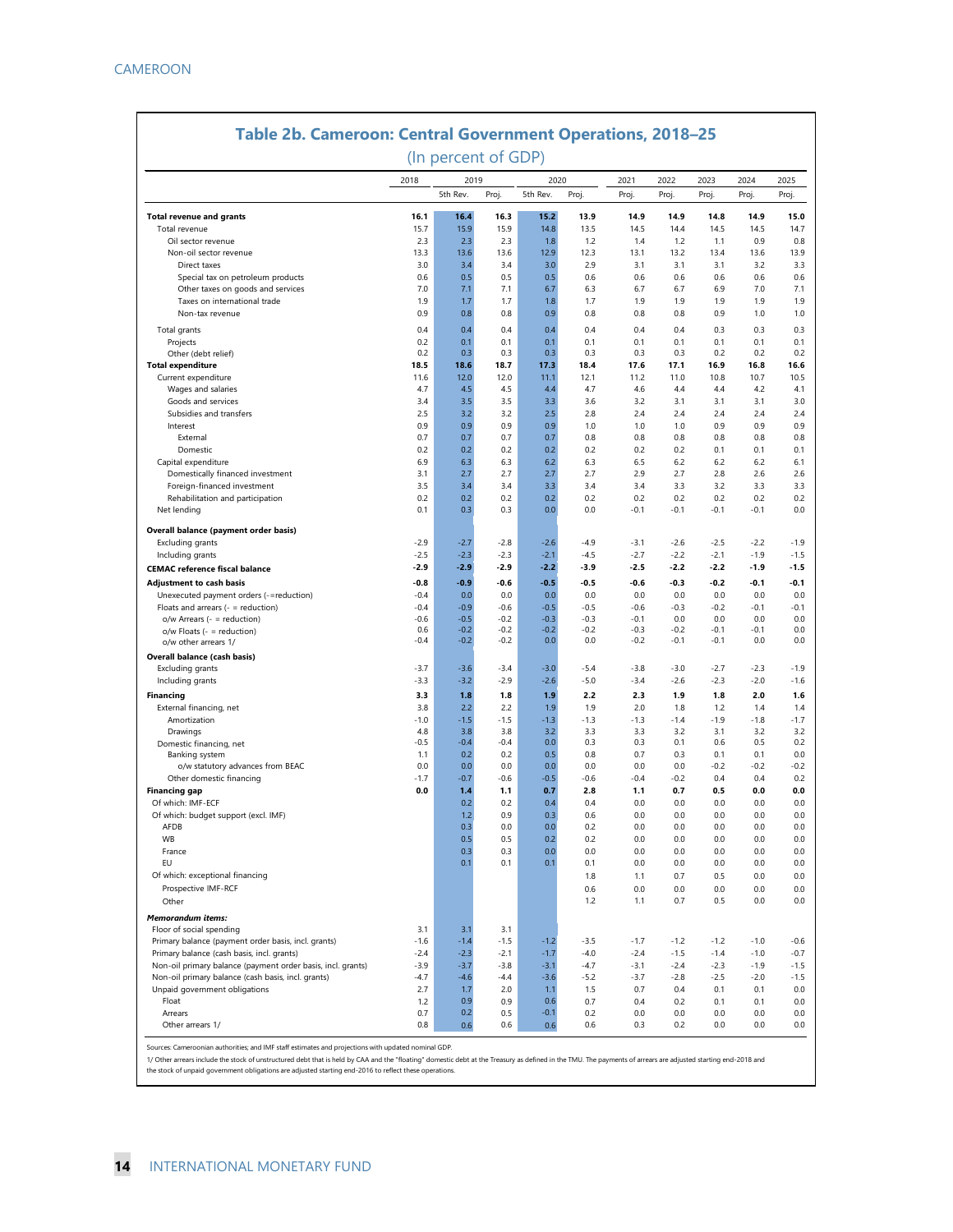## Table 2b. Cameroon: Central Government Operations, 2018–25

(In percent of GDP)

| | 2018 | 2019 | | 2020 | | 2021 | 2022 | 2023 | 2024 | 2025 |
|---|---|---|---|---|---|---|---|---|---|---|
| | | 5th Rev. | Proj. | 5th Rev. | Proj. | Proj. | Proj. | Proj. | Proj. | Proj. |
| **Total revenue and grants** | **16.1** | **16.4** | **16.3** | **15.2** | **13.9** | **14.9** | **14.9** | **14.8** | **14.9** | **15.0** |
| Total revenue | 15.7 | 15.9 | 15.9 | 14.8 | 13.5 | 14.5 | 14.4 | 14.5 | 14.5 | 14.7 |
| Oil sector revenue | 2.3 | 2.3 | 2.3 | 1.8 | 1.2 | 1.4 | 1.2 | 1.1 | 0.9 | 0.8 |
| Non-oil sector revenue | 13.3 | 13.6 | 13.6 | 12.9 | 12.3 | 13.1 | 13.2 | 13.4 | 13.6 | 13.9 |
| Direct taxes | 3.0 | 3.4 | 3.4 | 3.0 | 2.9 | 3.1 | 3.1 | 3.1 | 3.2 | 3.3 |
| Special tax on petroleum products | 0.6 | 0.5 | 0.5 | 0.5 | 0.6 | 0.6 | 0.6 | 0.6 | 0.6 | 0.6 |
| Other taxes on goods and services | 7.0 | 7.1 | 7.1 | 6.7 | 6.3 | 6.7 | 6.7 | 6.9 | 7.0 | 7.1 |
| Taxes on international trade | 1.9 | 1.7 | 1.7 | 1.8 | 1.7 | 1.9 | 1.9 | 1.9 | 1.9 | 1.9 |
| Non-tax revenue | 0.9 | 0.8 | 0.8 | 0.9 | 0.8 | 0.8 | 0.8 | 0.9 | 1.0 | 1.0 |
| Total grants | 0.4 | 0.4 | 0.4 | 0.4 | 0.4 | 0.4 | 0.4 | 0.3 | 0.3 | 0.3 |
| Projects | 0.2 | 0.1 | 0.1 | 0.1 | 0.1 | 0.1 | 0.1 | 0.1 | 0.1 | 0.1 |
| Other (debt relief) | 0.2 | 0.3 | 0.3 | 0.3 | 0.3 | 0.3 | 0.3 | 0.2 | 0.2 | 0.2 |
| **Total expenditure** | **18.5** | **18.6** | **18.7** | **17.3** | **18.4** | **17.6** | **17.1** | **16.9** | **16.8** | **16.6** |
| Current expenditure | 11.6 | 12.0 | 12.0 | 11.1 | 12.1 | 11.2 | 11.0 | 10.8 | 10.7 | 10.5 |
| Wages and salaries | 4.7 | 4.5 | 4.5 | 4.4 | 4.7 | 4.6 | 4.4 | 4.4 | 4.2 | 4.1 |
| Goods and services | 3.4 | 3.5 | 3.5 | 3.3 | 3.6 | 3.2 | 3.1 | 3.1 | 3.1 | 3.0 |
| Subsidies and transfers | 2.5 | 3.2 | 3.2 | 2.5 | 2.8 | 2.4 | 2.4 | 2.4 | 2.4 | 2.4 |
| Interest | 0.9 | 0.9 | 0.9 | 0.9 | 1.0 | 1.0 | 1.0 | 0.9 | 0.9 | 0.9 |
| External | 0.7 | 0.7 | 0.7 | 0.7 | 0.8 | 0.8 | 0.8 | 0.8 | 0.8 | 0.8 |
| Domestic | 0.2 | 0.2 | 0.2 | 0.2 | 0.2 | 0.2 | 0.2 | 0.1 | 0.1 | 0.1 |
| Capital expenditure | 6.9 | 6.3 | 6.3 | 6.2 | 6.3 | 6.5 | 6.2 | 6.2 | 6.2 | 6.1 |
| Domestically financed investment | 3.1 | 2.7 | 2.7 | 2.7 | 2.7 | 2.9 | 2.7 | 2.8 | 2.6 | 2.6 |
| Foreign-financed investment | 3.5 | 3.4 | 3.4 | 3.3 | 3.4 | 3.4 | 3.3 | 3.2 | 3.3 | 3.3 |
| Rehabilitation and participation | 0.2 | 0.2 | 0.2 | 0.2 | 0.2 | 0.2 | 0.2 | 0.2 | 0.2 | 0.2 |
| Net lending | 0.1 | 0.3 | 0.3 | 0.0 | 0.0 | -0.1 | -0.1 | -0.1 | -0.1 | 0.0 |
| **Overall balance (payment order basis)** | | | | | | | | | | |
| Excluding grants | -2.9 | -2.7 | -2.8 | -2.6 | -4.9 | -3.1 | -2.6 | -2.5 | -2.2 | -1.9 |
| Including grants | -2.5 | -2.3 | -2.3 | -2.1 | -4.5 | -2.7 | -2.2 | -2.1 | -1.9 | -1.5 |
| **CEMAC reference fiscal balance** | **-2.9** | **-2.9** | **-2.9** | **-2.2** | **-3.9** | **-2.5** | **-2.2** | **-2.2** | **-1.9** | **-1.5** |
| **Adjustment to cash basis** | **-0.8** | **-0.9** | **-0.6** | **-0.5** | **-0.5** | **-0.6** | **-0.3** | **-0.2** | **-0.1** | **-0.1** |
| Unexecuted payment orders (-=reduction) | -0.4 | 0.0 | 0.0 | 0.0 | 0.0 | 0.0 | 0.0 | 0.0 | 0.0 | 0.0 |
| Floats and arrears (- = reduction) | -0.4 | -0.9 | -0.6 | -0.5 | -0.5 | -0.6 | -0.3 | -0.2 | -0.1 | -0.1 |
| o/w Arrears (- = reduction) | -0.6 | -0.5 | -0.2 | -0.3 | -0.3 | -0.1 | 0.0 | 0.0 | 0.0 | 0.0 |
| o/w Floats (- = reduction) | 0.6 | -0.2 | -0.2 | -0.2 | -0.2 | -0.3 | -0.2 | -0.1 | -0.1 | 0.0 |
| o/w other arrears 1/ | -0.4 | -0.2 | -0.2 | 0.0 | 0.0 | -0.2 | -0.1 | -0.1 | 0.0 | 0.0 |
| **Overall balance (cash basis)** | | | | | | | | | | |
| Excluding grants | -3.7 | -3.6 | -3.4 | -3.0 | -5.4 | -3.8 | -3.0 | -2.7 | -2.3 | -1.9 |
| Including grants | -3.3 | -3.2 | -2.9 | -2.6 | -5.0 | -3.4 | -2.6 | -2.3 | -2.0 | -1.6 |
| **Financing** | **3.3** | **1.8** | **1.8** | **1.9** | **2.2** | **2.3** | **1.9** | **1.8** | **2.0** | **1.6** |
| External financing, net | 3.8 | 2.2 | 2.2 | 1.9 | 1.9 | 2.0 | 1.8 | 1.2 | 1.4 | 1.4 |
| Amortization | -1.0 | -1.5 | -1.5 | -1.3 | -1.3 | -1.3 | -1.4 | -1.9 | -1.8 | -1.7 |
| Drawings | 4.8 | 3.8 | 3.8 | 3.2 | 3.3 | 3.3 | 3.2 | 3.1 | 3.2 | 3.2 |
| Domestic financing, net | -0.5 | -0.4 | -0.4 | 0.0 | 0.3 | 0.3 | 0.1 | 0.6 | 0.5 | 0.2 |
| Banking system | 1.1 | 0.2 | 0.2 | 0.5 | 0.8 | 0.7 | 0.3 | 0.1 | 0.1 | 0.0 |
| o/w statutory advances from BEAC | 0.0 | 0.0 | 0.0 | 0.0 | 0.0 | 0.0 | 0.0 | -0.2 | -0.2 | -0.2 |
| Other domestic financing | -1.7 | -0.7 | -0.6 | -0.5 | -0.6 | -0.4 | -0.2 | 0.4 | 0.4 | 0.2 |
| **Financing gap** | **0.0** | **1.4** | **1.1** | **0.7** | **2.8** | **1.1** | **0.7** | **0.5** | **0.0** | **0.0** |
| Of which: IMF-ECF | | 0.2 | 0.2 | 0.4 | 0.4 | 0.0 | 0.0 | 0.0 | 0.0 | 0.0 |
| Of which: budget support (excl. IMF) | | 1.2 | 0.9 | 0.3 | 0.6 | 0.0 | 0.0 | 0.0 | 0.0 | 0.0 |
| AFDB | | 0.3 | 0.0 | 0.0 | 0.2 | 0.0 | 0.0 | 0.0 | 0.0 | 0.0 |
| WB | | 0.5 | 0.5 | 0.2 | 0.2 | 0.0 | 0.0 | 0.0 | 0.0 | 0.0 |
| France | | 0.3 | 0.3 | 0.0 | 0.0 | 0.0 | 0.0 | 0.0 | 0.0 | 0.0 |
| EU | | 0.1 | 0.1 | 0.1 | 0.1 | 0.0 | 0.0 | 0.0 | 0.0 | 0.0 |
| Of which: exceptional financing | | | | | 1.8 | 1.1 | 0.7 | 0.5 | 0.0 | 0.0 |
| Prospective IMF-RCF | | | | | 0.6 | 0.0 | 0.0 | 0.0 | 0.0 | 0.0 |
| Other | | | | | 1.2 | 1.1 | 0.7 | 0.5 | 0.0 | 0.0 |
| ***Memorandum items:*** | | | | | | | | | | |
| Floor of social spending | 3.1 | 3.1 | 3.1 | | | | | | | |
| Primary balance (payment order basis, incl. grants) | -1.6 | -1.4 | -1.5 | -1.2 | -3.5 | -1.7 | -1.2 | -1.2 | -1.0 | -0.6 |
| Primary balance (cash basis, incl. grants) | -2.4 | -2.3 | -2.1 | -1.7 | -4.0 | -2.4 | -1.5 | -1.4 | -1.0 | -0.7 |
| Non-oil primary balance (payment order basis, incl. grants) | -3.9 | -3.7 | -3.8 | -3.1 | -4.7 | -3.1 | -2.4 | -2.3 | -1.9 | -1.5 |
| Non-oil primary balance (cash basis, incl. grants) | -4.7 | -4.6 | -4.4 | -3.6 | -5.2 | -3.7 | -2.8 | -2.5 | -2.0 | -1.5 |
| Unpaid government obligations | 2.7 | 1.7 | 2.0 | 1.1 | 1.5 | 0.7 | 0.4 | 0.1 | 0.1 | 0.0 |
| Float | 1.2 | 0.9 | 0.9 | 0.6 | 0.7 | 0.4 | 0.2 | 0.1 | 0.1 | 0.0 |
| Arrears | 0.7 | 0.2 | 0.5 | -0.1 | 0.2 | 0.0 | 0.0 | 0.0 | 0.0 | 0.0 |
| Other arrears 1/ | 0.8 | 0.6 | 0.6 | 0.6 | 0.6 | 0.3 | 0.2 | 0.0 | 0.0 | 0.0 |

Sources: Cameroonian authorities; and IMF staff estimates and projections with updated nominal GDP.

1/ Other arrears include the stock of unstructured debt that is held by CAA and the "floating" domestic debt at the Treasury as defined in the TMU. The payments of arrears are adjusted starting end-2018 and the stock of unpaid government obligations are adjusted starting end-2016 to reflect these operations.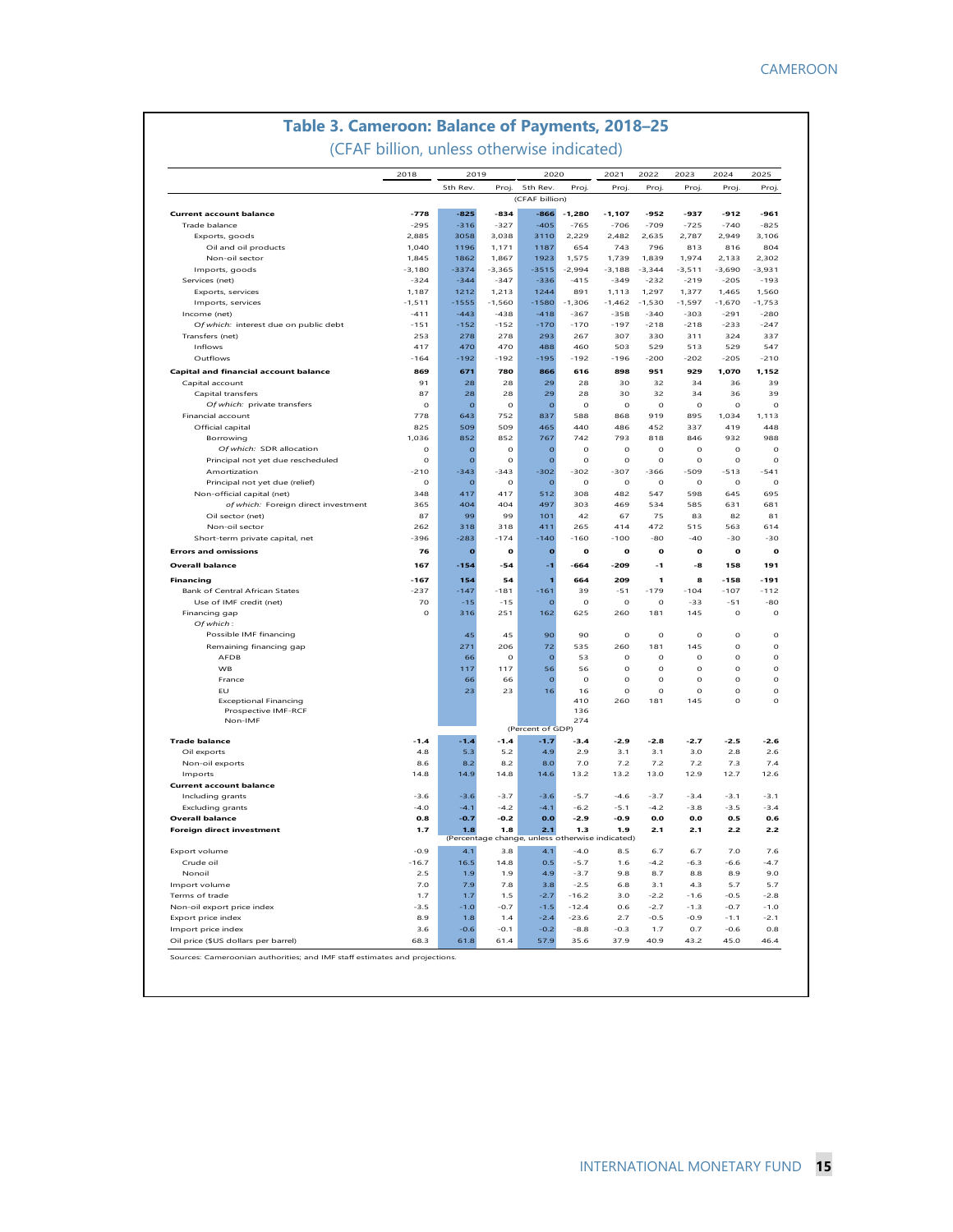## Table 3. Cameroon: Balance of Payments, 2018–25

(CFAF billion, unless otherwise indicated)

| | 2018 | 2019 | | 2020 | | 2021 | 2022 | 2023 | 2024 | 2025 |
|---|---|---|---|---|---|---|---|---|---|---|
| | | 5th Rev. | Proj. | 5th Rev. | Proj. | Proj. | Proj. | Proj. | Proj. | Proj. |
| | | | | (CFAF billion) | | | | | | |
| **Current account balance** | **-778** | **-825** | **-834** | **-866** | **-1,280** | **-1,107** | **-952** | **-937** | **-912** | **-961** |
| Trade balance | -295 | -316 | -327 | -405 | -765 | -706 | -709 | -725 | -740 | -825 |
| Exports, goods | 2,885 | 3058 | 3,038 | 3110 | 2,229 | 2,482 | 2,635 | 2,787 | 2,949 | 3,106 |
| Oil and oil products | 1,040 | 1196 | 1,171 | 1187 | 654 | 743 | 796 | 813 | 816 | 804 |
| Non-oil sector | 1,845 | 1862 | 1,867 | 1923 | 1,575 | 1,739 | 1,839 | 1,974 | 2,133 | 2,302 |
| Imports, goods | -3,180 | -3374 | -3,365 | -3515 | -2,994 | -3,188 | -3,344 | -3,511 | -3,690 | -3,931 |
| Services (net) | -324 | -344 | -347 | -336 | -415 | -349 | -232 | -219 | -205 | -193 |
| Exports, services | 1,187 | 1212 | 1,213 | 1244 | 891 | 1,113 | 1,297 | 1,377 | 1,465 | 1,560 |
| Imports, services | -1,511 | -1555 | -1,560 | -1580 | -1,306 | -1,462 | -1,530 | -1,597 | -1,670 | -1,753 |
| Income (net) | -411 | -443 | -438 | -418 | -367 | -358 | -340 | -303 | -291 | -280 |
| *Of which:* interest due on public debt | -151 | -152 | -152 | -170 | -170 | -197 | -218 | -218 | -233 | -247 |
| Transfers (net) | 253 | 278 | 278 | 293 | 267 | 307 | 330 | 311 | 324 | 337 |
| Inflows | 417 | 470 | 470 | 488 | 460 | 503 | 529 | 513 | 529 | 547 |
| Outflows | -164 | -192 | -192 | -195 | -192 | -196 | -200 | -202 | -205 | -210 |
| **Capital and financial account balance** | **869** | **671** | **780** | **866** | **616** | **898** | **951** | **929** | **1,070** | **1,152** |
| Capital account | 91 | 28 | 28 | 29 | 28 | 30 | 32 | 34 | 36 | 39 |
| Capital transfers | 87 | 28 | 28 | 29 | 28 | 30 | 32 | 34 | 36 | 39 |
| *Of which:* private transfers | 0 | 0 | 0 | 0 | 0 | 0 | 0 | 0 | 0 | 0 |
| Financial account | 778 | 643 | 752 | 837 | 588 | 868 | 919 | 895 | 1,034 | 1,113 |
| Official capital | 825 | 509 | 509 | 465 | 440 | 486 | 452 | 337 | 419 | 448 |
| Borrowing | 1,036 | 852 | 852 | 767 | 742 | 793 | 818 | 846 | 932 | 988 |
| *Of which:* SDR allocation | 0 | 0 | 0 | 0 | 0 | 0 | 0 | 0 | 0 | 0 |
| Principal not yet due rescheduled | 0 | 0 | 0 | 0 | 0 | 0 | 0 | 0 | 0 | 0 |
| Amortization | -210 | -343 | -343 | -302 | -302 | -307 | -366 | -509 | -513 | -541 |
| Principal not yet due (relief) | 0 | 0 | 0 | 0 | 0 | 0 | 0 | 0 | 0 | 0 |
| Non-official capital (net) | 348 | 417 | 417 | 512 | 308 | 482 | 547 | 598 | 645 | 695 |
| *of which:* Foreign direct investment | 365 | 404 | 404 | 497 | 303 | 469 | 534 | 585 | 631 | 681 |
| Oil sector (net) | 87 | 99 | 99 | 101 | 42 | 67 | 75 | 83 | 82 | 81 |
| Non-oil sector | 262 | 318 | 318 | 411 | 265 | 414 | 472 | 515 | 563 | 614 |
| Short-term private capital, net | -396 | -283 | -174 | -140 | -160 | -100 | -80 | -40 | -30 | -30 |
| **Errors and omissions** | **76** | **0** | **0** | **0** | **0** | **0** | **0** | **0** | **0** | **0** |
| **Overall balance** | **167** | **-154** | **-54** | **-1** | **-664** | **-209** | **-1** | **-8** | **158** | **191** |
| **Financing** | **-167** | **154** | **54** | **1** | **664** | **209** | **1** | **8** | **-158** | **-191** |
| Bank of Central African States | -237 | -147 | -181 | -161 | 39 | -51 | -179 | -104 | -107 | -112 |
| Use of IMF credit (net) | 70 | -15 | -15 | 0 | 0 | 0 | 0 | -33 | -51 | -80 |
| Financing gap | 0 | 316 | 251 | 162 | 625 | 260 | 181 | 145 | 0 | 0 |
| *Of which:* | | | | | | | | | | |
| Possible IMF financing | | 45 | 45 | 90 | 90 | 0 | 0 | 0 | 0 | 0 |
| Remaining financing gap | | 271 | 206 | 72 | 535 | 260 | 181 | 145 | 0 | 0 |
| AFDB | | 66 | 0 | 0 | 53 | 0 | 0 | 0 | 0 | 0 |
| WB | | 117 | 117 | 56 | 56 | 0 | 0 | 0 | 0 | 0 |
| France | | 66 | 66 | 0 | 0 | 0 | 0 | 0 | 0 | 0 |
| EU | | 23 | 23 | 16 | 16 | 0 | 0 | 0 | 0 | 0 |
| Exceptional Financing | | | | | 410 | 260 | 181 | 145 | 0 | 0 |
| Prospective IMF-RCF | | | | | 136 | | | | | |
| Non-IMF | | | | | 274 | | | | | |
| | | | | (Percent of GDP) | | | | | | |
| **Trade balance** | **-1.4** | **-1.4** | **-1.4** | **-1.7** | **-3.4** | **-2.9** | **-2.8** | **-2.7** | **-2.5** | **-2.6** |
| Oil exports | 4.8 | 5.3 | 5.2 | 4.9 | 2.9 | 3.1 | 3.1 | 3.0 | 2.8 | 2.6 |
| Non-oil exports | 8.6 | 8.2 | 8.2 | 8.0 | 7.0 | 7.2 | 7.2 | 7.2 | 7.3 | 7.4 |
| Imports | 14.8 | 14.9 | 14.8 | 14.6 | 13.2 | 13.2 | 13.0 | 12.9 | 12.7 | 12.6 |
| **Current account balance** | | | | | | | | | | |
| Including grants | -3.6 | -3.6 | -3.7 | -3.6 | -5.7 | -4.6 | -3.7 | -3.4 | -3.1 | -3.1 |
| Excluding grants | -4.0 | -4.1 | -4.2 | -4.1 | -6.2 | -5.1 | -4.2 | -3.8 | -3.5 | -3.4 |
| **Overall balance** | **0.8** | **-0.7** | **-0.2** | **0.0** | **-2.9** | **-0.9** | **0.0** | **0.0** | **0.5** | **0.6** |
| **Foreign direct investment** | **1.7** | **1.8** | **1.8** | **2.1** | **1.3** | **1.9** | **2.1** | **2.1** | **2.2** | **2.2** |
| | | | | (Percentage change, unless otherwise indicated) | | | | | | |
| Export volume | -0.9 | 4.1 | 3.8 | 4.1 | -4.0 | 8.5 | 6.7 | 6.7 | 7.0 | 7.6 |
| Crude oil | -16.7 | 16.5 | 14.8 | 0.5 | -5.7 | 1.6 | -4.2 | -6.3 | -6.6 | -4.7 |
| Nonoil | 2.5 | 1.9 | 1.9 | 4.9 | -3.7 | 9.8 | 8.7 | 8.8 | 8.9 | 9.0 |
| Import volume | 7.0 | 7.9 | 7.8 | 3.8 | -2.5 | 6.8 | 3.1 | 4.3 | 5.7 | 5.7 |
| Terms of trade | 1.7 | 1.7 | 1.5 | -2.7 | -16.2 | 3.0 | -2.2 | -1.6 | -0.5 | -2.8 |
| Non-oil export price index | -3.5 | -1.0 | -0.7 | -1.5 | -12.4 | 0.6 | -2.7 | -1.3 | -0.7 | -1.0 |
| Export price index | 8.9 | 1.8 | 1.4 | -2.4 | -23.6 | 2.7 | -0.5 | -0.9 | -1.1 | -2.1 |
| Import price index | 3.6 | -0.6 | -0.1 | -0.2 | -8.8 | -0.3 | 1.7 | 0.7 | -0.6 | 0.8 |
| Oil price ($US dollars per barrel) | 68.3 | 61.8 | 61.4 | 57.9 | 35.6 | 37.9 | 40.9 | 43.2 | 45.0 | 46.4 |

Sources: Cameroonian authorities; and IMF staff estimates and projections.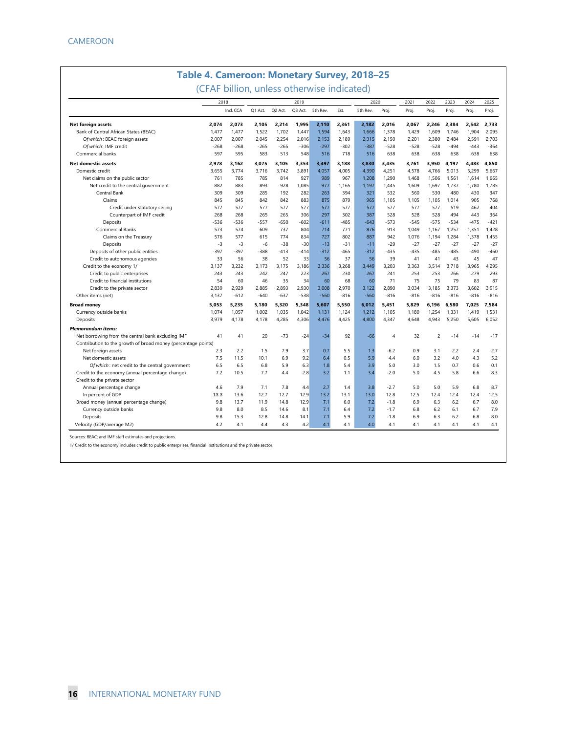## Table 4. Cameroon: Monetary Survey, 2018–25

(CFAF billion, unless otherwise indicated)

| | 2018 | | 2019 | | | | | 2020 | | 2021 | 2022 | 2023 | 2024 | 2025 |
|---|---|---|---|---|---|---|---|---|---|---|---|---|---|---|
| | | Incl. CCA | Q1 Act. | Q2 Act. | Q3 Act. | 5th Rev. | Est. | 5th Rev. | Proj. | Proj. | Proj. | Proj. | Proj. | Proj. |
| **Net foreign assets** | **2,074** | **2,073** | **2,105** | **2,214** | **1,995** | **2,110** | **2,361** | **2,182** | **2,016** | **2,067** | **2,246** | **2,384** | **2,542** | **2,733** |
| Bank of Central African States (BEAC) | 1,477 | 1,477 | 1,522 | 1,702 | 1,447 | 1,594 | 1,643 | 1,666 | 1,378 | 1,429 | 1,609 | 1,746 | 1,904 | 2,095 |
| *Of which*: BEAC foreign assets | 2,007 | 2,007 | 2,045 | 2,254 | 2,016 | 2,153 | 2,189 | 2,315 | 2,150 | 2,201 | 2,380 | 2,484 | 2,591 | 2,703 |
| *Of which:* IMF credit | -268 | -268 | -265 | -265 | -306 | -297 | -302 | -387 | -528 | -528 | -528 | -494 | -443 | -364 |
| Commercial banks | 597 | 595 | 583 | 513 | 548 | 516 | 718 | 516 | 638 | 638 | 638 | 638 | 638 | 638 |
| **Net domestic assets** | **2,978** | **3,162** | **3,075** | **3,105** | **3,353** | **3,497** | **3,188** | **3,830** | **3,435** | **3,761** | **3,950** | **4,197** | **4,483** | **4,850** |
| Domestic credit | 3,655 | 3,774 | 3,716 | 3,742 | 3,891 | 4,057 | 4,005 | 4,390 | 4,251 | 4,578 | 4,766 | 5,013 | 5,299 | 5,667 |
| Net claims on the public sector | 761 | 785 | 785 | 814 | 927 | 989 | 967 | 1,208 | 1,290 | 1,468 | 1,506 | 1,561 | 1,614 | 1,665 |
| Net credit to the central government | 882 | 883 | 893 | 928 | 1,085 | 977 | 1,165 | 1,197 | 1,445 | 1,609 | 1,697 | 1,737 | 1,780 | 1,785 |
| Central Bank | 309 | 309 | 285 | 192 | 282 | 263 | 394 | 321 | 532 | 560 | 530 | 480 | 430 | 347 |
| Claims | 845 | 845 | 842 | 842 | 883 | 875 | 879 | 965 | 1,105 | 1,105 | 1,105 | 1,014 | 905 | 768 |
| Credit under statutory ceiling | 577 | 577 | 577 | 577 | 577 | 577 | 577 | 577 | 577 | 577 | 577 | 519 | 462 | 404 |
| Counterpart of IMF credit | 268 | 268 | 265 | 265 | 306 | 297 | 302 | 387 | 528 | 528 | 528 | 494 | 443 | 364 |
| Deposits | -536 | -536 | -557 | -650 | -602 | -611 | -485 | -643 | -573 | -545 | -575 | -534 | -475 | -421 |
| Commercial Banks | 573 | 574 | 609 | 737 | 804 | 714 | 771 | 876 | 913 | 1,049 | 1,167 | 1,257 | 1,351 | 1,428 |
| Claims on the Treasury | 576 | 577 | 615 | 774 | 834 | 727 | 802 | 887 | 942 | 1,076 | 1,194 | 1,284 | 1,378 | 1,455 |
| Deposits | -3 | -3 | -6 | -38 | -30 | -13 | -31 | -11 | -29 | -27 | -27 | -27 | -27 | -27 |
| Deposits of other public entities | -397 | -397 | -388 | -413 | -414 | -312 | -465 | -312 | -435 | -435 | -485 | -485 | -490 | -460 |
| Credit to autonomous agencies | 33 | 56 | 38 | 52 | 33 | 56 | 37 | 56 | 39 | 41 | 41 | 43 | 45 | 47 |
| Credit to the economy 1/ | 3,137 | 3,232 | 3,173 | 3,175 | 3,186 | 3,336 | 3,268 | 3,449 | 3,203 | 3,363 | 3,514 | 3,718 | 3,965 | 4,295 |
| Credit to public enterprises | 243 | 243 | 242 | 247 | 223 | 267 | 230 | 267 | 241 | 253 | 253 | 266 | 279 | 293 |
| Credit to financial institutions | 54 | 60 | 46 | 35 | 34 | 60 | 68 | 60 | 71 | 75 | 75 | 79 | 83 | 87 |
| Credit to the private sector | 2,839 | 2,929 | 2,885 | 2,893 | 2,930 | 3,008 | 2,970 | 3,122 | 2,890 | 3,034 | 3,185 | 3,373 | 3,602 | 3,915 |
| Other items (net) | 3,137 | -612 | -640 | -637 | -538 | -560 | -816 | -560 | -816 | -816 | -816 | -816 | -816 | -816 |
| **Broad money** | **5,053** | **5,235** | **5,180** | **5,320** | **5,348** | **5,607** | **5,550** | **6,012** | **5,451** | **5,829** | **6,196** | **6,580** | **7,025** | **7,584** |
| Currency outside banks | 1,074 | 1,057 | 1,002 | 1,035 | 1,042 | 1,131 | 1,124 | 1,212 | 1,105 | 1,180 | 1,254 | 1,331 | 1,419 | 1,531 |
| Deposits | 3,979 | 4,178 | 4,178 | 4,285 | 4,306 | 4,476 | 4,425 | 4,800 | 4,347 | 4,648 | 4,943 | 5,250 | 5,605 | 6,052 |
| ***Memorandum items:*** | | | | | | | | | | | | | | |
| Net borrowing from the central bank excluding IMF | 41 | 41 | 20 | -73 | -24 | -34 | 92 | -66 | 4 | 32 | 2 | -14 | -14 | -17 |
| Contribution to the growth of broad money (percentage points) | | | | | | | | | | | | | | |
| Net foreign assets | 2.3 | 2.2 | 1.5 | 7.9 | 3.7 | 0.7 | 5.5 | 1.3 | -6.2 | 0.9 | 3.1 | 2.2 | 2.4 | 2.7 |
| Net domestic assets | 7.5 | 11.5 | 10.1 | 6.9 | 9.2 | 6.4 | 0.5 | 5.9 | 4.4 | 6.0 | 3.2 | 4.0 | 4.3 | 5.2 |
| *Of which*: net credit to the central government | 6.5 | 6.5 | 6.8 | 5.9 | 6.3 | 1.8 | 5.4 | 3.9 | 5.0 | 3.0 | 1.5 | 0.7 | 0.6 | 0.1 |
| Credit to the economy (annual percentage change) | 7.2 | 10.5 | 7.7 | 4.4 | 2.8 | 3.2 | 1.1 | 3.4 | -2.0 | 5.0 | 4.5 | 5.8 | 6.6 | 8.3 |
| Credit to the private sector | | | | | | | | | | | | | | |
| Annual percentage change | 4.6 | 7.9 | 7.1 | 7.8 | 4.4 | 2.7 | 1.4 | 3.8 | -2.7 | 5.0 | 5.0 | 5.9 | 6.8 | 8.7 |
| In percent of GDP | 13.3 | 13.6 | 12.7 | 12.7 | 12.9 | 13.2 | 13.1 | 13.0 | 12.8 | 12.5 | 12.4 | 12.4 | 12.4 | 12.5 |
| Broad money (annual percentage change) | 9.8 | 13.7 | 11.9 | 14.8 | 12.9 | 7.1 | 6.0 | 7.2 | -1.8 | 6.9 | 6.3 | 6.2 | 6.7 | 8.0 |
| Currency outside banks | 9.8 | 8.0 | 8.5 | 14.6 | 8.1 | 7.1 | 6.4 | 7.2 | -1.7 | 6.8 | 6.2 | 6.1 | 6.7 | 7.9 |
| Deposits | 9.8 | 15.3 | 12.8 | 14.8 | 14.1 | 7.1 | 5.9 | 7.2 | -1.8 | 6.9 | 6.3 | 6.2 | 6.8 | 8.0 |
| Velocity (GDP/average M2) | 4.2 | 4.1 | 4.4 | 4.3 | 4.2 | 4.1 | 4.1 | 4.0 | 4.1 | 4.1 | 4.1 | 4.1 | 4.1 | 4.1 |

Sources: BEAC; and IMF staff estimates and projections.

1/ Credit to the economy includes credit to public enterprises, financial institutions and the private sector.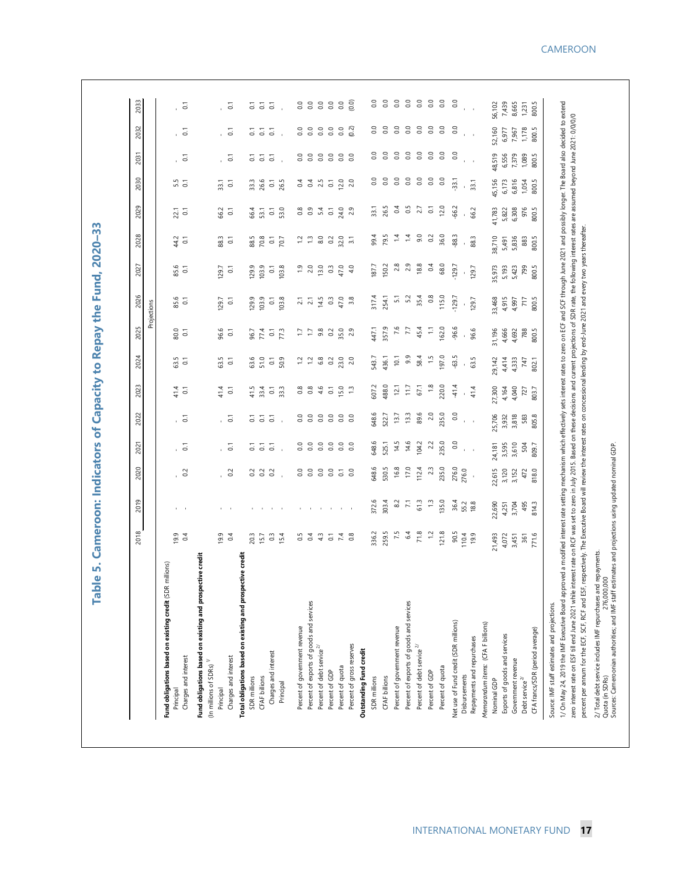# Table 5. Cameroon: Indicators of Capacity to Repay the Fund, 2020–33

| | 2018 | 2019 | 2020 | 2021 | 2022 | 2023 | 2024 | 2025 | 2026 | 2027 | 2028 | 2029 | 2030 | 2031 | 2032 | 2033 |
|---|---|---|---|---|---|---|---|---|---|---|---|---|---|---|---|---|
| | | | | | | | | | Projections | | | | | | | |
| **Fund obligations based on existing credit** (SDR millions) | | | | | | | | | | | | | | | | |
| Principal | 19.9 | - | - | - | - | 41.4 | 63.5 | 80.0 | 85.6 | 85.6 | 44.2 | 22.1 | 5.5 | - | - | - |
| Charges and interest | 0.4 | - | 0.2 | 0.1 | 0.1 | 0.1 | 0.1 | 0.1 | 0.1 | 0.1 | 0.1 | 0.1 | 0.1 | 0.1 | 0.1 | 0.1 |
| **Fund obligations based on existing and prospective credit** | | | | | | | | | | | | | | | | |
| (In millions of SDRs) [1] | | | | | | | | | | | | | | | | |
| Principal | 19.9 | - | - | - | - | 41.4 | 63.5 | 96.6 | 129.7 | 129.7 | 88.3 | 66.2 | 33.1 | - | - | - |
| Charges and interest | 0.4 | - | 0.2 | 0.1 | 0.1 | 0.1 | 0.1 | 0.1 | 0.1 | 0.1 | 0.1 | 0.1 | 0.1 | 0.1 | 0.1 | 0.1 |
| **Total obligations based on existing and prospective credit** | | | | | | | | | | | | | | | | |
| SDR millions | 20.3 | - | 0.2 | 0.1 | 0.1 | 41.5 | 63.6 | 96.7 | 129.9 | 129.9 | 88.5 | 66.4 | 33.3 | 0.1 | 0.1 | 0.1 |
| CFAF billions | 15.7 | - | 0.2 | 0.1 | 0.1 | 33.4 | 51.0 | 77.4 | 103.9 | 103.9 | 70.8 | 53.1 | 26.6 | 0.1 | 0.1 | 0.1 |
| Charges and interest | 0.3 | - | 0.2 | 0.1 | 0.1 | 0.1 | 0.1 | 0.1 | 0.1 | 0.1 | 0.1 | 0.1 | 0.1 | 0.1 | 0.1 | 0.1 |
| Principal | 15.4 | - | - | - | - | 33.3 | 50.9 | 77.3 | 103.8 | 103.8 | 70.7 | 53.0 | 26.5 | - | - | - |
| Percent of government revenue | 0.5 | - | 0.0 | 0.0 | 0.0 | 0.8 | 1.2 | 1.7 | 2.1 | 1.9 | 1.2 | 0.8 | 0.4 | 0.0 | 0.0 | 0.0 |
| Percent of exports of goods and services | 0.4 | - | 0.0 | 0.0 | 0.0 | 0.8 | 1.2 | 1.7 | 2.1 | 2.0 | 1.3 | 0.9 | 0.4 | 0.0 | 0.0 | 0.0 |
| Percent of debt service [2] | 4.3 | - | 0.0 | 0.0 | 0.0 | 4.6 | 6.8 | 9.8 | 14.5 | 13.0 | 8.0 | 5.4 | 2.5 | 0.0 | 0.0 | 0.0 |
| Percent of GDP | 0.1 | - | 0.0 | 0.0 | 0.0 | 0.1 | 0.2 | 0.2 | 0.3 | 0.3 | 0.2 | 0.1 | 0.1 | 0.0 | 0.0 | 0.0 |
| Percent of quota | 7.4 | - | 0.1 | 0.0 | 0.0 | 15.0 | 23.0 | 35.0 | 47.0 | 47.0 | 32.0 | 24.0 | 12.0 | 0.0 | 0.0 | 0.0 |
| Percent of gross reserves | 0.8 | - | 0.0 | 0.0 | 0.0 | 1.3 | 2.0 | 2.9 | 3.8 | 4.0 | 3.1 | 2.9 | 2.0 | 0.0 | (0.2) | (0.0) |
| **Outstanding Fund credit** | | | | | | | | | | | | | | | | |
| SDR millions | 336.2 | 372.6 | 648.6 | 648.6 | 648.6 | 607.2 | 543.7 | 447.1 | 317.4 | 187.7 | 99.4 | 33.1 | 0.0 | 0.0 | 0.0 | 0.0 |
| CFAF billions | 259.5 | 303.4 | 530.5 | 525.1 | 522.7 | 488.0 | 436.1 | 357.9 | 254.1 | 150.2 | 79.5 | 26.5 | 0.0 | 0.0 | 0.0 | 0.0 |
| Percent of government revenue | 7.5 | 8.2 | 16.8 | 14.5 | 13.7 | 12.1 | 10.1 | 7.6 | 5.1 | 2.8 | 1.4 | 0.4 | 0.0 | 0.0 | 0.0 | 0.0 |
| Percent of exports of goods and services | 6.4 | 7.1 | 17.0 | 14.6 | 13.3 | 11.7 | 9.9 | 7.7 | 5.2 | 2.9 | 1.4 | 0.5 | 0.0 | 0.0 | 0.0 | 0.0 |
| Percent of debt service [2] | 71.8 | 61.3 | 112.4 | 104.2 | 89.6 | 67.1 | 58.4 | 45.4 | 35.4 | 18.8 | 9.0 | 2.7 | 0.0 | 0.0 | 0.0 | 0.0 |
| Percent of GDP | 1.2 | 1.3 | 2.3 | 2.2 | 2.0 | 1.8 | 1.5 | 1.1 | 0.8 | 0.4 | 0.2 | 0.1 | 0.0 | 0.0 | 0.0 | 0.0 |
| Percent of quota | 121.8 | 135.0 | 235.0 | 235.0 | 235.0 | 220.0 | 197.0 | 162.0 | 115.0 | 68.0 | 36.0 | 12.0 | 0.0 | 0.0 | 0.0 | 0.0 |
| Net use of Fund credit (SDR millions) | 90.5 | 36.4 | 276.0 | 0.0 | 0.0 | -41.4 | -63.5 | -96.6 | -129.7 | -129.7 | -88.3 | -66.2 | -33.1 | 0.0 | 0.0 | 0.0 |
| Disbursements | 110.4 | 55.2 | 276.0 | - | - | - | - | - | - | - | - | - | - | - | - | - |
| Repayments and repurchases | 19.9 | 18.8 | - | - | - | 41.4 | 63.5 | 96.6 | 129.7 | 129.7 | 88.3 | 66.2 | 33.1 | - | - | - |
| *Memorandum items: (CFA F billions)* | | | | | | | | | | | | | | | | |
| Nominal GDP | 21,493 | 22,690 | 22,615 | 24,181 | 25,706 | 27,300 | 29,142 | 31,196 | 33,468 | 35,973 | 38,710 | 41,783 | 45,156 | 48,519 | 52,160 | 56,102 |
| Exports of goods and services | 4,072 | 4,251 | 3,120 | 3,595 | 3,932 | 4,164 | 4,414 | 4,666 | 4,915 | 5,193 | 5,491 | 5,822 | 6,173 | 6,556 | 6,977 | 7,439 |
| Government revenue | 3,451 | 3,704 | 3,152 | 3,610 | 3,818 | 4,040 | 4,333 | 4,692 | 4,997 | 5,423 | 5,836 | 6,308 | 6,816 | 7,379 | 7,967 | 8,665 |
| Debt service [2] | 361 | 495 | 472 | 504 | 583 | 727 | 747 | 788 | 717 | 799 | 883 | 976 | 1,054 | 1,089 | 1,178 | 1,231 |
| CFA francs/SDR (period average) | 771.6 | 814.3 | 818.0 | 809.7 | 805.8 | 803.7 | 802.1 | 800.5 | 800.5 | 800.5 | 800.5 | 800.5 | 800.5 | 800.5 | 800.5 | 800.5 |

Source: IMF staff estimates and projections.

1/ On May 24, 2019 the IMF Executive Board approved a modified interest rate setting mechanism which effectively sets interest rates to zero on ECF and SCF through June 2021 and possibly longer. The Board also decided to extend zero interest rate on ESF till end June 2021 while interest rate on RCF was set to zero in July 2015. Based on these decisions and current projections of SDR rate, the following interest rates are assumed beyond June 2021: 0/0/0/0 percent per annum for the ECF, SCF, RCF and ESF, respectively. The Executive Board will review the interest rates on concessional lending by end-June 2021 and every two years thereafter.

2/ Total debt service includes IMF repurchases and repayments.

Quota (in SDRs) 276,000,000

Sources: Cameroonian authorities; and IMF staff estimates and projections using updated nominal GDP.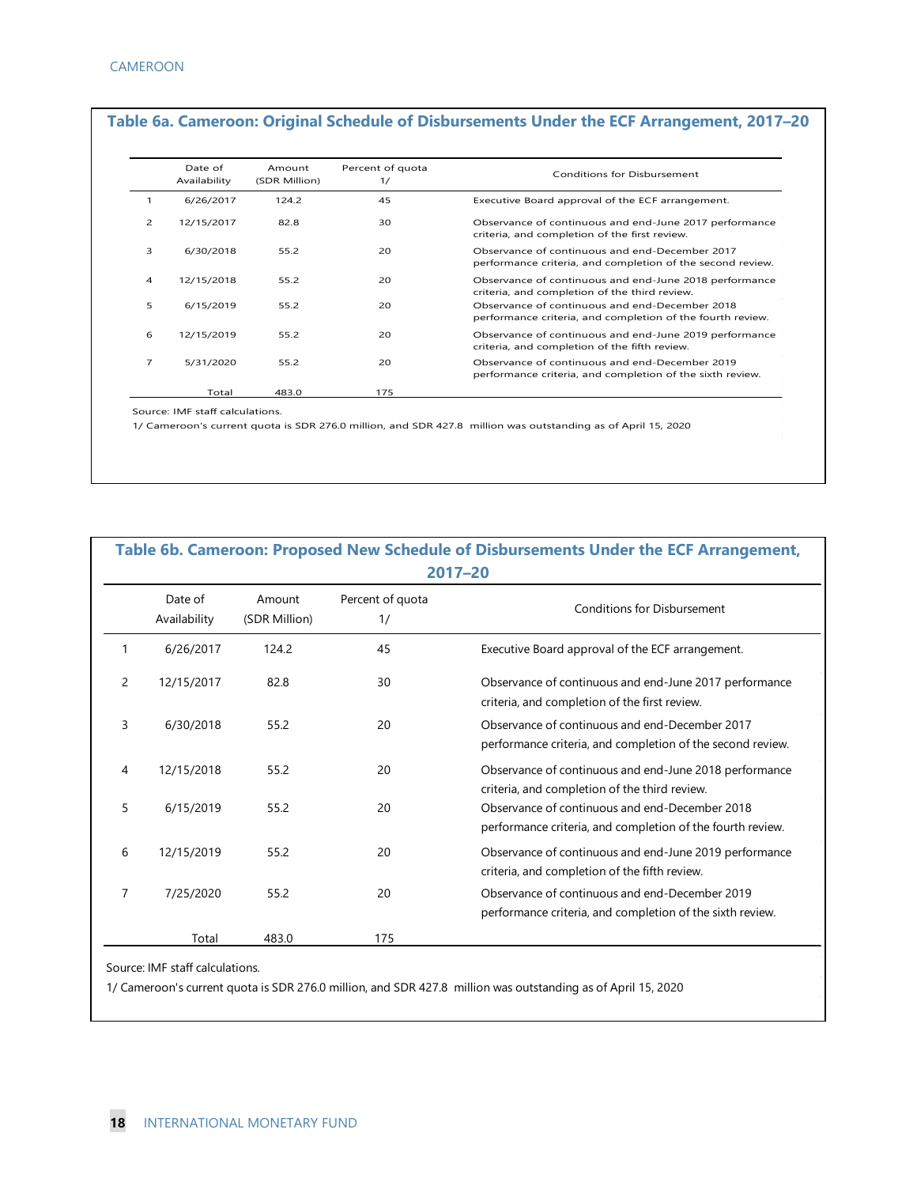### Table 6a. Cameroon: Original Schedule of Disbursements Under the ECF Arrangement, 2017–20

| | Date of Availability | Amount (SDR Million) | Percent of quota 1/ | Conditions for Disbursement |
|---|---|---|---|---|
| 1 | 6/26/2017 | 124.2 | 45 | Executive Board approval of the ECF arrangement. |
| 2 | 12/15/2017 | 82.8 | 30 | Observance of continuous and end-June 2017 performance criteria, and completion of the first review. |
| 3 | 6/30/2018 | 55.2 | 20 | Observance of continuous and end-December 2017 performance criteria, and completion of the second review. |
| 4 | 12/15/2018 | 55.2 | 20 | Observance of continuous and end-June 2018 performance criteria, and completion of the third review. |
| 5 | 6/15/2019 | 55.2 | 20 | Observance of continuous and end-December 2018 performance criteria, and completion of the fourth review. |
| 6 | 12/15/2019 | 55.2 | 20 | Observance of continuous and end-June 2019 performance criteria, and completion of the fifth review. |
| 7 | 5/31/2020 | 55.2 | 20 | Observance of continuous and end-December 2019 performance criteria, and completion of the sixth review. |
| | Total | 483.0 | 175 | |

Source: IMF staff calculations.

1/ Cameroon's current quota is SDR 276.0 million, and SDR 427.8 million was outstanding as of April 15, 2020

### Table 6b. Cameroon: Proposed New Schedule of Disbursements Under the ECF Arrangement, 2017–20

| | Date of Availability | Amount (SDR Million) | Percent of quota 1/ | Conditions for Disbursement |
|---|---|---|---|---|
| 1 | 6/26/2017 | 124.2 | 45 | Executive Board approval of the ECF arrangement. |
| 2 | 12/15/2017 | 82.8 | 30 | Observance of continuous and end-June 2017 performance criteria, and completion of the first review. |
| 3 | 6/30/2018 | 55.2 | 20 | Observance of continuous and end-December 2017 performance criteria, and completion of the second review. |
| 4 | 12/15/2018 | 55.2 | 20 | Observance of continuous and end-June 2018 performance criteria, and completion of the third review. |
| 5 | 6/15/2019 | 55.2 | 20 | Observance of continuous and end-December 2018 performance criteria, and completion of the fourth review. |
| 6 | 12/15/2019 | 55.2 | 20 | Observance of continuous and end-June 2019 performance criteria, and completion of the fifth review. |
| 7 | 7/25/2020 | 55.2 | 20 | Observance of continuous and end-December 2019 performance criteria, and completion of the sixth review. |
| | Total | 483.0 | 175 | |

Source: IMF staff calculations.

1/ Cameroon's current quota is SDR 276.0 million, and SDR 427.8 million was outstanding as of April 15, 2020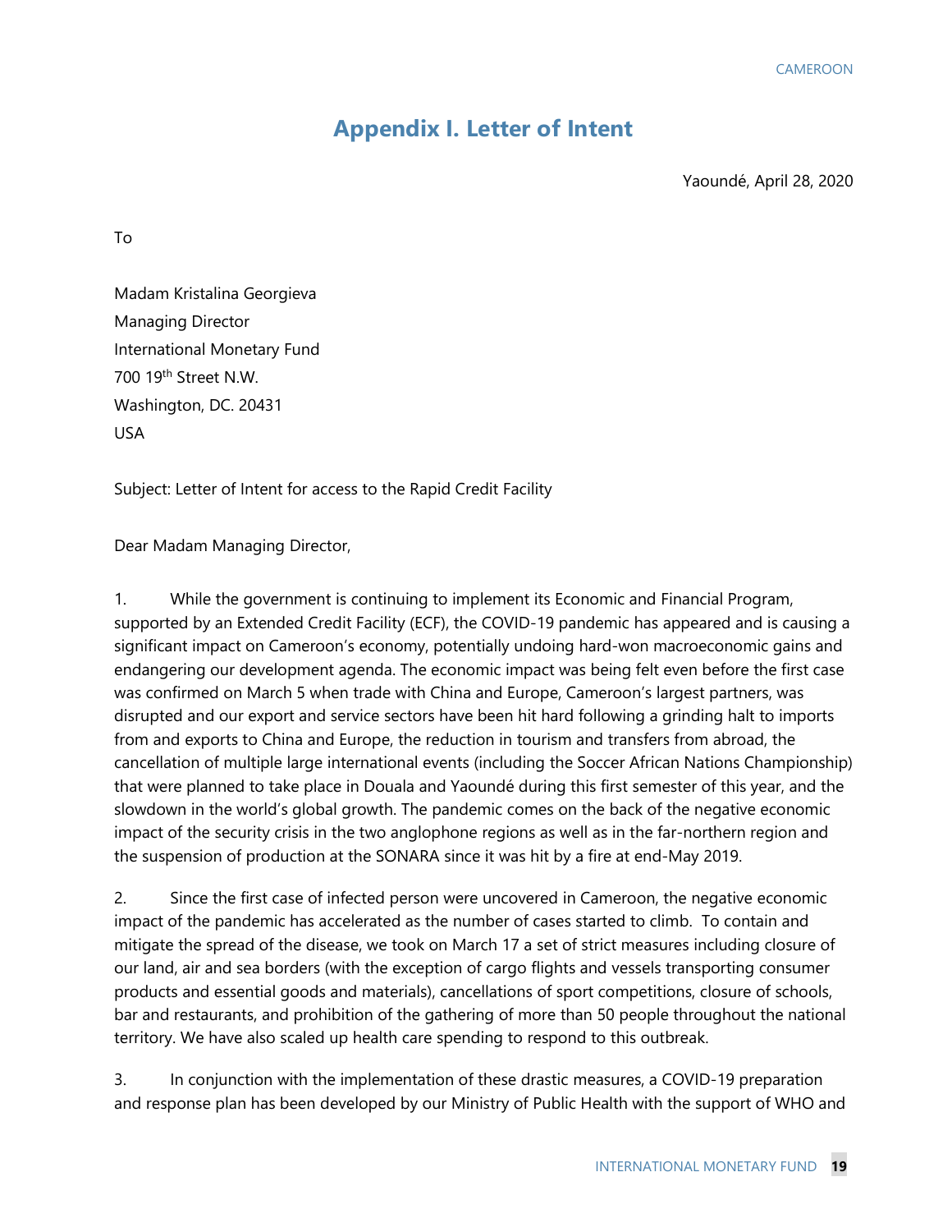## Appendix I. Letter of Intent

Yaoundé, April 28, 2020

To

Madam Kristalina Georgieva
Managing Director
International Monetary Fund
700 19th Street N.W.
Washington, DC. 20431
USA

Subject: Letter of Intent for access to the Rapid Credit Facility

Dear Madam Managing Director,

1. While the government is continuing to implement its Economic and Financial Program, supported by an Extended Credit Facility (ECF), the COVID-19 pandemic has appeared and is causing a significant impact on Cameroon's economy, potentially undoing hard-won macroeconomic gains and endangering our development agenda. The economic impact was being felt even before the first case was confirmed on March 5 when trade with China and Europe, Cameroon's largest partners, was disrupted and our export and service sectors have been hit hard following a grinding halt to imports from and exports to China and Europe, the reduction in tourism and transfers from abroad, the cancellation of multiple large international events (including the Soccer African Nations Championship) that were planned to take place in Douala and Yaoundé during this first semester of this year, and the slowdown in the world's global growth. The pandemic comes on the back of the negative economic impact of the security crisis in the two anglophone regions as well as in the far-northern region and the suspension of production at the SONARA since it was hit by a fire at end-May 2019.

2. Since the first case of infected person were uncovered in Cameroon, the negative economic impact of the pandemic has accelerated as the number of cases started to climb. To contain and mitigate the spread of the disease, we took on March 17 a set of strict measures including closure of our land, air and sea borders (with the exception of cargo flights and vessels transporting consumer products and essential goods and materials), cancellations of sport competitions, closure of schools, bar and restaurants, and prohibition of the gathering of more than 50 people throughout the national territory. We have also scaled up health care spending to respond to this outbreak.

3. In conjunction with the implementation of these drastic measures, a COVID-19 preparation and response plan has been developed by our Ministry of Public Health with the support of WHO and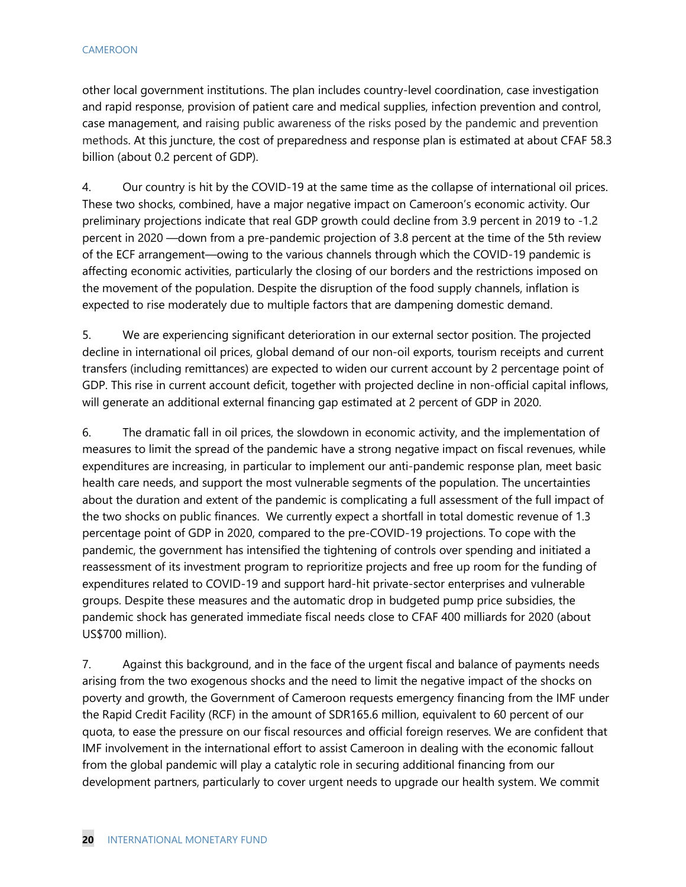other local government institutions. The plan includes country-level coordination, case investigation and rapid response, provision of patient care and medical supplies, infection prevention and control, case management, and raising public awareness of the risks posed by the pandemic and prevention methods. At this juncture, the cost of preparedness and response plan is estimated at about CFAF 58.3 billion (about 0.2 percent of GDP).

4. Our country is hit by the COVID-19 at the same time as the collapse of international oil prices. These two shocks, combined, have a major negative impact on Cameroon's economic activity. Our preliminary projections indicate that real GDP growth could decline from 3.9 percent in 2019 to -1.2 percent in 2020 —down from a pre-pandemic projection of 3.8 percent at the time of the 5th review of the ECF arrangement—owing to the various channels through which the COVID-19 pandemic is affecting economic activities, particularly the closing of our borders and the restrictions imposed on the movement of the population. Despite the disruption of the food supply channels, inflation is expected to rise moderately due to multiple factors that are dampening domestic demand.

5. We are experiencing significant deterioration in our external sector position. The projected decline in international oil prices, global demand of our non-oil exports, tourism receipts and current transfers (including remittances) are expected to widen our current account by 2 percentage point of GDP. This rise in current account deficit, together with projected decline in non-official capital inflows, will generate an additional external financing gap estimated at 2 percent of GDP in 2020.

6. The dramatic fall in oil prices, the slowdown in economic activity, and the implementation of measures to limit the spread of the pandemic have a strong negative impact on fiscal revenues, while expenditures are increasing, in particular to implement our anti-pandemic response plan, meet basic health care needs, and support the most vulnerable segments of the population. The uncertainties about the duration and extent of the pandemic is complicating a full assessment of the full impact of the two shocks on public finances. We currently expect a shortfall in total domestic revenue of 1.3 percentage point of GDP in 2020, compared to the pre-COVID-19 projections. To cope with the pandemic, the government has intensified the tightening of controls over spending and initiated a reassessment of its investment program to reprioritize projects and free up room for the funding of expenditures related to COVID-19 and support hard-hit private-sector enterprises and vulnerable groups. Despite these measures and the automatic drop in budgeted pump price subsidies, the pandemic shock has generated immediate fiscal needs close to CFAF 400 milliards for 2020 (about US$700 million).

7. Against this background, and in the face of the urgent fiscal and balance of payments needs arising from the two exogenous shocks and the need to limit the negative impact of the shocks on poverty and growth, the Government of Cameroon requests emergency financing from the IMF under the Rapid Credit Facility (RCF) in the amount of SDR165.6 million, equivalent to 60 percent of our quota, to ease the pressure on our fiscal resources and official foreign reserves. We are confident that IMF involvement in the international effort to assist Cameroon in dealing with the economic fallout from the global pandemic will play a catalytic role in securing additional financing from our development partners, particularly to cover urgent needs to upgrade our health system. We commit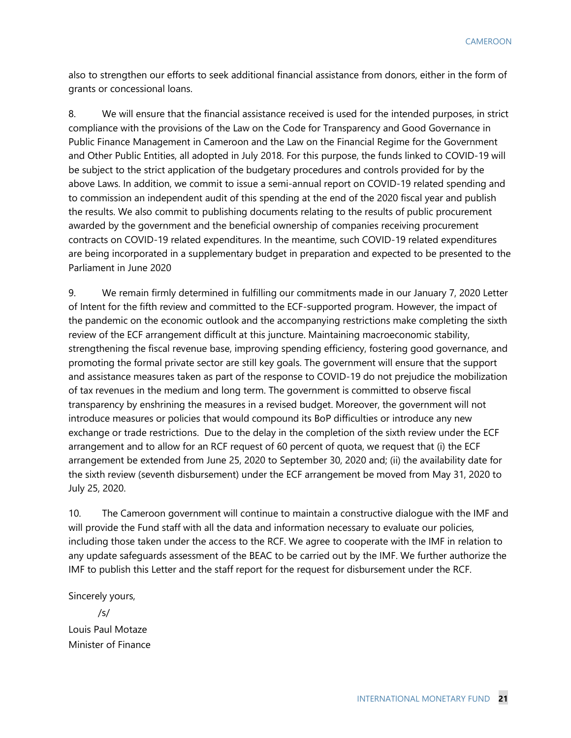also to strengthen our efforts to seek additional financial assistance from donors, either in the form of grants or concessional loans.

8. We will ensure that the financial assistance received is used for the intended purposes, in strict compliance with the provisions of the Law on the Code for Transparency and Good Governance in Public Finance Management in Cameroon and the Law on the Financial Regime for the Government and Other Public Entities, all adopted in July 2018. For this purpose, the funds linked to COVID-19 will be subject to the strict application of the budgetary procedures and controls provided for by the above Laws. In addition, we commit to issue a semi-annual report on COVID-19 related spending and to commission an independent audit of this spending at the end of the 2020 fiscal year and publish the results. We also commit to publishing documents relating to the results of public procurement awarded by the government and the beneficial ownership of companies receiving procurement contracts on COVID-19 related expenditures. In the meantime, such COVID-19 related expenditures are being incorporated in a supplementary budget in preparation and expected to be presented to the Parliament in June 2020

9. We remain firmly determined in fulfilling our commitments made in our January 7, 2020 Letter of Intent for the fifth review and committed to the ECF-supported program. However, the impact of the pandemic on the economic outlook and the accompanying restrictions make completing the sixth review of the ECF arrangement difficult at this juncture. Maintaining macroeconomic stability, strengthening the fiscal revenue base, improving spending efficiency, fostering good governance, and promoting the formal private sector are still key goals. The government will ensure that the support and assistance measures taken as part of the response to COVID-19 do not prejudice the mobilization of tax revenues in the medium and long term. The government is committed to observe fiscal transparency by enshrining the measures in a revised budget. Moreover, the government will not introduce measures or policies that would compound its BoP difficulties or introduce any new exchange or trade restrictions. Due to the delay in the completion of the sixth review under the ECF arrangement and to allow for an RCF request of 60 percent of quota, we request that (i) the ECF arrangement be extended from June 25, 2020 to September 30, 2020 and; (ii) the availability date for the sixth review (seventh disbursement) under the ECF arrangement be moved from May 31, 2020 to July 25, 2020.

10. The Cameroon government will continue to maintain a constructive dialogue with the IMF and will provide the Fund staff with all the data and information necessary to evaluate our policies, including those taken under the access to the RCF. We agree to cooperate with the IMF in relation to any update safeguards assessment of the BEAC to be carried out by the IMF. We further authorize the IMF to publish this Letter and the staff report for the request for disbursement under the RCF.

Sincerely yours,

/s/

Louis Paul Motaze  
Minister of Finance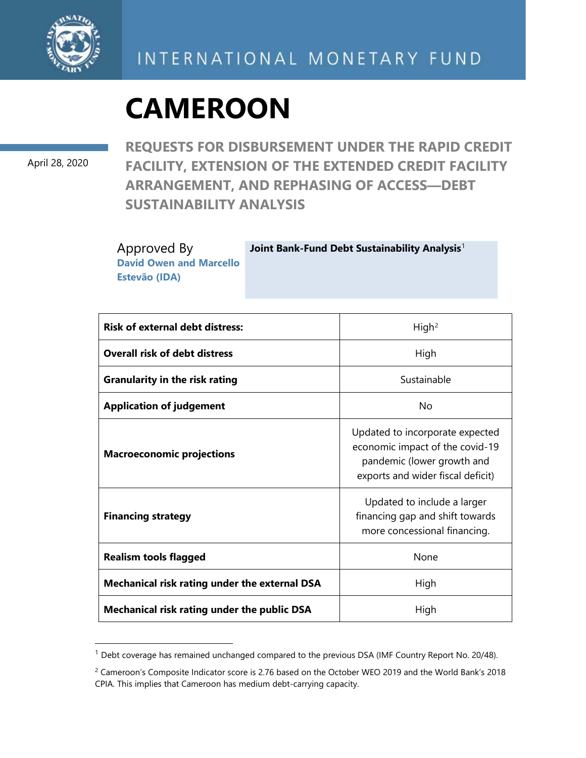INTERNATIONAL MONETARY FUND

# CAMEROON

April 28, 2020

## REQUESTS FOR DISBURSEMENT UNDER THE RAPID CREDIT FACILITY, EXTENSION OF THE EXTENDED CREDIT FACILITY ARRANGEMENT, AND REPHASING OF ACCESS—DEBT SUSTAINABILITY ANALYSIS

Approved By
**David Owen and Marcello Estevão (IDA)**

**Joint Bank-Fund Debt Sustainability Analysis**[1]

| | |
|---|---|
| **Risk of external debt distress:** | High[2] |
| **Overall risk of debt distress** | High |
| **Granularity in the risk rating** | Sustainable |
| **Application of judgement** | No |
| **Macroeconomic projections** | Updated to incorporate expected economic impact of the covid-19 pandemic (lower growth and exports and wider fiscal deficit) |
| **Financing strategy** | Updated to include a larger financing gap and shift towards more concessional financing. |
| **Realism tools flagged** | None |
| **Mechanical risk rating under the external DSA** | High |
| **Mechanical risk rating under the public DSA** | High |

[1] Debt coverage has remained unchanged compared to the previous DSA (IMF Country Report No. 20/48).

[2] Cameroon's Composite Indicator score is 2.76 based on the October WEO 2019 and the World Bank's 2018 CPIA. This implies that Cameroon has medium debt-carrying capacity.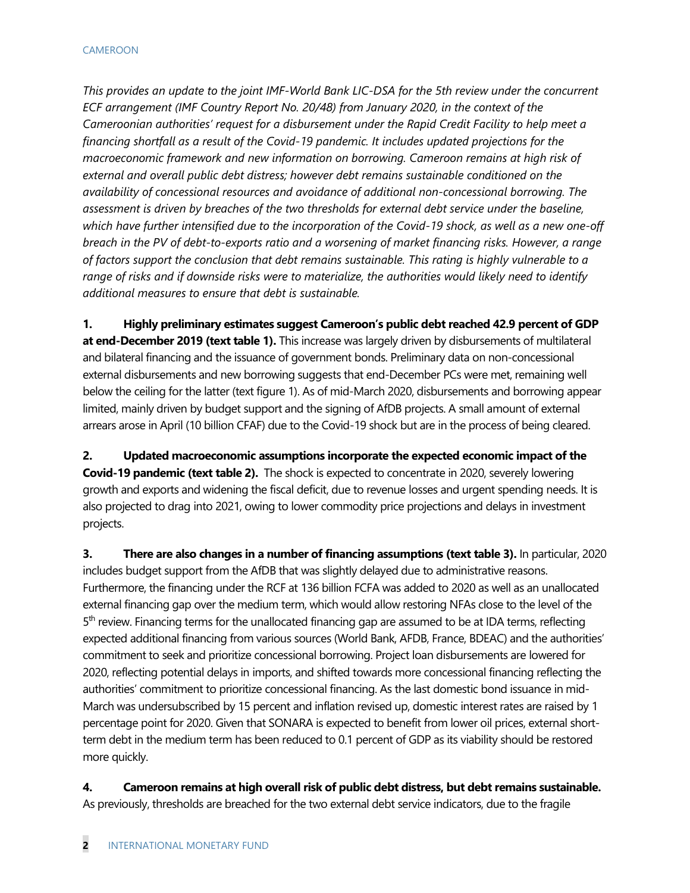*This provides an update to the joint IMF-World Bank LIC-DSA for the 5th review under the concurrent ECF arrangement (IMF Country Report No. 20/48) from January 2020, in the context of the Cameroonian authorities' request for a disbursement under the Rapid Credit Facility to help meet a financing shortfall as a result of the Covid-19 pandemic. It includes updated projections for the macroeconomic framework and new information on borrowing. Cameroon remains at high risk of external and overall public debt distress; however debt remains sustainable conditioned on the availability of concessional resources and avoidance of additional non-concessional borrowing. The assessment is driven by breaches of the two thresholds for external debt service under the baseline, which have further intensified due to the incorporation of the Covid-19 shock, as well as a new one-off breach in the PV of debt-to-exports ratio and a worsening of market financing risks. However, a range of factors support the conclusion that debt remains sustainable. This rating is highly vulnerable to a range of risks and if downside risks were to materialize, the authorities would likely need to identify additional measures to ensure that debt is sustainable.*

1. **Highly preliminary estimates suggest Cameroon's public debt reached 42.9 percent of GDP at end-December 2019 (text table 1).** This increase was largely driven by disbursements of multilateral and bilateral financing and the issuance of government bonds. Preliminary data on non-concessional external disbursements and new borrowing suggests that end-December PCs were met, remaining well below the ceiling for the latter (text figure 1). As of mid-March 2020, disbursements and borrowing appear limited, mainly driven by budget support and the signing of AfDB projects. A small amount of external arrears arose in April (10 billion CFAF) due to the Covid-19 shock but are in the process of being cleared.

2. **Updated macroeconomic assumptions incorporate the expected economic impact of the Covid-19 pandemic (text table 2).** The shock is expected to concentrate in 2020, severely lowering growth and exports and widening the fiscal deficit, due to revenue losses and urgent spending needs. It is also projected to drag into 2021, owing to lower commodity price projections and delays in investment projects.

3. **There are also changes in a number of financing assumptions (text table 3).** In particular, 2020 includes budget support from the AfDB that was slightly delayed due to administrative reasons. Furthermore, the financing under the RCF at 136 billion FCFA was added to 2020 as well as an unallocated external financing gap over the medium term, which would allow restoring NFAs close to the level of the 5th review. Financing terms for the unallocated financing gap are assumed to be at IDA terms, reflecting expected additional financing from various sources (World Bank, AFDB, France, BDEAC) and the authorities' commitment to seek and prioritize concessional borrowing. Project loan disbursements are lowered for 2020, reflecting potential delays in imports, and shifted towards more concessional financing reflecting the authorities' commitment to prioritize concessional financing. As the last domestic bond issuance in mid-March was undersubscribed by 15 percent and inflation revised up, domestic interest rates are raised by 1 percentage point for 2020. Given that SONARA is expected to benefit from lower oil prices, external short-term debt in the medium term has been reduced to 0.1 percent of GDP as its viability should be restored more quickly.

4. **Cameroon remains at high overall risk of public debt distress, but debt remains sustainable.** As previously, thresholds are breached for the two external debt service indicators, due to the fragile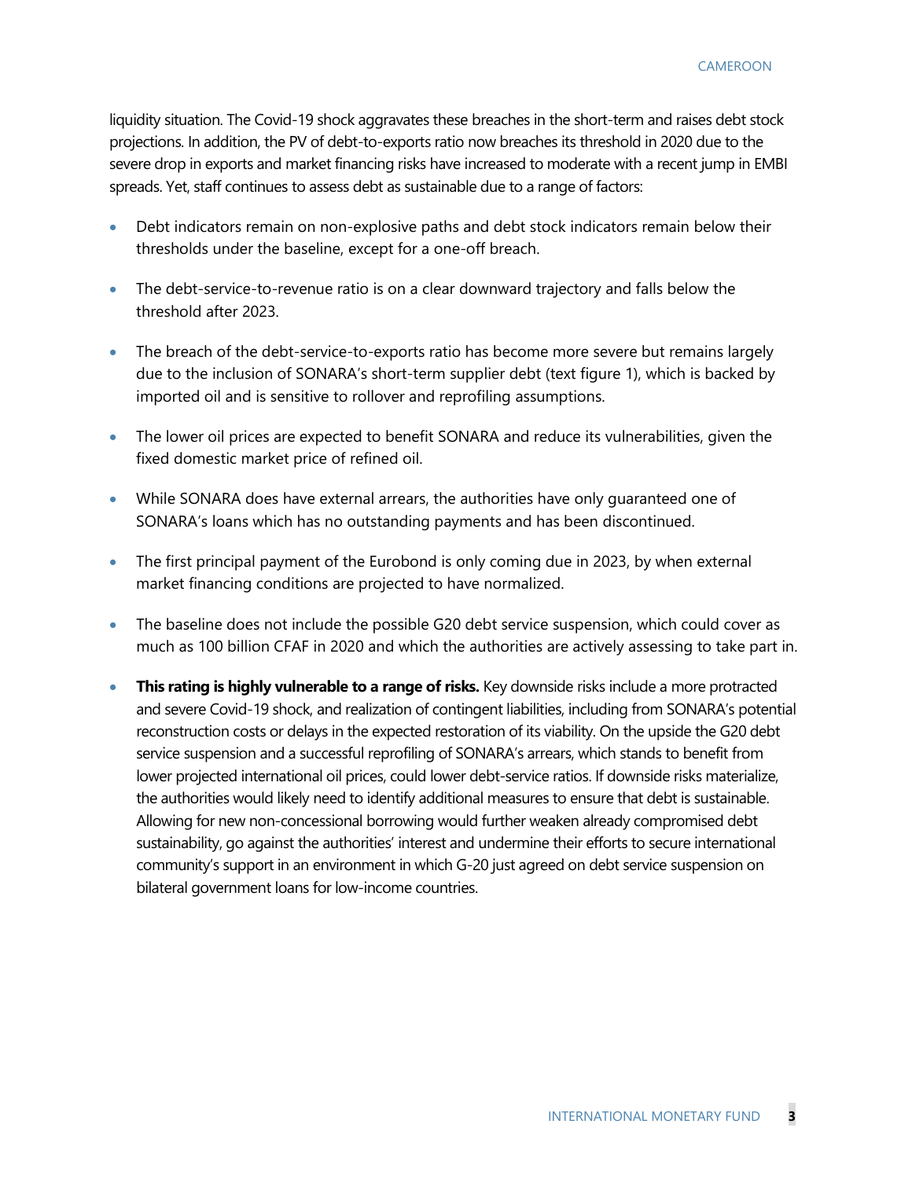liquidity situation. The Covid-19 shock aggravates these breaches in the short-term and raises debt stock projections. In addition, the PV of debt-to-exports ratio now breaches its threshold in 2020 due to the severe drop in exports and market financing risks have increased to moderate with a recent jump in EMBI spreads. Yet, staff continues to assess debt as sustainable due to a range of factors:

- Debt indicators remain on non-explosive paths and debt stock indicators remain below their thresholds under the baseline, except for a one-off breach.
- The debt-service-to-revenue ratio is on a clear downward trajectory and falls below the threshold after 2023.
- The breach of the debt-service-to-exports ratio has become more severe but remains largely due to the inclusion of SONARA's short-term supplier debt (text figure 1), which is backed by imported oil and is sensitive to rollover and reprofiling assumptions.
- The lower oil prices are expected to benefit SONARA and reduce its vulnerabilities, given the fixed domestic market price of refined oil.
- While SONARA does have external arrears, the authorities have only guaranteed one of SONARA's loans which has no outstanding payments and has been discontinued.
- The first principal payment of the Eurobond is only coming due in 2023, by when external market financing conditions are projected to have normalized.
- The baseline does not include the possible G20 debt service suspension, which could cover as much as 100 billion CFAF in 2020 and which the authorities are actively assessing to take part in.
- **This rating is highly vulnerable to a range of risks.** Key downside risks include a more protracted and severe Covid-19 shock, and realization of contingent liabilities, including from SONARA's potential reconstruction costs or delays in the expected restoration of its viability. On the upside the G20 debt service suspension and a successful reprofiling of SONARA's arrears, which stands to benefit from lower projected international oil prices, could lower debt-service ratios. If downside risks materialize, the authorities would likely need to identify additional measures to ensure that debt is sustainable. Allowing for new non-concessional borrowing would further weaken already compromised debt sustainability, go against the authorities' interest and undermine their efforts to secure international community's support in an environment in which G-20 just agreed on debt service suspension on bilateral government loans for low-income countries.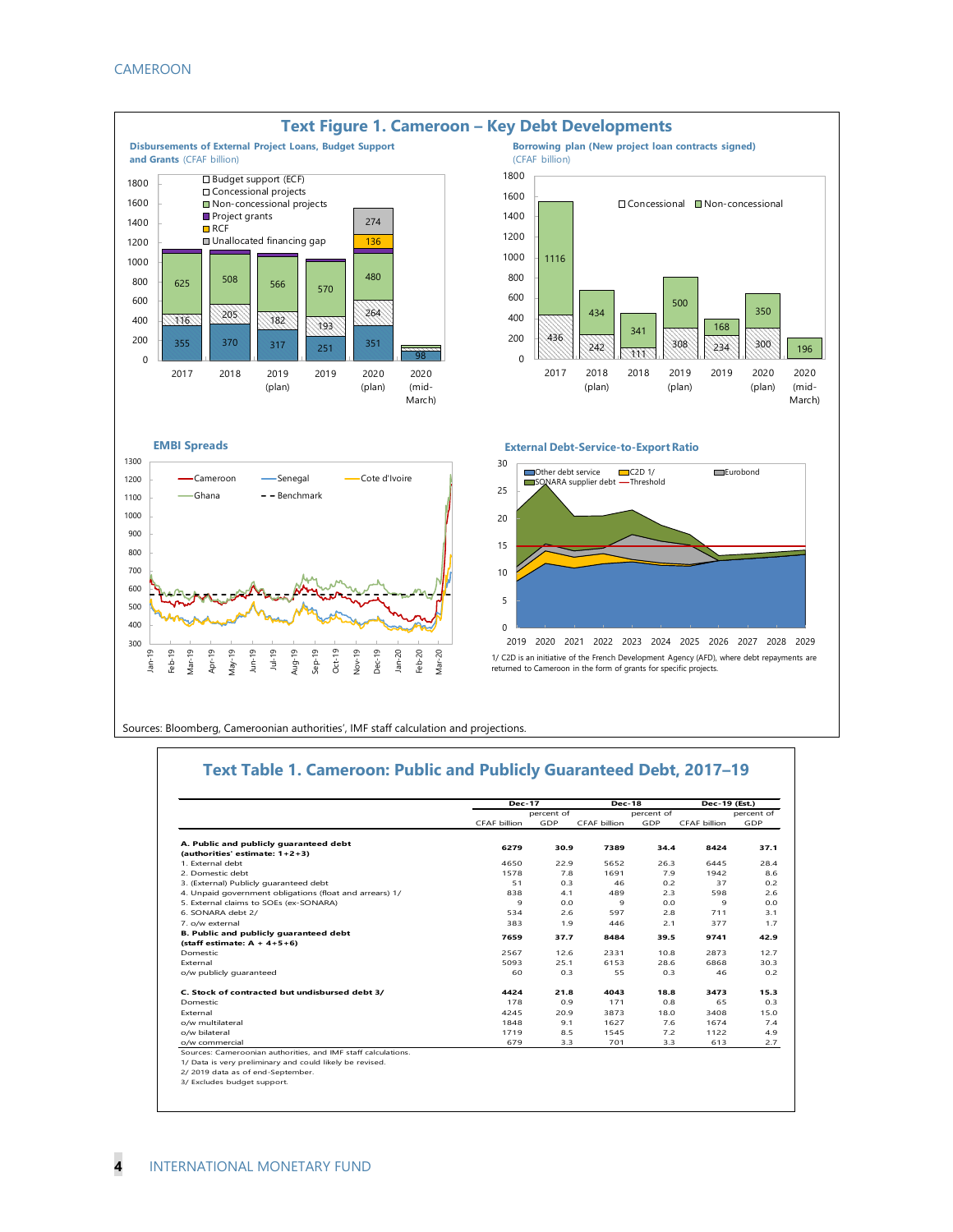# Text Figure 1. Cameroon – Key Debt Developments

**Disbursements of External Project Loans, Budget Support and Grants** (CFAF billion)

| | 2017 | 2018 | 2019 (plan) | 2019 | 2020 (plan) | 2020 (mid-March) |
|---|---|---|---|---|---|---|
| Budget support (ECF) | 355 | 370 | 317 | 251 | 351 | 98 |
| Concessional projects | 116 | 205 | 182 | 193 | 264 | |
| Non-concessional projects | 625 | 508 | 566 | 570 | 480 | |
| RCF | | | | | 136 | |
| Unallocated financing gap | | | | | 274 | |

**Borrowing plan (New project loan contracts signed)** (CFAF billion)

| | 2017 | 2018 (plan) | 2018 | 2019 (plan) | 2019 | 2020 (plan) | 2020 (mid-March) |
|---|---|---|---|---|---|---|---|
| Concessional | 436 | 242 | 111 | 308 | 234 | 300 | |
| Non-concessional | 1116 | 434 | 341 | 500 | 168 | 350 | 196 |

**EMBI Spreads**

Legend: Cameroon, Senegal, Cote d'Ivoire, Ghana, Benchmark

**External Debt-Service-to-Export Ratio**

Legend: Other debt service, C2D 1/, Eurobond, SONARA supplier debt, Threshold

1/ C2D is an initiative of the French Development Agency (AFD), where debt repayments are returned to Cameroon in the form of grants for specific projects.

Sources: Bloomberg, Cameroonian authorities', IMF staff calculation and projections.

# Text Table 1. Cameroon: Public and Publicly Guaranteed Debt, 2017–19

| | Dec-17 | | Dec-18 | | Dec-19 (Est.) | |
|---|---|---|---|---|---|---|
| | CFAF billion | percent of GDP | CFAF billion | percent of GDP | CFAF billion | percent of GDP |
| **A. Public and publicly guaranteed debt (authorities' estimate: 1+2+3)** | **6279** | **30.9** | **7389** | **34.4** | **8424** | **37.1** |
| 1. External debt | 4650 | 22.9 | 5652 | 26.3 | 6445 | 28.4 |
| 2. Domestic debt | 1578 | 7.8 | 1691 | 7.9 | 1942 | 8.6 |
| 3. (External) Publicly guaranteed debt | 51 | 0.3 | 46 | 0.2 | 37 | 0.2 |
| 4. Unpaid government obligations (float and arrears) 1/ | 838 | 4.1 | 489 | 2.3 | 598 | 2.6 |
| 5. External claims to SOEs (ex-SONARA) | 9 | 0.0 | 9 | 0.0 | 9 | 0.0 |
| 6. SONARA debt 2/ | 534 | 2.6 | 597 | 2.8 | 711 | 3.1 |
| 7. o/w external | 383 | 1.9 | 446 | 2.1 | 377 | 1.7 |
| **B. Public and publicly guaranteed debt (staff estimate: A + 4+5+6)** | **7659** | **37.7** | **8484** | **39.5** | **9741** | **42.9** |
| Domestic | 2567 | 12.6 | 2331 | 10.8 | 2873 | 12.7 |
| External | 5093 | 25.1 | 6153 | 28.6 | 6868 | 30.3 |
| o/w publicly guaranteed | 60 | 0.3 | 55 | 0.3 | 46 | 0.2 |
| **C. Stock of contracted but undisbursed debt 3/** | **4424** | **21.8** | **4043** | **18.8** | **3473** | **15.3** |
| Domestic | 178 | 0.9 | 171 | 0.8 | 65 | 0.3 |
| External | 4245 | 20.9 | 3873 | 18.0 | 3408 | 15.0 |
| o/w multilateral | 1848 | 9.1 | 1627 | 7.6 | 1674 | 7.4 |
| o/w bilateral | 1719 | 8.5 | 1545 | 7.2 | 1122 | 4.9 |
| o/w commercial | 679 | 3.3 | 701 | 3.3 | 613 | 2.7 |

Sources: Cameroonian authorities, and IMF staff calculations.

1/ Data is very preliminary and could likely be revised.

2/ 2019 data as of end-September.

3/ Excludes budget support.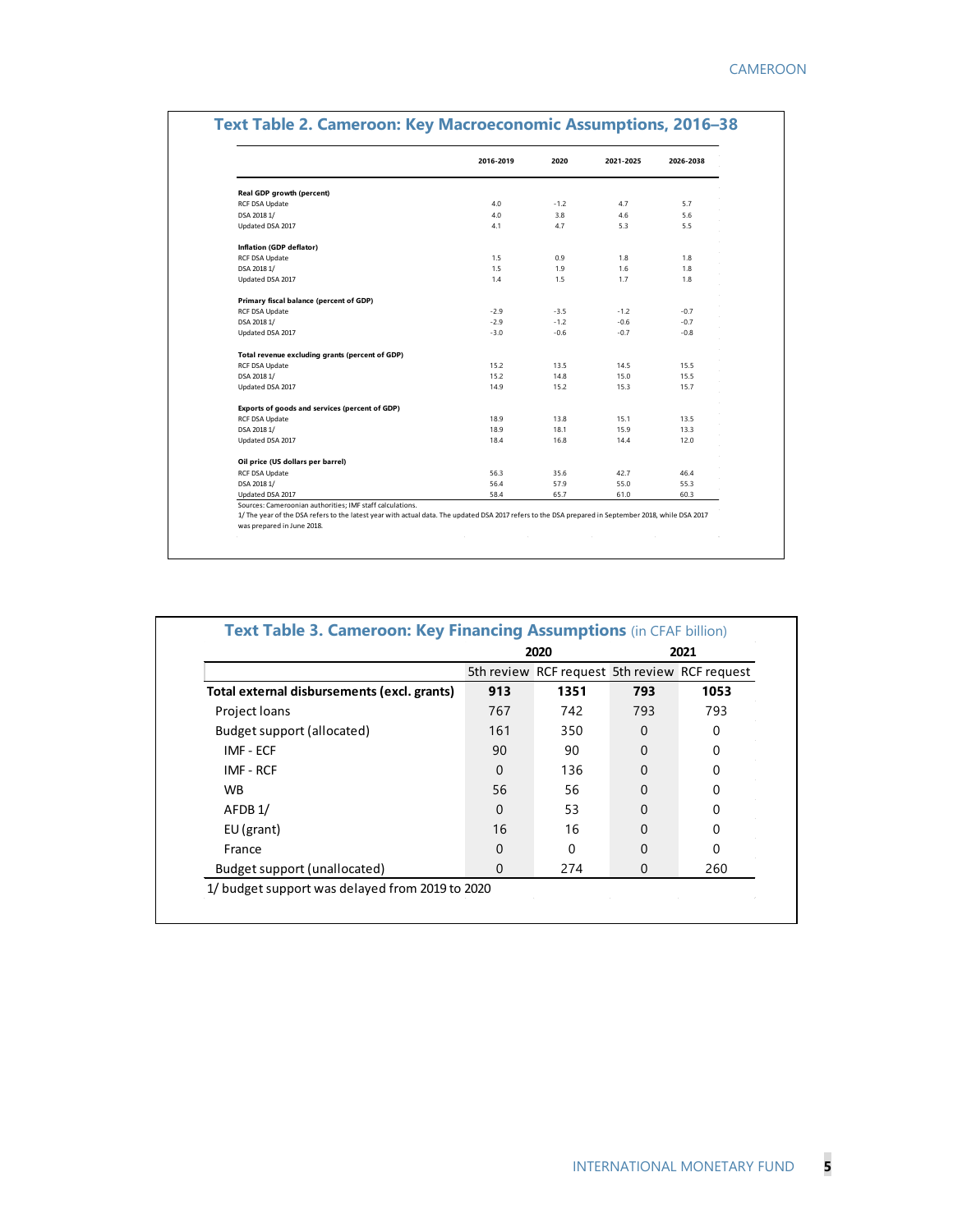### Text Table 2. Cameroon: Key Macroeconomic Assumptions, 2016–38

| | 2016-2019 | 2020 | 2021-2025 | 2026-2038 |
|---|---|---|---|---|
| **Real GDP growth (percent)** | | | | |
| RCF DSA Update | 4.0 | -1.2 | 4.7 | 5.7 |
| DSA 2018 1/ | 4.0 | 3.8 | 4.6 | 5.6 |
| Updated DSA 2017 | 4.1 | 4.7 | 5.3 | 5.5 |
| **Inflation (GDP deflator)** | | | | |
| RCF DSA Update | 1.5 | 0.9 | 1.8 | 1.8 |
| DSA 2018 1/ | 1.5 | 1.9 | 1.6 | 1.8 |
| Updated DSA 2017 | 1.4 | 1.5 | 1.7 | 1.8 |
| **Primary fiscal balance (percent of GDP)** | | | | |
| RCF DSA Update | -2.9 | -3.5 | -1.2 | -0.7 |
| DSA 2018 1/ | -2.9 | -1.2 | -0.6 | -0.7 |
| Updated DSA 2017 | -3.0 | -0.6 | -0.7 | -0.8 |
| **Total revenue excluding grants (percent of GDP)** | | | | |
| RCF DSA Update | 15.2 | 13.5 | 14.5 | 15.5 |
| DSA 2018 1/ | 15.2 | 14.8 | 15.0 | 15.5 |
| Updated DSA 2017 | 14.9 | 15.2 | 15.3 | 15.7 |
| **Exports of goods and services (percent of GDP)** | | | | |
| RCF DSA Update | 18.9 | 13.8 | 15.1 | 13.5 |
| DSA 2018 1/ | 18.9 | 18.1 | 15.9 | 13.3 |
| Updated DSA 2017 | 18.4 | 16.8 | 14.4 | 12.0 |
| **Oil price (US dollars per barrel)** | | | | |
| RCF DSA Update | 56.3 | 35.6 | 42.7 | 46.4 |
| DSA 2018 1/ | 56.4 | 57.9 | 55.0 | 55.3 |
| Updated DSA 2017 | 58.4 | 65.7 | 61.0 | 60.3 |

Sources: Cameroonian authorities; IMF staff calculations.
1/ The year of the DSA refers to the latest year with actual data. The updated DSA 2017 refers to the DSA prepared in September 2018, while DSA 2017 was prepared in June 2018.

### Text Table 3. Cameroon: Key Financing Assumptions (in CFAF billion)

| | 2020 | | 2021 | |
|---|---|---|---|---|
| | 5th review | RCF request | 5th review | RCF request |
| **Total external disbursements (excl. grants)** | **913** | **1351** | **793** | **1053** |
| Project loans | 767 | 742 | 793 | 793 |
| Budget support (allocated) | 161 | 350 | 0 | 0 |
| IMF - ECF | 90 | 90 | 0 | 0 |
| IMF - RCF | 0 | 136 | 0 | 0 |
| WB | 56 | 56 | 0 | 0 |
| AFDB 1/ | 0 | 53 | 0 | 0 |
| EU (grant) | 16 | 16 | 0 | 0 |
| France | 0 | 0 | 0 | 0 |
| Budget support (unallocated) | 0 | 274 | 0 | 260 |

1/ budget support was delayed from 2019 to 2020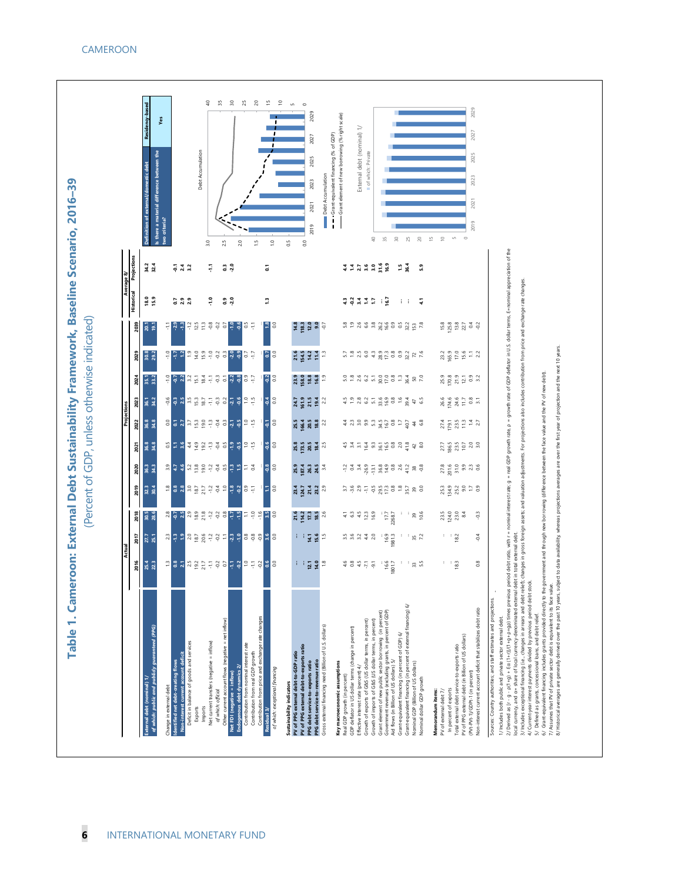# Table 1. Cameroon: External Debt Sustainability Framework, Baseline Scenario, 2016–39

(Percent of GDP, unless otherwise indicated)

| | Actual | | | Projections | | | | | | | | Average 8/ | |
|---|---|---|---|---|---|---|---|---|---|---|---|---|---|
| | 2016 | 2017 | 2018 | 2019 | 2020 | 2021 | 2022 | 2023 | 2024 | 2029 | 2039 | Historical | Projections |
| **External debt (nominal) 1/** | 25.4 | 27.7 | 30.5 | 32.3 | 36.3 | 36.8 | 36.8 | 36.1 | 35.1 | 30.8 | 20.1 | 18.0 | 34.2 |
| *of which: public and publicly guaranteed (PPG)* | 22.3 | 25.1 | 28.6 | 30.4 | 34.3 | 34.8 | 34.8 | 34.2 | 33.2 | 29.2 | 19.1 | 15.9 | 32.4 |
| | | | | | | | | | | | | | |
| Change in external debt | 1.3 | 2.3 | 2.8 | 1.8 | 3.9 | 0.5 | 0.0 | -0.6 | -1.0 | -1.0 | -1.1 | | |
| **Identified net debt-creating flows** | 0.8 | -1.3 | -0.7 | 0.8 | 4.7 | 1.1 | 0.1 | -0.3 | -0.7 | -1.7 | -2.9 | 0.7 | -0.1 |
| **Non-interest current account deficit** | 2.1 | 1.9 | 2.5 | 2.8 | 4.6 | 3.6 | 2.7 | 2.5 | 2.2 | 1.2 | -1.3 | 2.9 | 2.4 |
| Deficit in balance of goods and services | 2.5 | 2.0 | 2.9 | 3.0 | 4.7 | 4.4 | 3.7 | 3.5 | 3.2 | 1.9 | -1.2 | 2.9 | 3.2 |
| Exports | 19.2 | 18.7 | 18.9 | 18.7 | 13.8 | 14.9 | 15.3 | 15.3 | 15.1 | 14.0 | 12.5 | | |
| Imports | 21.7 | 20.6 | 21.8 | 21.7 | 19.0 | 19.2 | 19.0 | 18.7 | 18.4 | 15.9 | 11.3 | | |
| Net current transfers (negative = inflow) | -1.1 | -1.2 | -1.2 | -1.2 | -1.2 | -1.3 | -1.3 | -1.1 | -1.1 | -1.0 | -0.8 | -1.0 | -1.1 |
| *of which: official* | -0.2 | -0.2 | -0.2 | -0.4 | -0.4 | -0.4 | -0.4 | -0.3 | -0.3 | -0.2 | -0.2 | | |
| Other current account flows (negative = net inflow) | 0.7 | 1.1 | 0.8 | 1.0 | 0.5 | 0.5 | 0.3 | 0.2 | 0.1 | 0.3 | 0.7 | 0.9 | 0.3 |
| **Net FDI (negative = inflow)** | -1.1 | -2.3 | -1.7 | -1.8 | -1.3 | -1.9 | -2.1 | -2.1 | -2.2 | -2.0 | -1.0 | -2.0 | -2.0 |
| **Endogenous debt dynamics 2/** | -0.2 | -1.0 | -1.5 | -0.2 | 1.5 | -0.5 | -0.5 | -0.6 | -0.8 | -0.9 | -0.6 | | |
| Contribution from nominal interest rate | 1.0 | 0.8 | 1.1 | 0.9 | 1.1 | 1.0 | 1.0 | 1.0 | 0.9 | 0.7 | 0.5 | | |
| Contribution from real GDP growth | -1.1 | -0.8 | -1.0 | -1.1 | 0.4 | -1.5 | -1.5 | -1.5 | -1.7 | -1.7 | -1.1 | | |
| Contribution from price and exchange rate changes | -0.2 | -0.9 | -1.6 | ... | ... | ... | ... | ... | ... | ... | ... | | |
| **Residual 3/** | 0.6 | 3.6 | 3.5 | 1.1 | -0.8 | -0.6 | -0.1 | -0.4 | -0.2 | 0.7 | 1.8 | 1.3 | 0.1 |
| *of which: exceptional financing* | 0.0 | 0.0 | 0.0 | 0.0 | 0.0 | 0.0 | 0.0 | 0.0 | 0.0 | 0.0 | 0.0 | | |
| | | | | | | | | | | | | | |
| **Sustainability indicators** | | | | | | | | | | | | | |
| **PV of PPG external debt-to-GDP ratio** | ... | ... | 21.6 | 23.4 | 25.9 | 25.8 | 25.5 | 24.7 | 23.9 | 21.6 | 14.8 | | |
| **PV of PPG external debt-to-exports ratio** | ... | ... | 114.2 | 124.7 | 187.4 | 173.5 | 166.4 | 161.9 | 158.0 | 154.5 | 118.3 | | |
| **PPG debt service-to-exports ratio** | 12.1 | 14.1 | 17.3 | 21.4 | 26.3 | 20.5 | 18.8 | 21.5 | 18.8 | 14.2 | 12.0 | | |
| **PPG debt service-to-revenue ratio** | 14.0 | 15.6 | 18.5 | 23.2 | 24.5 | 18.4 | 18.8 | 19.4 | 16.8 | 11.4 | 9.0 | | |
| Gross external financing need (Billion of U.S. dollars) | 1.8 | 1.5 | 2.6 | 2.9 | 3.4 | 2.5 | 2.2 | 2.2 | 1.9 | 1.3 | -0.7 | | |
| | | | | | | | | | | | | | |
| **Key macroeconomic assumptions** | | | | | | | | | | | | | |
| Real GDP growth (in percent) | 4.6 | 3.5 | 4.1 | 3.7 | -1.2 | 4.5 | 4.4 | 4.5 | 5.0 | 5.7 | 5.8 | 4.3 | 4.4 |
| GDP deflator in US dollar terms (change in percent) | 0.8 | 3.6 | 6.3 | -3.6 | 0.4 | 3.4 | 2.3 | 1.9 | 1.8 | 1.8 | 1.9 | -0.2 | 1.4 |
| Effective interest rate (percent) 4/ | 4.5 | 3.2 | 4.5 | 2.9 | 3.4 | 3.1 | 3.0 | 2.8 | 2.6 | 2.5 | 2.6 | 3.4 | 2.7 |
| Growth of exports of G&S (US dollar terms, in percent) | -7.1 | 4.4 | 12.3 | -1.1 | -26.9 | 16.4 | 9.9 | 6.2 | 6.2 | 6.0 | 6.6 | 1.4 | 3.6 |
| Growth of imports of G&S (US dollar terms, in percent) | -9.1 | 2.0 | 16.9 | -0.5 | -13.1 | 9.3 | 5.3 | 5.1 | 5.1 | 4.3 | 3.8 | 1.7 | 3.0 |
| Grant element of new public sector borrowing (in percent) | ... | ... | ... | 29.5 | 36.8 | 36.1 | 34.5 | 33.6 | 30.0 | 28.9 | 26.2 | ... | 31.6 |
| Government revenues (excluding grants, in percent of GDP) | 16.6 | 16.9 | 17.7 | 17.3 | 14.9 | 16.5 | 16.7 | 16.9 | 17.0 | 17.3 | 16.6 | 16.7 | 16.9 |
| Aid flows (in Billion of US dollars) 5/ | 1801.7 | 1981.3 | 2268.7 | 0.8 | 0.8 | 0.8 | 0.8 | 0.8 | 0.8 | 0.8 | 0.9 | | |
| Grant-equivalent financing (in percent of GDP) 6/ | ... | ... | ... | 1.8 | 2.6 | 2.0 | 1.7 | 1.6 | 1.3 | 0.9 | 0.5 | ... | 1.5 |
| Grant-equivalent financing (in percent of external financing) 6/ | ... | ... | ... | 35.7 | 41.2 | 41.8 | 40.7 | 39.4 | 36.4 | 32.2 | 32.2 | ... | 36.4 |
| Nominal GDP (Billion of US dollars) | 33 | 35 | 39 | 39 | 38 | 42 | 44 | 47 | 50 | 72 | 153 | | |
| Nominal dollar GDP growth | 5.5 | 7.2 | 10.6 | 0.0 | -0.8 | 8.0 | 6.8 | 6.5 | 7.0 | 7.6 | 7.8 | 4.1 | 5.9 |
| | | | | | | | | | | | | | |
| **Memorandum items:** | | | | | | | | | | | | | |
| PV of external debt 7/ | ... | ... | 23.5 | 25.3 | 27.8 | 27.7 | 27.4 | 26.6 | 25.9 | 23.2 | 15.8 | | |
| In percent of exports | ... | ... | 124.0 | 134.9 | 201.6 | 186.5 | 179.1 | 174.6 | 170.8 | 165.9 | 125.8 | | |
| Total external debt service-to-exports ratio | 18.3 | 18.2 | 23.0 | 25.2 | 31.0 | 23.5 | 23.5 | 24.6 | 21.9 | 17.0 | 13.8 | | |
| PV of PPG external debt (in Billion of US dollars) | | | 8.4 | 9.0 | 9.9 | 10.7 | 11.3 | 11.7 | 12.1 | 15.6 | 22.7 | | |
| (PVt-PVt-1)/GDPt-1 (in percent) | | | | 1.7 | 2.3 | 2.0 | 1.4 | 0.8 | 0.9 | 1.1 | 0.4 | | |
| Non-interest current account deficit that stabilizes debt ratio | 0.8 | -0.4 | -0.3 | 0.9 | 0.6 | 3.0 | 2.7 | 3.1 | 3.2 | 2.2 | -0.2 | | |

| Definition of external/domestic debt | Residency-based |
|---|---|
| Is there a material difference between the two criteria? | Yes |

Debt Accumulation
- Debt Accumulation
- Grant-equivalent financing (% of GDP)
- Grant element of new borrowing (% right scale)

External debt (nominal) 1/
- of which: Private

Sources: Country authorities; and staff estimates and projections.

1/ Includes both public and private sector external debt.

2/ Derived as $[r - g - \rho(1+g) + \varepsilon\alpha(1+r)]/(1+g+\rho+g\rho)$ times previous period debt ratio, with r = nominal interest rate; g = real GDP growth rate, ρ = growth rate of GDP deflator in U.S. dollar terms, ε=nominal appreciation of the local currency, and α= share of local currency-denominated external debt in total external debt.

3/ Includes exceptional financing (i.e., changes in arrears and debt relief); changes in gross foreign assets; and valuation adjustments. For projections also includes contribution from price and exchange rate changes.

4/ Current-year interest payments divided by previous period debt stock.

5/ Defined as grants, concessional loans, and debt relief.

6/ Grant-equivalent financing includes grants provided directly to the government and through new borrowing (difference between the face value and the PV of new debt).

7/ Assumes that PV of private sector debt is equivalent to its face value.

8/ Historical averages are generally derived over the past 10 years, subject to data availability, whereas projections averages are over the first year of projection and the next 10 years.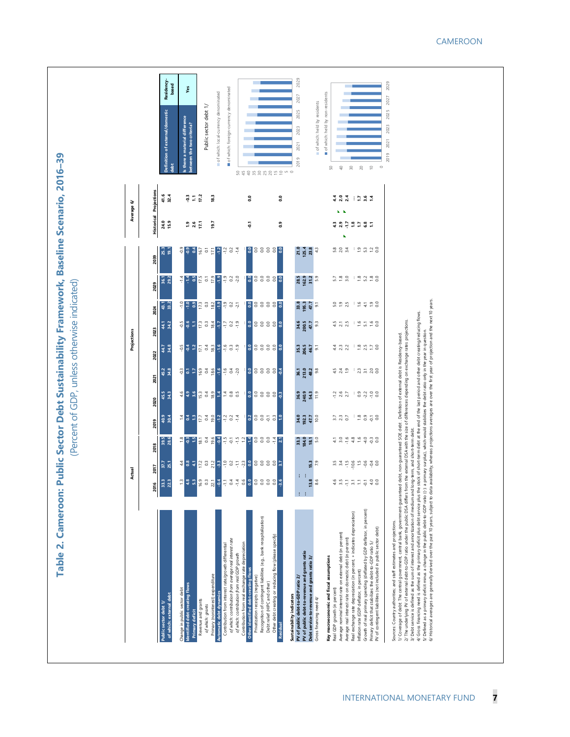# Table 2. Cameroon: Public Sector Debt Sustainability Framework, Baseline Scenario, 2016–39

(Percent of GDP, unless otherwise indicated)

| | Actual | | | Projections | | | | | | | | Average 6/ | |
|---|---|---|---|---|---|---|---|---|---|---|---|---|---|
| | 2016 | 2017 | 2018 | 2019 | 2020 | 2021 | 2022 | 2023 | 2024 | 2029 | 2039 | Historical | Projections |
| **Public sector debt 1/** | 33.3 | 37.7 | 39.5 | 40.9 | 45.5 | 45.2 | 44.7 | 44.1 | 43.1 | 36.1 | 25.3 | 24.0 | 41.6 |
| **of which: external debt** | 22.3 | 25.1 | 28.6 | 30.4 | 34.3 | 34.8 | 34.8 | 34.2 | 33.2 | 29.2 | 19.1 | 15.9 | 32.4 |
| Change in public sector debt | 1.3 | 4.4 | 1.8 | 1.4 | 4.6 | -0.3 | -0.5 | -0.5 | -1.0 | -1.4 | -0.9 | | |
| **Identified debt-creating flows** | 4.8 | 0.8 | -0.3 | 0.4 | 4.9 | 0.1 | -0.4 | -0.6 | -1.0 | -1.4 | -0.9 | 1.9 | -0.3 |
| **Primary deficit** | 5.3 | 4.1 | 1.5 | 1.3 | 3.6 | 1.7 | 1.2 | 1.1 | 0.9 | 0.5 | 0.4 | 2.6 | 1.1 |
| Revenue and grants | 16.9 | 17.2 | 18.1 | 17.7 | 15.3 | 16.9 | 17.1 | 17.3 | 17.3 | 17.5 | 16.7 | 17.1 | 17.2 |
| of which: grants | 0.3 | 0.3 | 0.4 | 0.4 | 0.4 | 0.4 | 0.4 | 0.3 | 0.3 | 0.1 | 0.1 | | |
| Primary (noninterest) expenditure | 22.1 | 21.2 | 19.6 | 19.0 | 18.9 | 18.6 | 18.3 | 18.4 | 18.2 | 17.9 | 17.1 | 19.7 | 18.3 |
| **Automatic debt dynamics** | -0.4 | 3.3 | -0.4 | -1.2 | 1.4 | -1.6 | -1.6 | -1.7 | -1.9 | -1.9 | -1.2 | | |
| Contribution from interest rate/growth differential | -1.1 | -1.0 | -1.5 | -1.2 | 1.4 | -1.6 | -1.6 | -1.7 | -1.9 | -1.9 | -1.2 | | |
| of which: contribution from average real interest rate | 0.4 | 0.2 | -0.1 | 0.2 | 0.8 | 0.4 | 0.3 | 0.2 | 0.2 | 0.2 | 0.2 | | |
| of which: contribution from real GDP growth | -1.4 | -1.1 | -1.5 | -1.4 | 0.5 | -2.0 | -1.9 | -1.9 | -2.1 | -2.0 | -1.4 | | |
| Contribution from real exchange rate depreciation | 0.6 | -2.3 | 1.2 | ... | ... | ... | ... | ... | ... | ... | ... | | |
| **Other identified debt-creating flows** | 0.0 | 0.0 | -1.4 | 0.2 | 0.0 | 0.0 | 0.0 | 0.0 | 0.0 | 0.0 | 0.0 | -0.1 | 0.0 |
| Privatization receipts (negative) | 0.0 | 0.0 | 0.0 | 0.0 | 0.0 | 0.0 | 0.0 | 0.0 | 0.0 | 0.0 | 0.0 | | |
| Recognition of contingent liabilities (e.g., bank recapitalization) | 0.0 | 0.0 | 0.0 | 0.0 | 0.0 | 0.0 | 0.0 | 0.0 | 0.0 | 0.0 | 0.0 | | |
| Debt relief (HIPC and other) | 0.0 | 0.0 | 0.0 | 0.0 | 0.0 | 0.0 | 0.0 | 0.0 | 0.0 | 0.0 | 0.0 | | |
| Other debt creating or reducing flow (please specify) | 0.0 | 0.0 | -1.4 | 0.3 | 0.0 | 0.0 | 0.0 | 0.0 | 0.0 | 0.0 | 0.0 | | |
| **Residual** | -3.6 | 3.7 | 2.1 | 1.0 | -0.3 | -0.4 | 0.0 | 0.0 | 0.0 | 0.0 | 0.0 | 0.9 | 0.0 |
| **Sustainability indicators** | | | | | | | | | | | | | |
| **PV of public debt-to-GDP ratio 2/** | ... | ... | 33.3 | 34.0 | 36.9 | 36.1 | 35.3 | 34.6 | 33.8 | 28.5 | 21.0 | | |
| **PV of public debt-to-revenue and grants ratio** | ... | ... | 184.0 | 192.3 | 240.9 | 213.0 | 206.5 | 200.5 | 195.3 | 162.9 | 125.4 | | |
| **Debt service-to-revenue and grants ratio 3/** | 13.8 | 15.3 | 18.1 | 47.7 | 54.3 | 48.2 | 46.7 | 47.7 | 47.7 | 31.2 | 23.8 | | |
| Gross financing need 4/ | 8.6 | 7.9 | 5.0 | 10.0 | 11.9 | 9.8 | 9.1 | 9.3 | 9.1 | 5.9 | 4.3 | | |
| **Key macroeconomic and fiscal assumptions** | | | | | | | | | | | | | |
| Real GDP growth (in percent) | 4.6 | 3.5 | 4.1 | 3.7 | -1.2 | 4.5 | 4.4 | 4.5 | 5.0 | 5.7 | 5.8 | 4.3 | 4.4 |
| Average nominal interest rate on external debt (in percent) | 3.5 | 3.4 | 3.0 | 2.3 | 2.6 | 2.4 | 2.3 | 2.1 | 1.9 | 1.8 | 2.0 | 2.9 | 2.0 |
| Average real interest rate on domestic debt (in percent) | -1.1 | -1.5 | -1.6 | 0.7 | 2.7 | 1.9 | 2.2 | 2.5 | 2.5 | 3.0 | 3.4 | -1.7 | 2.4 |
| Real exchange rate depreciation (in percent, + indicates depreciation) | 3.1 | -10.6 | 4.8 | ... | ... | ... | ... | ... | ... | ... | ... | 1.8 | ... |
| Inflation rate (GDP deflator, in percent) | 1.1 | 1.5 | 1.6 | 1.8 | 0.9 | 2.3 | 1.8 | 1.6 | 1.6 | 1.8 | 1.9 | 1.7 | 1.7 |
| Growth of real primary spending (deflated by GDP deflator, in percent) | -0.1 | -0.6 | -4.0 | 0.9 | -2.2 | 3.1 | 2.5 | 5.1 | 4.1 | 5.2 | 5.3 | 6.8 | 3.6 |
| Primary deficit that stabilizes the debt-to-GDP ratio 5/ | 4.0 | -0.4 | -0.3 | -0.1 | -1.0 | 2.0 | 1.7 | 1.6 | 1.9 | 1.8 | 1.2 | 1.1 | 1.4 |
| PV of contingent liabilities (not included in public sector debt) | 0.0 | 0.0 | 0.0 | 0.0 | 0.0 | 0.0 | 0.0 | 0.0 | 0.0 | 0.0 | 0.0 | | |

| Definition of external/domestic debt | Residency-based |
|---|---|
| Is there a material difference between the two criteria? | Yes |

Public sector debt 1/

- of which: local-currency denominated
- of which: foreign-currency denominated

- of which: held by residents
- of which: held by non-residents

Sources: Country authorities; and staff estimates and projections.

1/ Coverage of debt: The central government, central bank, government-guaranteed debt, non-guaranteed SOE debt. Definition of external debt is Residency-based.

2/ The underlying PV of external debt-to-GDP ratio under the public DSA differs from the external DSA with the size of differences depending on exchange rates projections.

3/ Debt service is defined as the sum of interest and amortization of medium and long-term, and short-term debt.

4/ Gross financing need is defined as the primary deficit plus debt service plus the stock of short-term debt at the end of the last period and other debt creating/reducing flows.

5/ Defined as a primary deficit minus a change in the public debt-to-GDP ratio ((-): a primary surplus), which would stabilizes the debt ratio only in the year in question.

6/ Historical averages are generally derived over the past 10 years, subject to data availability, whereas projections averages are over the first year of projection and the next 10 years.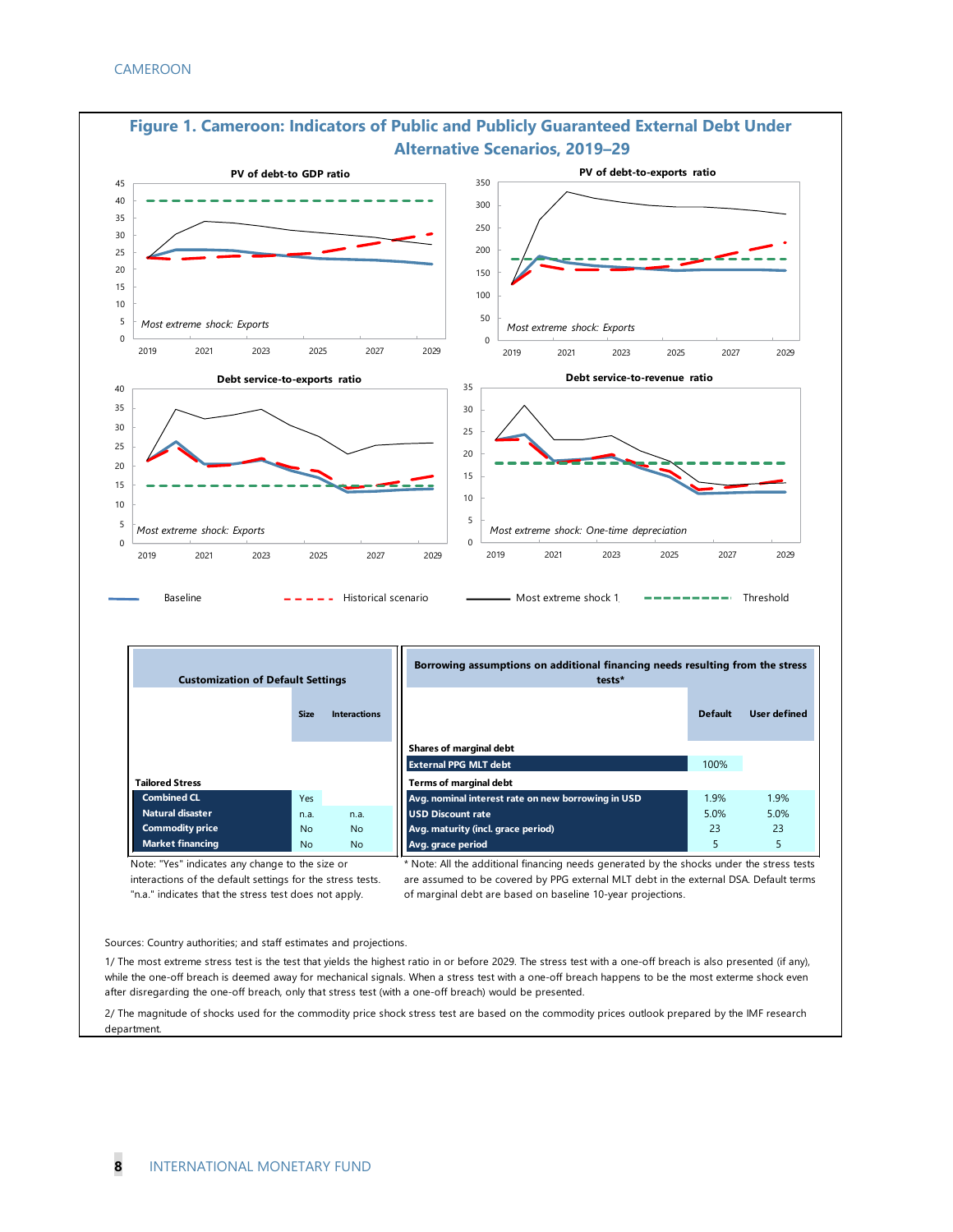# Figure 1. Cameroon: Indicators of Public and Publicly Guaranteed External Debt Under Alternative Scenarios, 2019–29

**PV of debt-to GDP ratio**

*Most extreme shock: Exports*

**PV of debt-to-exports ratio**

*Most extreme shock: Exports*

**Debt service-to-exports ratio**

*Most extreme shock: Exports*

**Debt service-to-revenue ratio**

*Most extreme shock: One-time depreciation*

Baseline — Historical scenario — Most extreme shock 1 — Threshold

| Customization of Default Settings | | |
|---|---|---|
| | Size | Interactions |
| **Tailored Stress** | | |
| **Combined CL** | Yes | |
| **Natural disaster** | n.a. | n.a. |
| **Commodity price** | No | No |
| **Market financing** | No | No |

Note: "Yes" indicates any change to the size or interactions of the default settings for the stress tests. "n.a." indicates that the stress test does not apply.

| Borrowing assumptions on additional financing needs resulting from the stress tests* | | |
|---|---|---|
| | Default | User defined |
| **Shares of marginal debt** | | |
| **External PPG MLT debt** | 100% | |
| **Terms of marginal debt** | | |
| **Avg. nominal interest rate on new borrowing in USD** | 1.9% | 1.9% |
| **USD Discount rate** | 5.0% | 5.0% |
| **Avg. maturity (incl. grace period)** | 23 | 23 |
| **Avg. grace period** | 5 | 5 |

* Note: All the additional financing needs generated by the shocks under the stress tests are assumed to be covered by PPG external MLT debt in the external DSA. Default terms of marginal debt are based on baseline 10-year projections.

Sources: Country authorities; and staff estimates and projections.

1/ The most extreme stress test is the test that yields the highest ratio in or before 2029. The stress test with a one-off breach is also presented (if any), while the one-off breach is deemed away for mechanical signals. When a stress test with a one-off breach happens to be the most exterme shock even after disregarding the one-off breach, only that stress test (with a one-off breach) would be presented.

2/ The magnitude of shocks used for the commodity price shock stress test are based on the commodity prices outlook prepared by the IMF research department.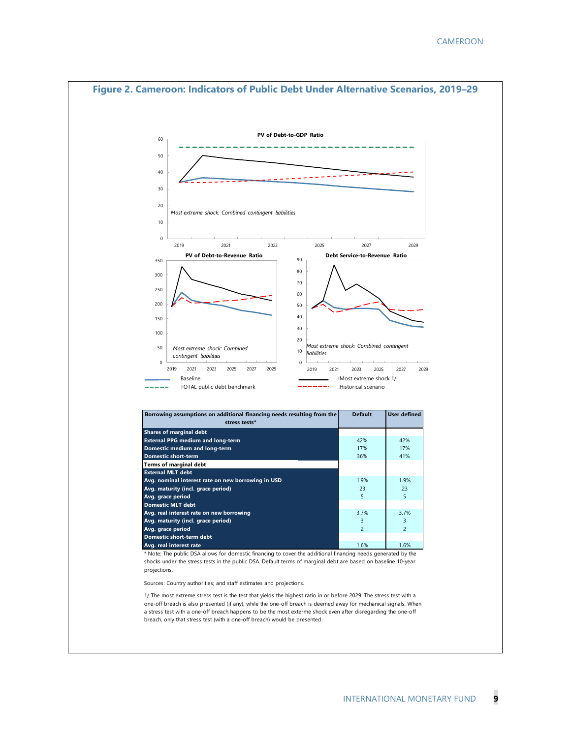## Figure 2. Cameroon: Indicators of Public Debt Under Alternative Scenarios, 2019–29

PV of Debt-to-GDP Ratio

*Most extreme shock: Combined contingent liabilities*

PV of Debt-to-Revenue Ratio

*Most extreme shock: Combined contingent liabilities*

Debt Service-to-Revenue Ratio

*Most extreme shock: Combined contingent liabilities*

Baseline — Most extreme shock 1/ — TOTAL public debt benchmark — Historical scenario

| Borrowing assumptions on additional financing needs resulting from the stress tests* | Default | User defined |
|---|---|---|
| **Shares of marginal debt** | | |
| External PPG medium and long-term | 42% | 42% |
| Domestic medium and long-term | 17% | 17% |
| Domestic short-term | 36% | 41% |
| **Terms of marginal debt** | | |
| External MLT debt | | |
| Avg. nominal interest rate on new borrowing in USD | 1.9% | 1.9% |
| Avg. maturity (incl. grace period) | 23 | 23 |
| Avg. grace period | 5 | 5 |
| Domestic MLT debt | | |
| Avg. real interest rate on new borrowing | 3.7% | 3.7% |
| Avg. maturity (incl. grace period) | 3 | 3 |
| Avg. grace period | 2 | 2 |
| Domestic short-term debt | | |
| Avg. real interest rate | 1.6% | 1.6% |

* Note: The public DSA allows for domestic financing to cover the additional financing needs generated by the shocks under the stress tests in the public DSA. Default terms of marginal debt are based on baseline 10-year projections.

Sources: Country authorities; and staff estimates and projections.

1/ The most extreme stress test is the test that yields the highest ratio in or before 2029. The stress test with a one-off breach is also presented (if any), while the one-off breach is deemed away for mechanical signals. When a stress test with a one-off breach happens to be the most exterme shock even after disregarding the one-off breach, only that stress test (with a one-off breach) would be presented.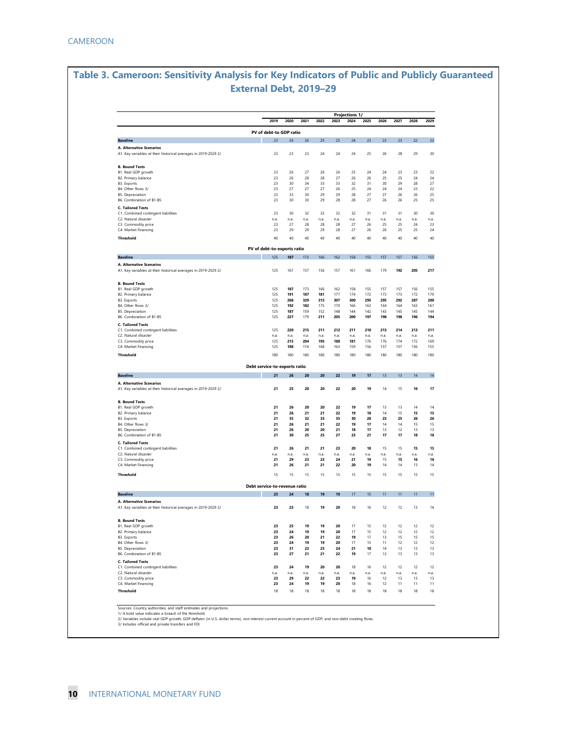## Table 3. Cameroon: Sensitivity Analysis for Key Indicators of Public and Publicly Guaranteed External Debt, 2019–29

| | Projections 1/ | | | | | | | | | | |
|---|---|---|---|---|---|---|---|---|---|---|---|
| | 2019 | 2020 | 2021 | 2022 | 2023 | 2024 | 2025 | 2026 | 2027 | 2028 | 2029 |
| **PV of debt-to GDP ratio** | | | | | | | | | | | |
| **Baseline** | 23 | 26 | 26 | 25 | 25 | 24 | 23 | 23 | 23 | 22 | 22 |
| **A. Alternative Scenarios** | | | | | | | | | | | |
| A1. Key variables at their historical averages in 2019-2029 2/ | 23 | 23 | 23 | 24 | 24 | 24 | 25 | 26 | 28 | 29 | 30 |
| **B. Bound Tests** | | | | | | | | | | | |
| B1. Real GDP growth | 23 | 26 | 27 | 26 | 26 | 25 | 24 | 24 | 23 | 23 | 22 |
| B2. Primary balance | 23 | 26 | 28 | 28 | 27 | 26 | 26 | 25 | 25 | 24 | 24 |
| B3. Exports | 23 | 30 | 34 | 33 | 33 | 32 | 31 | 30 | 29 | 28 | 27 |
| B4. Other flows 3/ | 23 | 27 | 27 | 27 | 26 | 25 | 24 | 24 | 24 | 23 | 22 |
| B5. Depreciation | 23 | 33 | 30 | 29 | 29 | 28 | 27 | 27 | 26 | 26 | 25 |
| B6. Combination of B1-B5 | 23 | 30 | 30 | 29 | 28 | 28 | 27 | 26 | 26 | 25 | 25 |
| **C. Tailored Tests** | | | | | | | | | | | |
| C1. Combined contingent liabilities | 23 | 30 | 32 | 32 | 32 | 32 | 31 | 31 | 31 | 30 | 30 |
| C2. Natural disaster | n.a. | n.a. | n.a. | n.a. | n.a. | n.a. | n.a. | n.a. | n.a. | n.a. | n.a. |
| C3. Commodity price | 23 | 27 | 28 | 28 | 28 | 27 | 26 | 25 | 25 | 24 | 23 |
| C4. Market Financing | 23 | 29 | 29 | 29 | 28 | 27 | 26 | 26 | 25 | 25 | 24 |
| **Threshold** | 40 | 40 | 40 | 40 | 40 | 40 | 40 | 40 | 40 | 40 | 40 |
| **PV of debt-to-exports ratio** | | | | | | | | | | | |
| **Baseline** | 125 | **187** | 173 | 166 | 162 | 158 | 155 | 157 | 157 | 156 | 155 |
| **A. Alternative Scenarios** | | | | | | | | | | | |
| A1. Key variables at their historical averages in 2019-2029 2/ | 125 | 167 | 157 | 156 | 157 | 161 | 166 | 179 | **192** | **205** | **217** |
| **B. Bound Tests** | | | | | | | | | | | |
| B1. Real GDP growth | 125 | **187** | 173 | 166 | 162 | 158 | 155 | 157 | 157 | 156 | 155 |
| B2. Primary balance | 125 | **191** | **187** | **181** | 177 | 174 | 172 | 173 | 173 | 172 | 170 |
| B3. Exports | 125 | **268** | **329** | **315** | **307** | **300** | **295** | **295** | **292** | **287** | **280** |
| B4. Other flows 3/ | 125 | **192** | **182** | 175 | 170 | 166 | 163 | 164 | 164 | 163 | 161 |
| B5. Depreciation | 125 | **187** | 159 | 152 | 148 | 144 | 142 | 143 | 145 | 145 | 144 |
| B6. Combination of B1-B5 | 125 | **227** | 179 | **211** | **205** | **200** | **197** | **198** | **198** | **196** | **194** |
| **C. Tailored Tests** | | | | | | | | | | | |
| C1. Combined contingent liabilities | 125 | **220** | **215** | **211** | **212** | **211** | **210** | **213** | **214** | **213** | **211** |
| C2. Natural disaster | n.a. | n.a. | n.a. | n.a. | n.a. | n.a. | n.a. | n.a. | n.a. | n.a. | n.a. |
| C3. Commodity price | 125 | **215** | **204** | **195** | **188** | **181** | 176 | 176 | 174 | 172 | 169 |
| C4. Market Financing | 125 | **188** | 174 | 168 | 163 | 159 | 156 | 157 | 157 | 156 | 155 |
| **Threshold** | 180 | 180 | 180 | 180 | 180 | 180 | 180 | 180 | 180 | 180 | 180 |
| **Debt service-to-exports ratio** | | | | | | | | | | | |
| **Baseline** | **21** | **26** | **20** | **20** | **22** | **19** | **17** | 13 | 13 | 14 | 14 |
| **A. Alternative Scenarios** | | | | | | | | | | | |
| A1. Key variables at their historical averages in 2019-2029 2/ | **21** | **25** | **20** | **20** | **22** | **20** | **19** | 14 | 15 | **16** | **17** |
| **B. Bound Tests** | | | | | | | | | | | |
| B1. Real GDP growth | **21** | **26** | **20** | **20** | **22** | **19** | **17** | 13 | 13 | 14 | 14 |
| B2. Primary balance | **21** | **26** | **21** | **21** | **22** | **19** | **18** | 14 | 15 | **15** | **15** |
| B3. Exports | **21** | **35** | **32** | **33** | **35** | **30** | **28** | **23** | **25** | **26** | **26** |
| B4. Other flows 3/ | **21** | **26** | **21** | **21** | **22** | **19** | **17** | 14 | 14 | 15 | 15 |
| B5. Depreciation | **21** | **26** | **20** | **20** | **21** | **18** | **17** | 13 | 12 | 13 | 13 |
| B6. Combination of B1-B5 | **21** | **30** | **25** | **25** | **27** | **23** | **21** | **17** | **17** | **18** | **18** |
| **C. Tailored Tests** | | | | | | | | | | | |
| C1. Combined contingent liabilities | **21** | **26** | **21** | **21** | **23** | **20** | **18** | 15 | 15 | **15** | **15** |
| C2. Natural disaster | n.a. | n.a. | n.a. | n.a. | n.a. | n.a. | n.a. | n.a. | n.a. | n.a. | n.a. |
| C3. Commodity price | **21** | **29** | **23** | **23** | **24** | **21** | **19** | 15 | **15** | **16** | **16** |
| C4. Market Financing | **21** | **26** | **21** | **21** | **22** | **20** | **19** | 14 | 14 | 13 | 14 |
| **Threshold** | 15 | 15 | 15 | 15 | 15 | 15 | 15 | 15 | 15 | 15 | 15 |
| **Debt service-to-revenue ratio** | | | | | | | | | | | |
| **Baseline** | **23** | **24** | 18 | **19** | **19** | 17 | 15 | 11 | 11 | 11 | 11 |
| **A. Alternative Scenarios** | | | | | | | | | | | |
| A1. Key variables at their historical averages in 2019-2029 2/ | **23** | **23** | 18 | **19** | **20** | 18 | 16 | 12 | 12 | 13 | 14 |
| **B. Bound Tests** | | | | | | | | | | | |
| B1. Real GDP growth | **23** | **25** | **19** | **19** | **20** | 17 | 15 | 12 | 12 | 12 | 12 |
| B2. Primary balance | **23** | **24** | **19** | **19** | **20** | 17 | 15 | 12 | 12 | 12 | 12 |
| B3. Exports | **23** | **26** | **20** | **21** | **22** | **19** | 17 | 13 | 15 | 15 | 15 |
| B4. Other flows 3/ | **23** | **24** | **19** | **19** | **20** | 17 | 15 | 11 | 12 | 12 | 12 |
| B5. Depreciation | **23** | **31** | **23** | **23** | **24** | **21** | 18 | 14 | 13 | 13 | 13 |
| B6. Combination of B1-B5 | **23** | **27** | **21** | **21** | **22** | **19** | 17 | 13 | 13 | 13 | 13 |
| **C. Tailored Tests** | | | | | | | | | | | |
| C1. Combined contingent liabilities | **23** | **24** | **19** | **20** | **20** | 18 | 16 | 12 | 12 | 12 | 12 |
| C2. Natural disaster | n.a. | n.a. | n.a. | n.a. | n.a. | n.a. | n.a. | n.a. | n.a. | n.a. | n.a. |
| C3. Commodity price | **23** | **29** | **22** | **22** | **23** | **19** | 16 | 12 | 13 | 13 | 13 |
| C4. Market Financing | **23** | **24** | **19** | **19** | **20** | 18 | 16 | 12 | 11 | 11 | 11 |
| **Threshold** | 18 | 18 | 18 | 18 | 18 | 18 | 18 | 18 | 18 | 18 | 18 |

Sources: Country authorities; and staff estimates and projections.

1/ A bold value indicates a breach of the threshold.

2/ Variables include real GDP growth, GDP deflator (in U.S. dollar terms), non-interest current account in percent of GDP, and non-debt creating flows.

3/ Includes official and private transfers and FDI.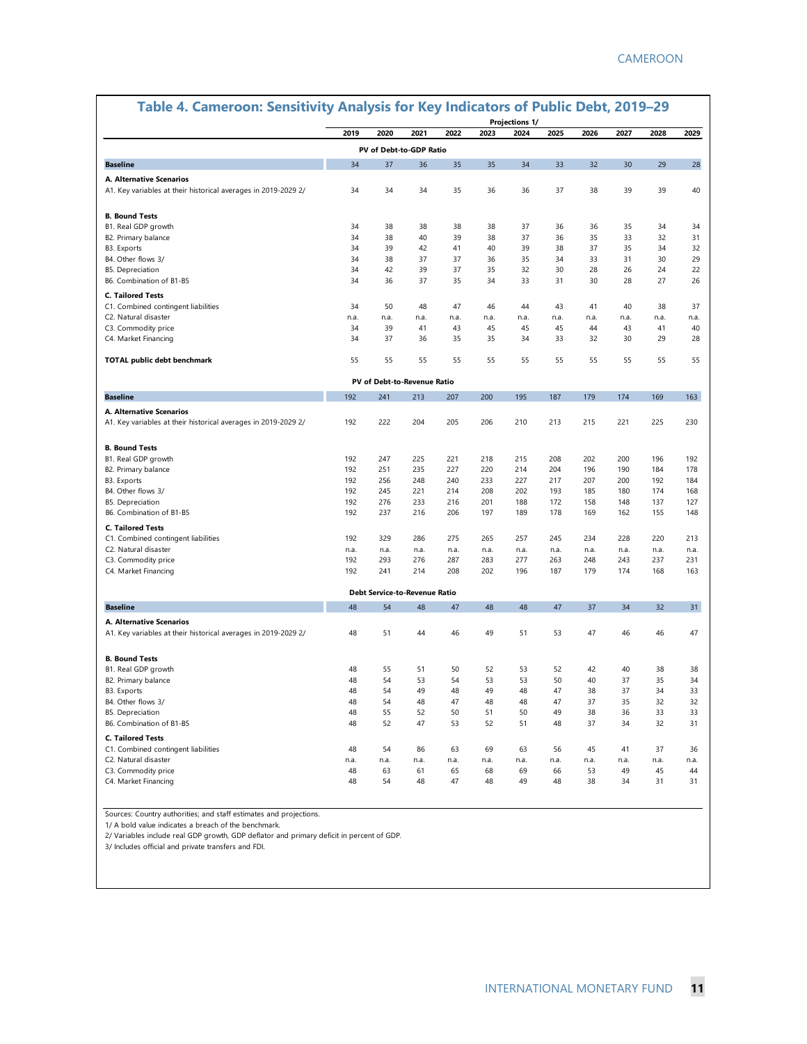# Table 4. Cameroon: Sensitivity Analysis for Key Indicators of Public Debt, 2019–29

| | 2019 | 2020 | 2021 | 2022 | 2023 | 2024 | 2025 | 2026 | 2027 | 2028 | 2029 |
|---|---|---|---|---|---|---|---|---|---|---|---|
| | Projections 1/ | | | | | | | | | | |
| **PV of Debt-to-GDP Ratio** | | | | | | | | | | | |
| **Baseline** | 34 | 37 | 36 | 35 | 35 | 34 | 33 | 32 | 30 | 29 | 28 |
| **A. Alternative Scenarios** | | | | | | | | | | | |
| A1. Key variables at their historical averages in 2019-2029 2/ | 34 | 34 | 34 | 35 | 36 | 36 | 37 | 38 | 39 | 39 | 40 |
| **B. Bound Tests** | | | | | | | | | | | |
| B1. Real GDP growth | 34 | 38 | 38 | 38 | 38 | 37 | 36 | 36 | 35 | 34 | 34 |
| B2. Primary balance | 34 | 38 | 40 | 39 | 38 | 37 | 36 | 35 | 33 | 32 | 31 |
| B3. Exports | 34 | 39 | 42 | 41 | 40 | 39 | 38 | 37 | 35 | 34 | 32 |
| B4. Other flows 3/ | 34 | 38 | 37 | 37 | 36 | 35 | 34 | 33 | 31 | 30 | 29 |
| B5. Depreciation | 34 | 42 | 39 | 37 | 35 | 32 | 30 | 28 | 26 | 24 | 22 |
| B6. Combination of B1-B5 | 34 | 36 | 37 | 35 | 34 | 33 | 31 | 30 | 28 | 27 | 26 |
| **C. Tailored Tests** | | | | | | | | | | | |
| C1. Combined contingent liabilities | 34 | 50 | 48 | 47 | 46 | 44 | 43 | 41 | 40 | 38 | 37 |
| C2. Natural disaster | n.a. | n.a. | n.a. | n.a. | n.a. | n.a. | n.a. | n.a. | n.a. | n.a. | n.a. |
| C3. Commodity price | 34 | 39 | 41 | 43 | 45 | 45 | 45 | 44 | 43 | 41 | 40 |
| C4. Market Financing | 34 | 37 | 36 | 35 | 35 | 34 | 33 | 32 | 30 | 29 | 28 |
| **TOTAL public debt benchmark** | 55 | 55 | 55 | 55 | 55 | 55 | 55 | 55 | 55 | 55 | 55 |
| **PV of Debt-to-Revenue Ratio** | | | | | | | | | | | |
| **Baseline** | 192 | 241 | 213 | 207 | 200 | 195 | 187 | 179 | 174 | 169 | 163 |
| **A. Alternative Scenarios** | | | | | | | | | | | |
| A1. Key variables at their historical averages in 2019-2029 2/ | 192 | 222 | 204 | 205 | 206 | 210 | 213 | 215 | 221 | 225 | 230 |
| **B. Bound Tests** | | | | | | | | | | | |
| B1. Real GDP growth | 192 | 247 | 225 | 221 | 218 | 215 | 208 | 202 | 200 | 196 | 192 |
| B2. Primary balance | 192 | 251 | 235 | 227 | 220 | 214 | 204 | 196 | 190 | 184 | 178 |
| B3. Exports | 192 | 256 | 248 | 240 | 233 | 227 | 217 | 207 | 200 | 192 | 184 |
| B4. Other flows 3/ | 192 | 245 | 221 | 214 | 208 | 202 | 193 | 185 | 180 | 174 | 168 |
| B5. Depreciation | 192 | 276 | 233 | 216 | 201 | 188 | 172 | 158 | 148 | 137 | 127 |
| B6. Combination of B1-B5 | 192 | 237 | 216 | 206 | 197 | 189 | 178 | 169 | 162 | 155 | 148 |
| **C. Tailored Tests** | | | | | | | | | | | |
| C1. Combined contingent liabilities | 192 | 329 | 286 | 275 | 265 | 257 | 245 | 234 | 228 | 220 | 213 |
| C2. Natural disaster | n.a. | n.a. | n.a. | n.a. | n.a. | n.a. | n.a. | n.a. | n.a. | n.a. | n.a. |
| C3. Commodity price | 192 | 293 | 276 | 287 | 283 | 277 | 263 | 248 | 243 | 237 | 231 |
| C4. Market Financing | 192 | 241 | 214 | 208 | 202 | 196 | 187 | 179 | 174 | 168 | 163 |
| **Debt Service-to-Revenue Ratio** | | | | | | | | | | | |
| **Baseline** | 48 | 54 | 48 | 47 | 48 | 48 | 47 | 37 | 34 | 32 | 31 |
| **A. Alternative Scenarios** | | | | | | | | | | | |
| A1. Key variables at their historical averages in 2019-2029 2/ | 48 | 51 | 44 | 46 | 49 | 51 | 53 | 47 | 46 | 46 | 47 |
| **B. Bound Tests** | | | | | | | | | | | |
| B1. Real GDP growth | 48 | 55 | 51 | 50 | 52 | 53 | 52 | 42 | 40 | 38 | 38 |
| B2. Primary balance | 48 | 54 | 53 | 54 | 53 | 53 | 50 | 40 | 37 | 35 | 34 |
| B3. Exports | 48 | 54 | 49 | 48 | 49 | 48 | 47 | 38 | 37 | 34 | 33 |
| B4. Other flows 3/ | 48 | 54 | 48 | 47 | 48 | 48 | 47 | 37 | 35 | 32 | 32 |
| B5. Depreciation | 48 | 55 | 52 | 50 | 51 | 50 | 49 | 38 | 36 | 33 | 33 |
| B6. Combination of B1-B5 | 48 | 52 | 47 | 53 | 52 | 51 | 48 | 37 | 34 | 32 | 31 |
| **C. Tailored Tests** | | | | | | | | | | | |
| C1. Combined contingent liabilities | 48 | 54 | 86 | 63 | 69 | 63 | 56 | 45 | 41 | 37 | 36 |
| C2. Natural disaster | n.a. | n.a. | n.a. | n.a. | n.a. | n.a. | n.a. | n.a. | n.a. | n.a. | n.a. |
| C3. Commodity price | 48 | 63 | 61 | 65 | 68 | 69 | 66 | 53 | 49 | 45 | 44 |
| C4. Market Financing | 48 | 54 | 48 | 47 | 48 | 49 | 48 | 38 | 34 | 31 | 31 |

Sources: Country authorities; and staff estimates and projections.

1/ A bold value indicates a breach of the benchmark.

2/ Variables include real GDP growth, GDP deflator and primary deficit in percent of GDP.

3/ Includes official and private transfers and FDI.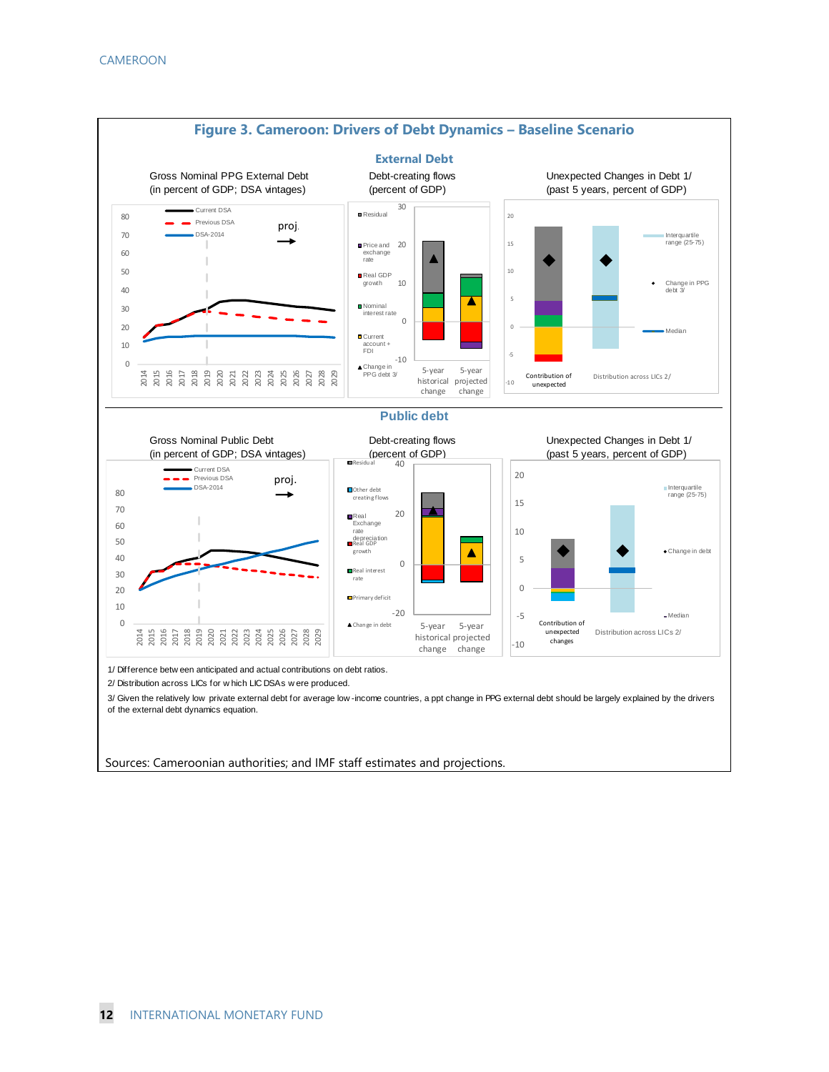## Figure 3. Cameroon: Drivers of Debt Dynamics – Baseline Scenario

### External Debt

Gross Nominal PPG External Debt (in percent of GDP; DSA vintages)

Debt-creating flows (percent of GDP)

Unexpected Changes in Debt 1/ (past 5 years, percent of GDP)

### Public debt

Gross Nominal Public Debt (in percent of GDP; DSA vintages)

Debt-creating flows (percent of GDP)

Unexpected Changes in Debt 1/ (past 5 years, percent of GDP)

1/ Difference between anticipated and actual contributions on debt ratios.

2/ Distribution across LICs for which LIC DSAs were produced.

3/ Given the relatively low private external debt for average low-income countries, a ppt change in PPG external debt should be largely explained by the drivers of the external debt dynamics equation.

Sources: Cameroonian authorities; and IMF staff estimates and projections.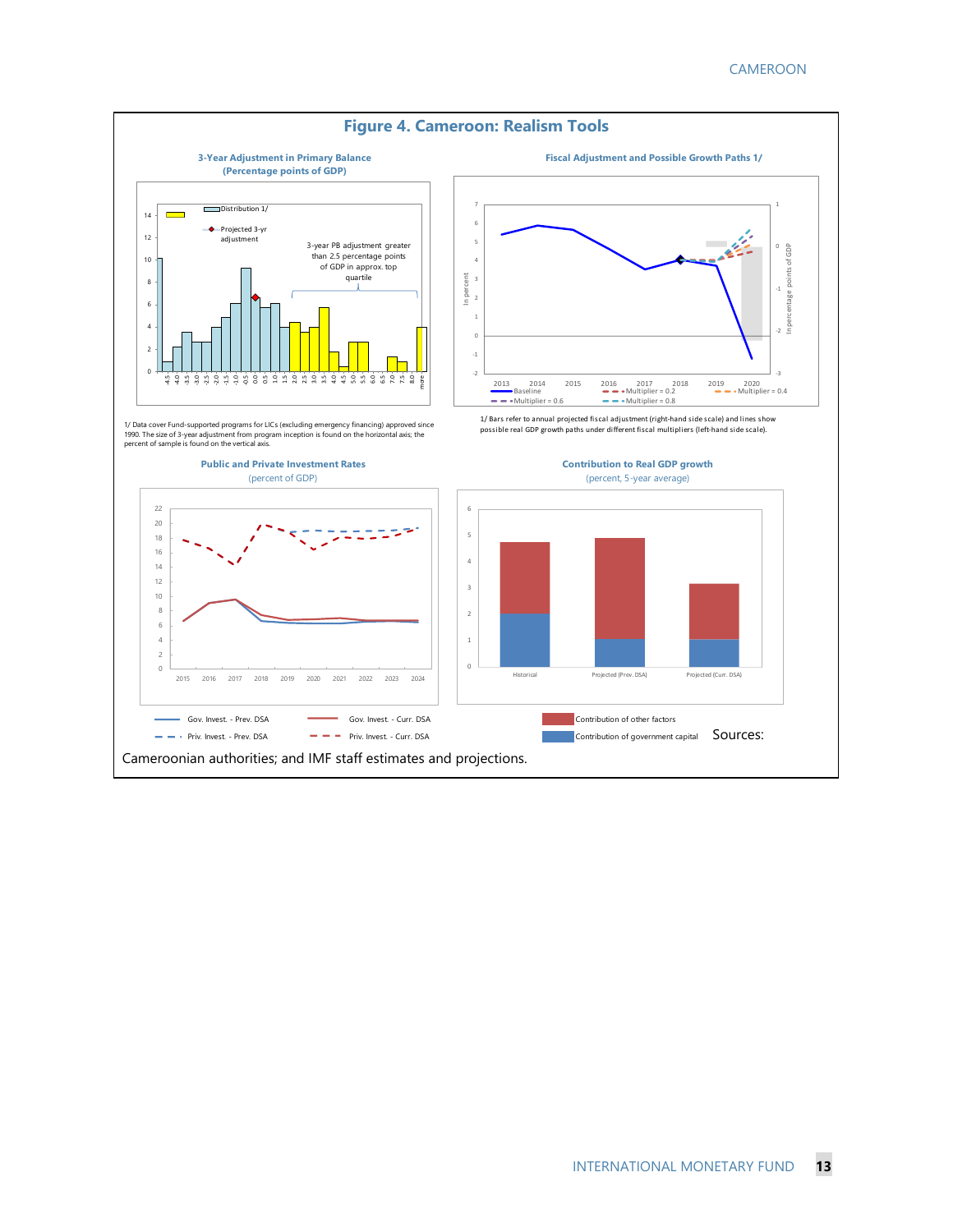# Figure 4. Cameroon: Realism Tools

### 3-Year Adjustment in Primary Balance (Percentage points of GDP)

1/ Data cover Fund-supported programs for LICs (excluding emergency financing) approved since 1990. The size of 3-year adjustment from program inception is found on the horizontal axis; the percent of sample is found on the vertical axis.

### Fiscal Adjustment and Possible Growth Paths 1/

1/ Bars refer to annual projected fiscal adjustment (right-hand side scale) and lines show possible real GDP growth paths under different fiscal multipliers (left-hand side scale).

### Public and Private Investment Rates (percent of GDP)

### Contribution to Real GDP growth (percent, 5-year average)

Sources: Cameroonian authorities; and IMF staff estimates and projections.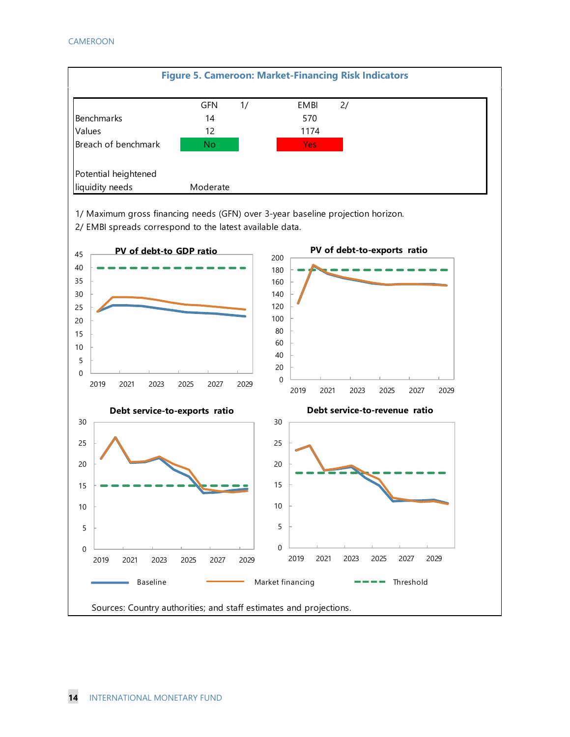### Figure 5. Cameroon: Market-Financing Risk Indicators

| | GFN 1/ | EMBI 2/ |
|---|---|---|
| Benchmarks | 14 | 570 |
| Values | 12 | 1174 |
| Breach of benchmark | No | Yes |
| Potential heightened liquidity needs | Moderate | |

1/ Maximum gross financing needs (GFN) over 3-year baseline projection horizon.
2/ EMBI spreads correspond to the latest available data.

PV of debt-to GDP ratio

PV of debt-to-exports ratio

Debt service-to-exports ratio

Debt service-to-revenue ratio

Baseline — Market financing — Threshold

Sources: Country authorities; and staff estimates and projections.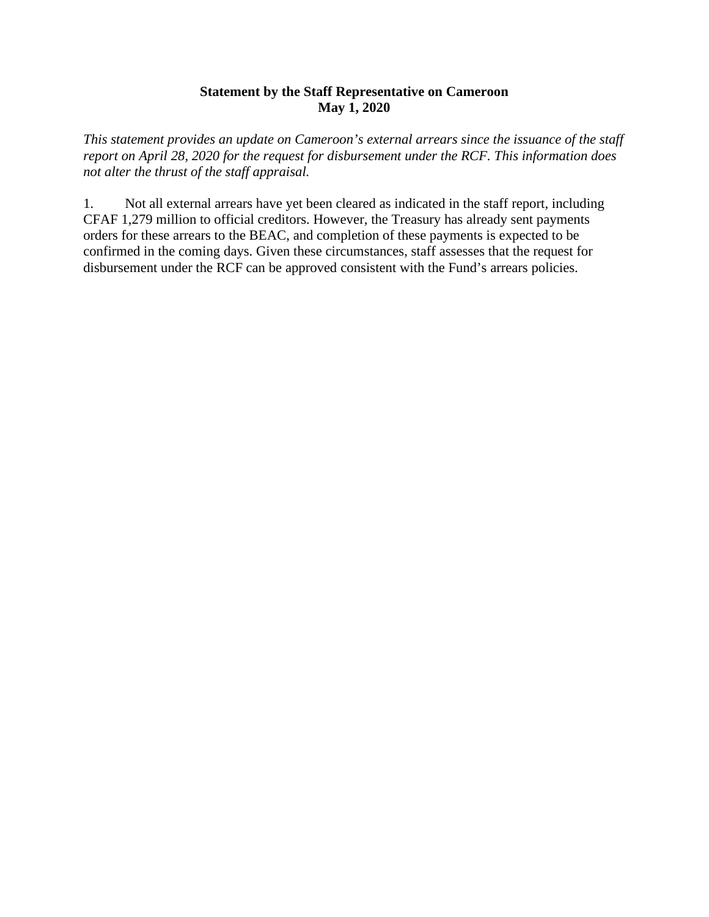**Statement by the Staff Representative on Cameroon**
**May 1, 2020**

*This statement provides an update on Cameroon's external arrears since the issuance of the staff report on April 28, 2020 for the request for disbursement under the RCF. This information does not alter the thrust of the staff appraisal.*

1. Not all external arrears have yet been cleared as indicated in the staff report, including CFAF 1,279 million to official creditors. However, the Treasury has already sent payments orders for these arrears to the BEAC, and completion of these payments is expected to be confirmed in the coming days. Given these circumstances, staff assesses that the request for disbursement under the RCF can be approved consistent with the Fund's arrears policies.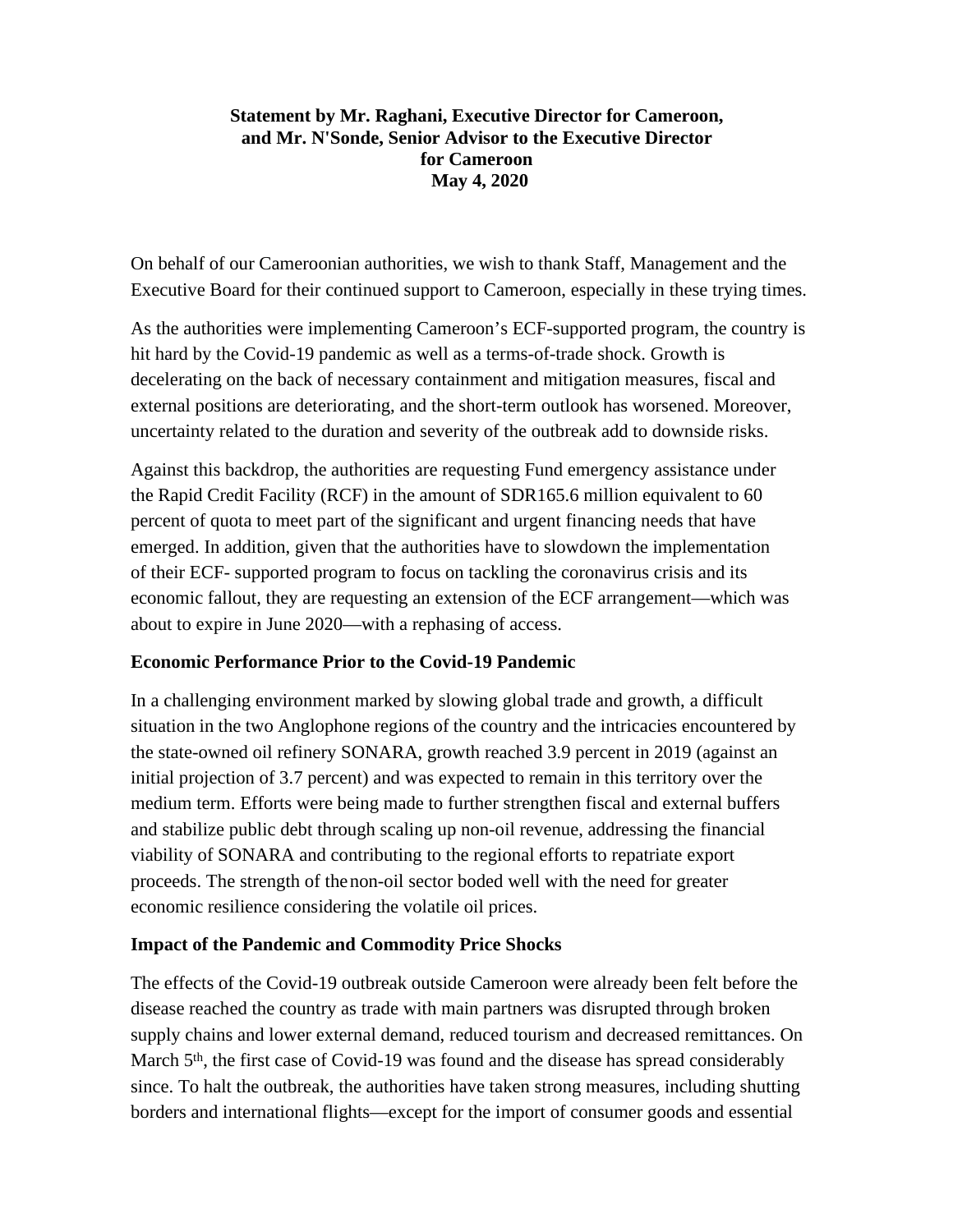**Statement by Mr. Raghani, Executive Director for Cameroon, and Mr. N'Sonde, Senior Advisor to the Executive Director for Cameroon**
**May 4, 2020**

On behalf of our Cameroonian authorities, we wish to thank Staff, Management and the Executive Board for their continued support to Cameroon, especially in these trying times.

As the authorities were implementing Cameroon's ECF-supported program, the country is hit hard by the Covid-19 pandemic as well as a terms-of-trade shock. Growth is decelerating on the back of necessary containment and mitigation measures, fiscal and external positions are deteriorating, and the short-term outlook has worsened. Moreover, uncertainty related to the duration and severity of the outbreak add to downside risks.

Against this backdrop, the authorities are requesting Fund emergency assistance under the Rapid Credit Facility (RCF) in the amount of SDR165.6 million equivalent to 60 percent of quota to meet part of the significant and urgent financing needs that have emerged. In addition, given that the authorities have to slowdown the implementation of their ECF- supported program to focus on tackling the coronavirus crisis and its economic fallout, they are requesting an extension of the ECF arrangement—which was about to expire in June 2020—with a rephasing of access.

**Economic Performance Prior to the Covid-19 Pandemic**

In a challenging environment marked by slowing global trade and growth, a difficult situation in the two Anglophone regions of the country and the intricacies encountered by the state-owned oil refinery SONARA, growth reached 3.9 percent in 2019 (against an initial projection of 3.7 percent) and was expected to remain in this territory over the medium term. Efforts were being made to further strengthen fiscal and external buffers and stabilize public debt through scaling up non-oil revenue, addressing the financial viability of SONARA and contributing to the regional efforts to repatriate export proceeds. The strength of the non-oil sector boded well with the need for greater economic resilience considering the volatile oil prices.

**Impact of the Pandemic and Commodity Price Shocks**

The effects of the Covid-19 outbreak outside Cameroon were already been felt before the disease reached the country as trade with main partners was disrupted through broken supply chains and lower external demand, reduced tourism and decreased remittances. On March 5th, the first case of Covid-19 was found and the disease has spread considerably since. To halt the outbreak, the authorities have taken strong measures, including shutting borders and international flights—except for the import of consumer goods and essential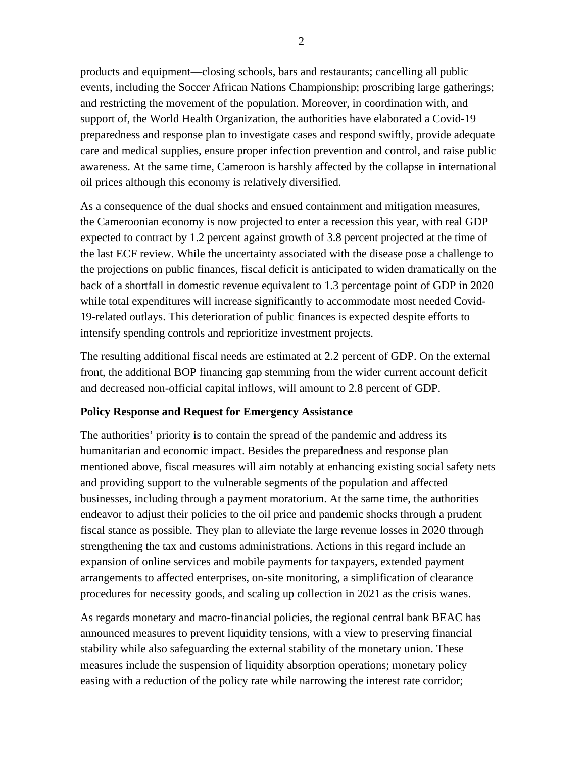products and equipment—closing schools, bars and restaurants; cancelling all public events, including the Soccer African Nations Championship; proscribing large gatherings; and restricting the movement of the population. Moreover, in coordination with, and support of, the World Health Organization, the authorities have elaborated a Covid-19 preparedness and response plan to investigate cases and respond swiftly, provide adequate care and medical supplies, ensure proper infection prevention and control, and raise public awareness. At the same time, Cameroon is harshly affected by the collapse in international oil prices although this economy is relatively diversified.

As a consequence of the dual shocks and ensued containment and mitigation measures, the Cameroonian economy is now projected to enter a recession this year, with real GDP expected to contract by 1.2 percent against growth of 3.8 percent projected at the time of the last ECF review. While the uncertainty associated with the disease pose a challenge to the projections on public finances, fiscal deficit is anticipated to widen dramatically on the back of a shortfall in domestic revenue equivalent to 1.3 percentage point of GDP in 2020 while total expenditures will increase significantly to accommodate most needed Covid-19-related outlays. This deterioration of public finances is expected despite efforts to intensify spending controls and reprioritize investment projects.

The resulting additional fiscal needs are estimated at 2.2 percent of GDP. On the external front, the additional BOP financing gap stemming from the wider current account deficit and decreased non-official capital inflows, will amount to 2.8 percent of GDP.

**Policy Response and Request for Emergency Assistance**

The authorities' priority is to contain the spread of the pandemic and address its humanitarian and economic impact. Besides the preparedness and response plan mentioned above, fiscal measures will aim notably at enhancing existing social safety nets and providing support to the vulnerable segments of the population and affected businesses, including through a payment moratorium. At the same time, the authorities endeavor to adjust their policies to the oil price and pandemic shocks through a prudent fiscal stance as possible. They plan to alleviate the large revenue losses in 2020 through strengthening the tax and customs administrations. Actions in this regard include an expansion of online services and mobile payments for taxpayers, extended payment arrangements to affected enterprises, on-site monitoring, a simplification of clearance procedures for necessity goods, and scaling up collection in 2021 as the crisis wanes.

As regards monetary and macro-financial policies, the regional central bank BEAC has announced measures to prevent liquidity tensions, with a view to preserving financial stability while also safeguarding the external stability of the monetary union. These measures include the suspension of liquidity absorption operations; monetary policy easing with a reduction of the policy rate while narrowing the interest rate corridor;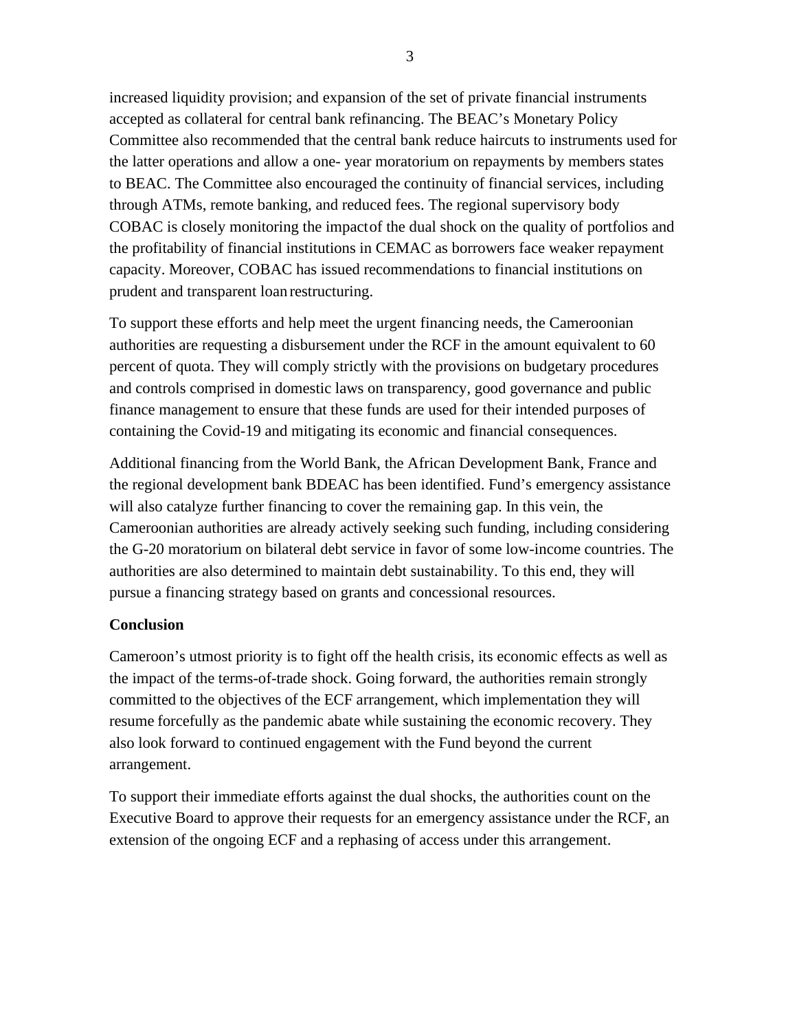increased liquidity provision; and expansion of the set of private financial instruments accepted as collateral for central bank refinancing. The BEAC's Monetary Policy Committee also recommended that the central bank reduce haircuts to instruments used for the latter operations and allow a one- year moratorium on repayments by members states to BEAC. The Committee also encouraged the continuity of financial services, including through ATMs, remote banking, and reduced fees. The regional supervisory body COBAC is closely monitoring the impact of the dual shock on the quality of portfolios and the profitability of financial institutions in CEMAC as borrowers face weaker repayment capacity. Moreover, COBAC has issued recommendations to financial institutions on prudent and transparent loan restructuring.

To support these efforts and help meet the urgent financing needs, the Cameroonian authorities are requesting a disbursement under the RCF in the amount equivalent to 60 percent of quota. They will comply strictly with the provisions on budgetary procedures and controls comprised in domestic laws on transparency, good governance and public finance management to ensure that these funds are used for their intended purposes of containing the Covid-19 and mitigating its economic and financial consequences.

Additional financing from the World Bank, the African Development Bank, France and the regional development bank BDEAC has been identified. Fund's emergency assistance will also catalyze further financing to cover the remaining gap. In this vein, the Cameroonian authorities are already actively seeking such funding, including considering the G-20 moratorium on bilateral debt service in favor of some low-income countries. The authorities are also determined to maintain debt sustainability. To this end, they will pursue a financing strategy based on grants and concessional resources.

**Conclusion**

Cameroon's utmost priority is to fight off the health crisis, its economic effects as well as the impact of the terms-of-trade shock. Going forward, the authorities remain strongly committed to the objectives of the ECF arrangement, which implementation they will resume forcefully as the pandemic abate while sustaining the economic recovery. They also look forward to continued engagement with the Fund beyond the current arrangement.

To support their immediate efforts against the dual shocks, the authorities count on the Executive Board to approve their requests for an emergency assistance under the RCF, an extension of the ongoing ECF and a rephasing of access under this arrangement.